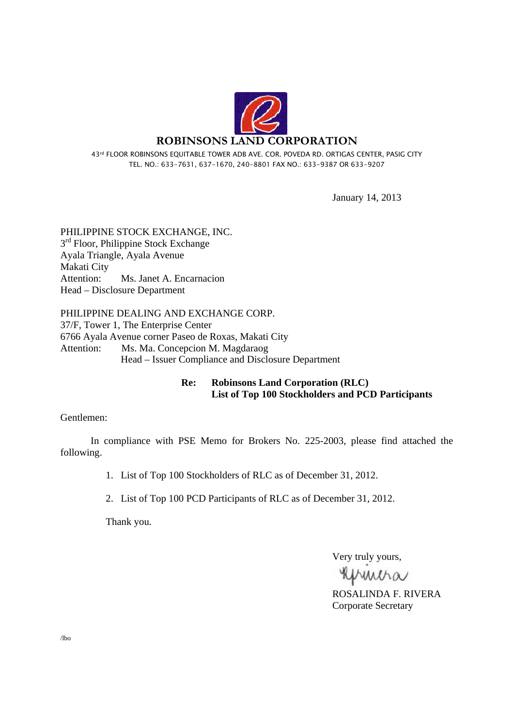# ROBINSONS LAND CORPORATION

43rd FLOOR ROBINSONS EQUITABLE TOWER ADB AVE. COR. POVEDA RD. ORTIGAS CENTER, PASIG CITY
TEL. NO.: 633-7631, 637-1670, 240-8801 FAX NO.: 633-9387 OR 633-9207

January 14, 2013

PHILIPPINE STOCK EXCHANGE, INC.
3rd Floor, Philippine Stock Exchange
Ayala Triangle, Ayala Avenue
Makati City
Attention: Ms. Janet A. Encarnacion
Head – Disclosure Department

PHILIPPINE DEALING AND EXCHANGE CORP.
37/F, Tower 1, The Enterprise Center
6766 Ayala Avenue corner Paseo de Roxas, Makati City
Attention: Ms. Ma. Concepcion M. Magdaraog
Head – Issuer Compliance and Disclosure Department

**Re: Robinsons Land Corporation (RLC)**
**List of Top 100 Stockholders and PCD Participants**

Gentlemen:

In compliance with PSE Memo for Brokers No. 225-2003, please find attached the following.

1. List of Top 100 Stockholders of RLC as of December 31, 2012.

2. List of Top 100 PCD Participants of RLC as of December 31, 2012.

Thank you.

Very truly yours,

ROSALINDA F. RIVERA
Corporate Secretary

/lbo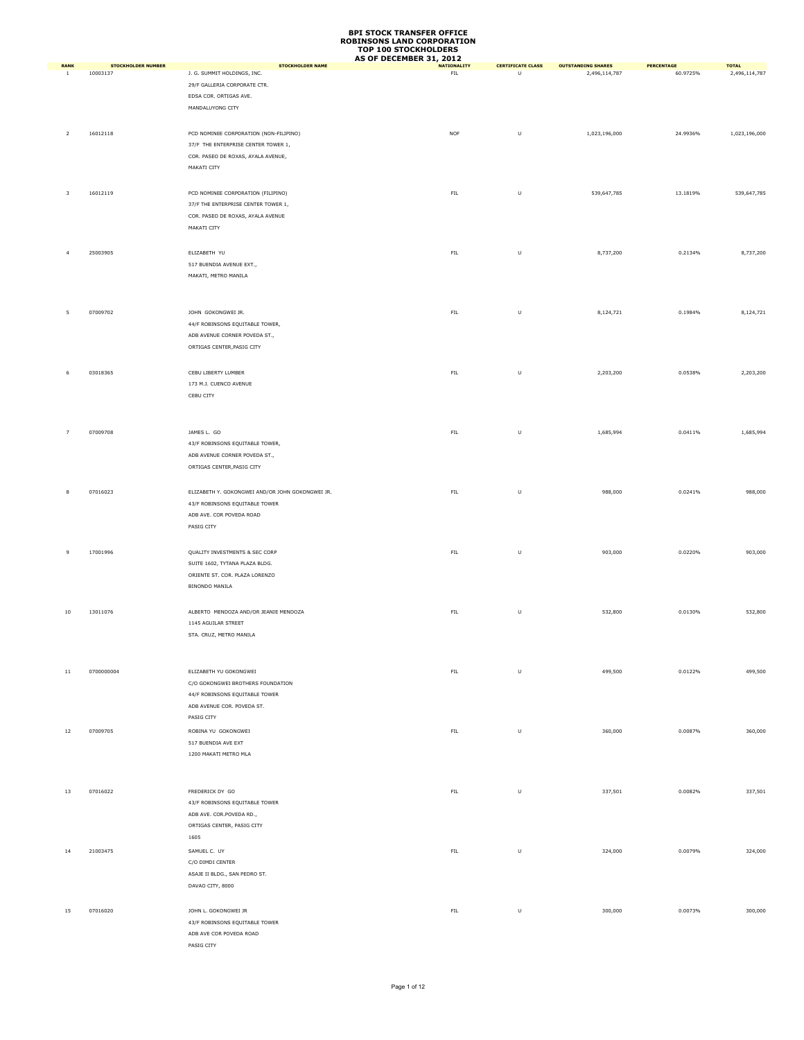# BPI STOCK TRANSFER OFFICE
# ROBINSONS LAND CORPORATION
# TOP 100 STOCKHOLDERS
# AS OF DECEMBER 31, 2012

| RANK | STOCKHOLDER NUMBER | STOCKHOLDER NAME | NATIONALITY | CERTIFICATE CLASS | OUTSTANDING SHARES | PERCENTAGE | TOTAL |
|---|---|---|---|---|---|---|---|
| 1 | 10003137 | J. G. SUMMIT HOLDINGS, INC.<br>29/F GALLERIA CORPORATE CTR.<br>EDSA COR. ORTIGAS AVE.<br>MANDALUYONG CITY | FIL | U | 2,496,114,787 | 60.9725% | 2,496,114,787 |
| 2 | 16012118 | PCD NOMINEE CORPORATION (NON-FILIPINO)<br>37/F THE ENTERPRISE CENTER TOWER 1,<br>COR. PASEO DE ROXAS, AYALA AVENUE,<br>MAKATI CITY | NOF | U | 1,023,196,000 | 24.9936% | 1,023,196,000 |
| 3 | 16012119 | PCD NOMINEE CORPORATION (FILIPINO)<br>37/F THE ENTERPRISE CENTER TOWER 1,<br>COR. PASEO DE ROXAS, AYALA AVENUE<br>MAKATI CITY | FIL | U | 539,647,785 | 13.1819% | 539,647,785 |
| 4 | 25003905 | ELIZABETH YU<br>517 BUENDIA AVENUE EXT.,<br>MAKATI, METRO MANILA | FIL | U | 8,737,200 | 0.2134% | 8,737,200 |
| 5 | 07009702 | JOHN GOKONGWEI JR.<br>44/F ROBINSONS EQUITABLE TOWER,<br>ADB AVENUE CORNER POVEDA ST.,<br>ORTIGAS CENTER,PASIG CITY | FIL | U | 8,124,721 | 0.1984% | 8,124,721 |
| 6 | 03018365 | CEBU LIBERTY LUMBER<br>173 M.J. CUENCO AVENUE<br>CEBU CITY | FIL | U | 2,203,200 | 0.0538% | 2,203,200 |
| 7 | 07009708 | JAMES L. GO<br>43/F ROBINSONS EQUITABLE TOWER,<br>ADB AVENUE CORNER POVEDA ST.,<br>ORTIGAS CENTER,PASIG CITY | FIL | U | 1,685,994 | 0.0411% | 1,685,994 |
| 8 | 07016023 | ELIZABETH Y. GOKONGWEI AND/OR JOHN GOKONGWEI JR.<br>43/F ROBINSONS EQUITABLE TOWER<br>ADB AVE. COR POVEDA ROAD<br>PASIG CITY | FIL | U | 988,000 | 0.0241% | 988,000 |
| 9 | 17001996 | QUALITY INVESTMENTS & SEC CORP<br>SUITE 1602, TYTANA PLAZA BLDG.<br>ORIENTE ST. COR. PLAZA LORENZO<br>BINONDO MANILA | FIL | U | 903,000 | 0.0220% | 903,000 |
| 10 | 13011076 | ALBERTO MENDOZA AND/OR JEANIE MENDOZA<br>1145 AGUILAR STREET<br>STA. CRUZ, METRO MANILA | FIL | U | 532,800 | 0.0130% | 532,800 |
| 11 | 0700000004 | ELIZABETH YU GOKONGWEI<br>C/O GOKONGWEI BROTHERS FOUNDATION<br>44/F ROBINSONS EQUITABLE TOWER<br>ADB AVENUE COR. POVEDA ST.<br>PASIG CITY | FIL | U | 499,500 | 0.0122% | 499,500 |
| 12 | 07009705 | ROBINA YU GOKONGWEI<br>517 BUENDIA AVE EXT<br>1200 MAKATI METRO MLA | FIL | U | 360,000 | 0.0087% | 360,000 |
| 13 | 07016022 | FREDERICK DY GO<br>43/F ROBINSONS EQUITABLE TOWER<br>ADB AVE. COR.POVEDA RD.,<br>ORTIGAS CENTER, PASIG CITY<br>1605 | FIL | U | 337,501 | 0.0082% | 337,501 |
| 14 | 21003475 | SAMUEL C. UY<br>C/O DIMDI CENTER<br>ASAJE II BLDG., SAN PEDRO ST.<br>DAVAO CITY, 8000 | FIL | U | 324,000 | 0.0079% | 324,000 |
| 15 | 07016020 | JOHN L. GOKONGWEI JR<br>43/F ROBINSONS EQUITABLE TOWER<br>ADB AVE COR POVEDA ROAD<br>PASIG CITY | FIL | U | 300,000 | 0.0073% | 300,000 |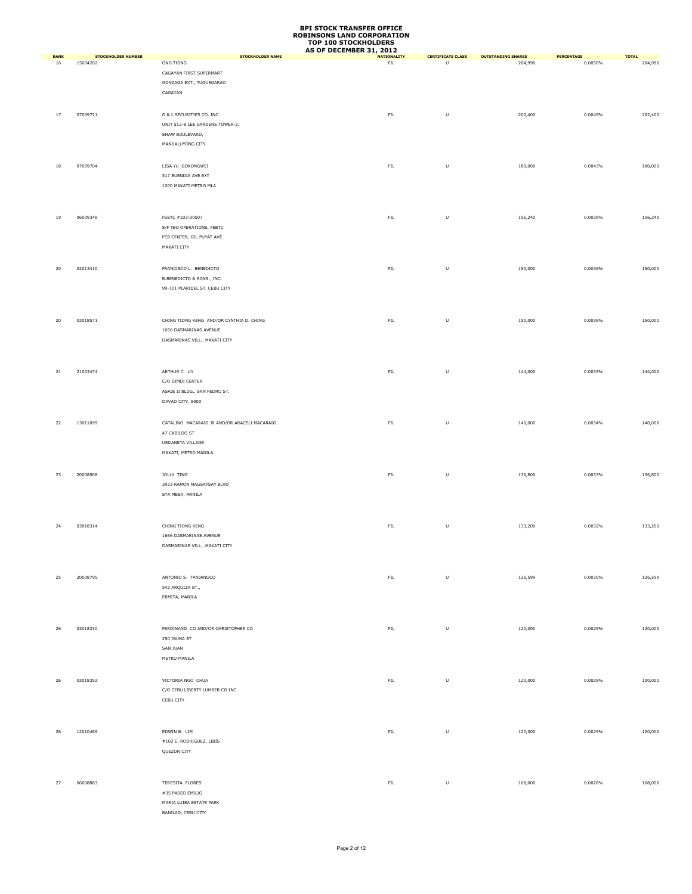# BPI STOCK TRANSFER OFFICE
# ROBINSONS LAND CORPORATION
# TOP 100 STOCKHOLDERS
# AS OF DECEMBER 31, 2012

| RANK | STOCKHOLDER NUMBER | STOCKHOLDER NAME | NATIONALITY | CERTIFICATE CLASS | OUTSTANDING SHARES | PERCENTAGE | TOTAL |
|---|---|---|---|---|---|---|---|
| 16 | 15004202 | ONG TIONG<br>CAGAYAN FIRST SUPERMART<br>GONZAGA EXT., TUGUEGARAO<br>CAGAYAN | FIL | U | 204,996 | 0.0050% | 204,996 |
| 17 | 07009721 | G & L SECURITIES CO. INC.<br>UNIT 512-B LEE GARDENS TOWER-2,<br>SHAW BOULEVARD,<br>MANDALUYONG CITY | FIL | U | 202,400 | 0.0049% | 202,400 |
| 18 | 07009704 | LISA YU GOKONGWEI<br>517 BUENDIA AVE EXT<br>1200 MAKATI METRO MLA | FIL | U | 180,000 | 0.0043% | 180,000 |
| 19 | 06009348 | FEBTC #103-00507<br>8/F TBG OPERATIONS, FEBTC<br>FEB CENTER, GIL PUYAT AVE.<br>MAKATI CITY | FIL | U | 156,240 | 0.0038% | 156,240 |
| 20 | 02013410 | FRANCISCO L. BENEDICTO<br>B.BENEDICTO & SONS., INC.<br>99-101 PLARIDEL ST. CEBU CITY | FIL | U | 150,000 | 0.0036% | 150,000 |
| 20 | 03018571 | CHING TIONG KENG AND/OR CYNTHIA D. CHING<br>1656 DASMARINAS AVENUE<br>DASMARINAS VILL., MAKATI CITY | FIL | U | 150,000 | 0.0036% | 150,000 |
| 21 | 21003474 | ARTHUR C. UY<br>C/O DIMDI CENTER<br>ASAJE II BLDG., SAN PEDRO ST.<br>DAVAO CITY, 8000 | FIL | U | 144,000 | 0.0035% | 144,000 |
| 22 | 13011099 | CATALINO MACARAIG JR AND/OR ARACELI MACARAIG<br>47 CABILDO ST<br>URDANETA VILLAGE<br>MAKATI, METRO MANILA | FIL | U | 140,000 | 0.0034% | 140,000 |
| 23 | 20008908 | JOLLY TING<br>3933 RAMON MAGSAYSAY BLVD<br>STA MESA, MANILA | FIL | U | 136,800 | 0.0033% | 136,800 |
| 24 | 03018314 | CHING TIONG KENG<br>1656 DASMARINAS AVENUE<br>DASMARINAS VILL., MAKATI CITY | FIL | U | 133,200 | 0.0032% | 133,200 |
| 25 | 20008795 | ANTONIO S. TANJANGCO<br>542 ARQUIZA ST.,<br>ERMITA, MANILA | FIL | U | 126,599 | 0.0030% | 126,599 |
| 26 | 03018330 | FERDINAND CO AND/OR CHRISTOPHER CO<br>250 IBUNA ST<br>SAN JUAN<br>METRO MANILA | FIL | U | 120,000 | 0.0029% | 120,000 |
| 26 | 03018352 | VICTORIA NGO CHUA<br>C/O CEBU LIBERTY LUMBER CO INC<br>CEBU CITY | FIL | U | 120,000 | 0.0029% | 120,000 |
| 26 | 12010489 | EDWIN B. LIM<br>#102 E. RODRIGUEZ, LIBIS<br>QUEZON CITY | FIL | U | 120,000 | 0.0029% | 120,000 |
| 27 | 06008883 | TERESITA FLORES<br>#35 PASEO EMILIO<br>MARIA LUISA ESTATE PARK<br>BANILAD, CEBU CITY | FIL | U | 108,000 | 0.0026% | 108,000 |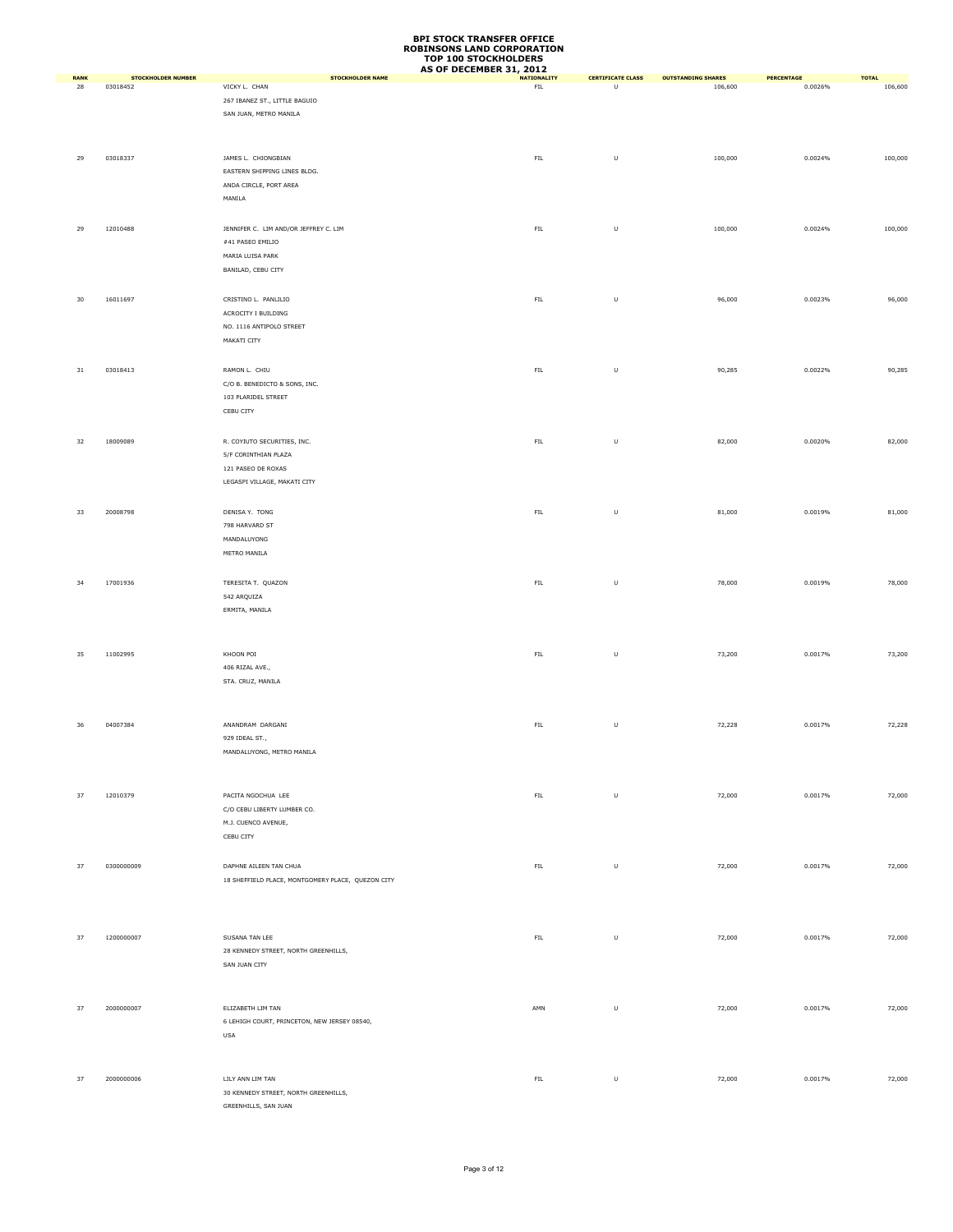# BPI STOCK TRANSFER OFFICE
# ROBINSONS LAND CORPORATION
# TOP 100 STOCKHOLDERS
# AS OF DECEMBER 31, 2012

| RANK | STOCKHOLDER NUMBER | STOCKHOLDER NAME | NATIONALITY | CERTIFICATE CLASS | OUTSTANDING SHARES | PERCENTAGE | TOTAL |
|---|---|---|---|---|---|---|---|
| 28 | 03018452 | VICKY L. CHAN<br>267 IBANEZ ST., LITTLE BAGUIO<br>SAN JUAN, METRO MANILA | FIL | U | 106,600 | 0.0026% | 106,600 |
| 29 | 03018337 | JAMES L. CHIONGBIAN<br>EASTERN SHIPPING LINES BLDG.<br>ANDA CIRCLE, PORT AREA<br>MANILA | FIL | U | 100,000 | 0.0024% | 100,000 |
| 29 | 12010488 | JENNIFER C. LIM AND/OR JEFFREY C. LIM<br>#41 PASEO EMILIO<br>MARIA LUISA PARK<br>BANILAD, CEBU CITY | FIL | U | 100,000 | 0.0024% | 100,000 |
| 30 | 16011697 | CRISTINO L. PANLILIO<br>ACROCITY I BUILDING<br>NO. 1116 ANTIPOLO STREET<br>MAKATI CITY | FIL | U | 96,000 | 0.0023% | 96,000 |
| 31 | 03018413 | RAMON L. CHIU<br>C/O B. BENEDICTO & SONS, INC.<br>103 PLARIDEL STREET<br>CEBU CITY | FIL | U | 90,285 | 0.0022% | 90,285 |
| 32 | 18009089 | R. COYIUTO SECURITIES, INC.<br>5/F CORINTHIAN PLAZA<br>121 PASEO DE ROXAS<br>LEGASPI VILLAGE, MAKATI CITY | FIL | U | 82,000 | 0.0020% | 82,000 |
| 33 | 20008798 | DENISA Y. TONG<br>798 HARVARD ST<br>MANDALUYONG<br>METRO MANILA | FIL | U | 81,000 | 0.0019% | 81,000 |
| 34 | 17001936 | TERESITA T. QUAZON<br>542 ARQUIZA<br>ERMITA, MANILA | FIL | U | 78,000 | 0.0019% | 78,000 |
| 35 | 11002995 | KHOON POI<br>406 RIZAL AVE.,<br>STA. CRUZ, MANILA | FIL | U | 73,200 | 0.0017% | 73,200 |
| 36 | 04007384 | ANANDRAM DARGANI<br>929 IDEAL ST.,<br>MANDALUYONG, METRO MANILA | FIL | U | 72,228 | 0.0017% | 72,228 |
| 37 | 12010379 | PACITA NGOCHUA LEE<br>C/O CEBU LIBERTY LUMBER CO.<br>M.J. CUENCO AVENUE,<br>CEBU CITY | FIL | U | 72,000 | 0.0017% | 72,000 |
| 37 | 0300000009 | DAPHNE AILEEN TAN CHUA<br>18 SHEFFIELD PLACE, MONTGOMERY PLACE, QUEZON CITY | FIL | U | 72,000 | 0.0017% | 72,000 |
| 37 | 1200000007 | SUSANA TAN LEE<br>28 KENNEDY STREET, NORTH GREENHILLS,<br>SAN JUAN CITY | FIL | U | 72,000 | 0.0017% | 72,000 |
| 37 | 2000000007 | ELIZABETH LIM TAN<br>6 LEHIGH COURT, PRINCETON, NEW JERSEY 08540,<br>USA | AMN | U | 72,000 | 0.0017% | 72,000 |
| 37 | 2000000006 | LILY ANN LIM TAN<br>30 KENNEDY STREET, NORTH GREENHILLS,<br>GREENHILLS, SAN JUAN | FIL | U | 72,000 | 0.0017% | 72,000 |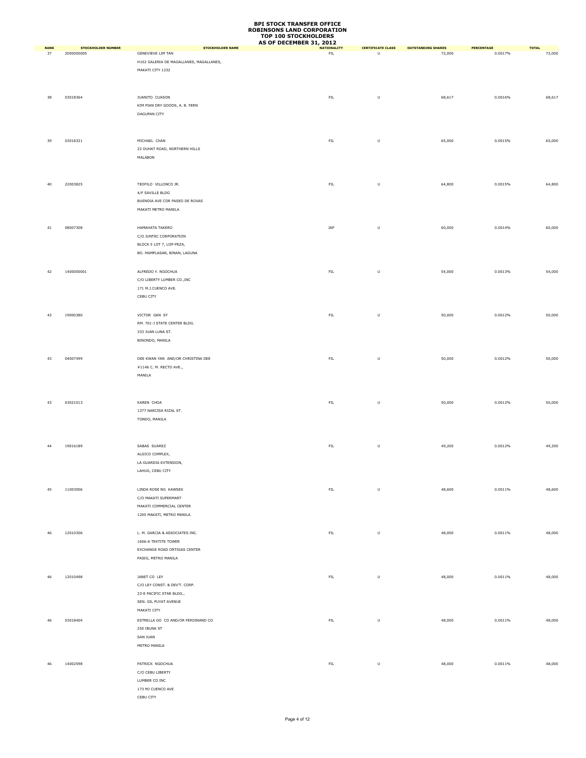# BPI STOCK TRANSFER OFFICE
# ROBINSONS LAND CORPORATION
# TOP 100 STOCKHOLDERS
# AS OF DECEMBER 31, 2012

| RANK | STOCKHOLDER NUMBER | STOCKHOLDER NAME | NATIONALITY | CERTIFICATE CLASS | OUTSTANDING SHARES | PERCENTAGE | TOTAL |
|---|---|---|---|---|---|---|---|
| 37 | 2000000005 | GENEVIEVE LIM TAN<br>H102 GALERIA DE MAGALLANES, MAGALLANES,<br>MAKATI CITY 1232 | FIL | U | 72,000 | 0.0017% | 72,000 |
| 38 | 03018364 | JUANITO CUASON<br>KIM PIAN DRY GOODS, A. B. FERN<br>DAGUPAN CITY | FIL | U | 68,617 | 0.0016% | 68,617 |
| 39 | 03018321 | MICHAEL CHAN<br>22 DUHAT ROAD, NORTHERN HILLS<br>MALABON | FIL | U | 65,000 | 0.0015% | 65,000 |
| 40 | 22003825 | TEOFILO VILLONCO JR.<br>4/F SAVILLE BLDG<br>BUENDIA AVE COR PASEO DE ROXAS<br>MAKATI METRO MANILA | FIL | U | 64,800 | 0.0015% | 64,800 |
| 41 | 08007308 | HAMAHATA TAKERO<br>C/O JUNTEC CORPORATION<br>BLOCK 5 LOT 7, LIIP-PEZA,<br>BO. MAMPLASAN, BINAN, LAGUNA | JAP | U | 60,000 | 0.0014% | 60,000 |
| 42 | 1400000001 | ALFREDO Y. NGOCHUA<br>C/O LIBERTY LUMBER CO.,INC<br>171 M.J.CUENCO AVE.<br>CEBU CITY | FIL | U | 54,000 | 0.0013% | 54,000 |
| 43 | 19000380 | VICTOR GAN SY<br>RM. 701-J STATE CENTER BLDG.<br>333 JUAN LUNA ST.<br>BINONDO, MANILA | FIL | U | 50,000 | 0.0012% | 50,000 |
| 43 | 04007499 | DEE KWAN YAN AND/OR CHRISTINA DEE<br>#1146 C. M. RECTO AVE.,<br>MANILA | FIL | U | 50,000 | 0.0012% | 50,000 |
| 43 | 03021013 | KAREN CHOA<br>1377 NARCISA RIZAL ST.<br>TONDO, MANILA | FIL | U | 50,000 | 0.0012% | 50,000 |
| 44 | 19016189 | SABAS SUAREZ<br>ALGICO COMPLEX,<br>LA GUARDIA EXTENSION,<br>LAHUG, CEBU CITY | FIL | U | 49,200 | 0.0012% | 49,200 |
| 45 | 11003006 | LINDA ROSE NG KAWSEK<br>C/O MAKATI SUPERMART<br>MAKATI COMMERCIAL CENTER<br>1200 MAKATI, METRO MANILA | FIL | U | 48,600 | 0.0011% | 48,600 |
| 46 | 12010306 | L. M. GARCIA & ASSOCIATES INC.<br>1606-A TEKTITE TOWER<br>EXCHANGE ROAD ORTIGAS CENTER<br>PASIG, METRO MANILA | FIL | U | 48,000 | 0.0011% | 48,000 |
| 46 | 12010498 | JANET CO LEY<br>C/O LEY CONST. & DEV'T. CORP.<br>23-E PACIFIC STAR BLDG.,<br>SEN. GIL PUYAT AVENUE<br>MAKATI CITY | FIL | U | 48,000 | 0.0011% | 48,000 |
| 46 | 03018404 | ESTRELLA GO CO AND/OR FERDINAND CO<br>250 IBUNA ST<br>SAN JUAN<br>METRO MANILA | FIL | U | 48,000 | 0.0011% | 48,000 |
| 46 | 14002598 | PATRICK NGOCHUA<br>C/O CEBU LIBERTY<br>LUMBER CO INC<br>173 MJ CUENCO AVE<br>CEBU CITY | FIL | U | 48,000 | 0.0011% | 48,000 |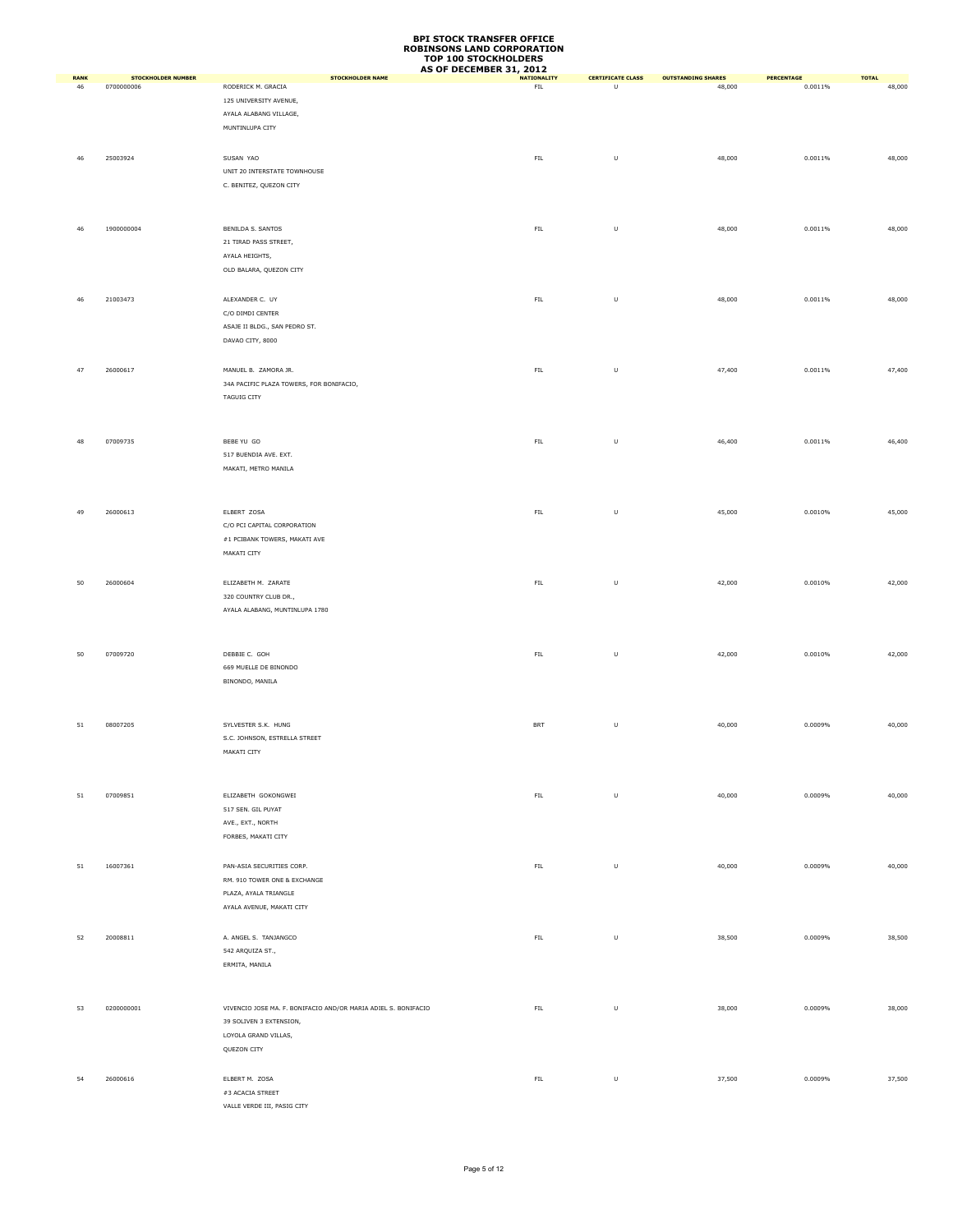# BPI STOCK TRANSFER OFFICE
# ROBINSONS LAND CORPORATION
# TOP 100 STOCKHOLDERS
# AS OF DECEMBER 31, 2012

| RANK | STOCKHOLDER NUMBER | STOCKHOLDER NAME | NATIONALITY | CERTIFICATE CLASS | OUTSTANDING SHARES | PERCENTAGE | TOTAL |
|---|---|---|---|---|---|---|---|
| 46 | 0700000006 | RODERICK M. GRACIA<br>125 UNIVERSITY AVENUE,<br>AYALA ALABANG VILLAGE,<br>MUNTINLUPA CITY | FIL | U | 48,000 | 0.0011% | 48,000 |
| 46 | 25003924 | SUSAN YAO<br>UNIT 20 INTERSTATE TOWNHOUSE<br>C. BENITEZ, QUEZON CITY | FIL | U | 48,000 | 0.0011% | 48,000 |
| 46 | 1900000004 | BENILDA S. SANTOS<br>21 TIRAD PASS STREET,<br>AYALA HEIGHTS,<br>OLD BALARA, QUEZON CITY | FIL | U | 48,000 | 0.0011% | 48,000 |
| 46 | 21003473 | ALEXANDER C. UY<br>C/O DIMDI CENTER<br>ASAJE II BLDG., SAN PEDRO ST.<br>DAVAO CITY, 8000 | FIL | U | 48,000 | 0.0011% | 48,000 |
| 47 | 26000617 | MANUEL B. ZAMORA JR.<br>34A PACIFIC PLAZA TOWERS, FOR BONIFACIO,<br>TAGUIG CITY | FIL | U | 47,400 | 0.0011% | 47,400 |
| 48 | 07009735 | BEBE YU GO<br>517 BUENDIA AVE. EXT.<br>MAKATI, METRO MANILA | FIL | U | 46,400 | 0.0011% | 46,400 |
| 49 | 26000613 | ELBERT ZOSA<br>C/O PCI CAPITAL CORPORATION<br>#1 PCIBANK TOWERS, MAKATI AVE<br>MAKATI CITY | FIL | U | 45,000 | 0.0010% | 45,000 |
| 50 | 26000604 | ELIZABETH M. ZARATE<br>320 COUNTRY CLUB DR.,<br>AYALA ALABANG, MUNTINLUPA 1780 | FIL | U | 42,000 | 0.0010% | 42,000 |
| 50 | 07009720 | DEBBIE C. GOH<br>669 MUELLE DE BINONDO<br>BINONDO, MANILA | FIL | U | 42,000 | 0.0010% | 42,000 |
| 51 | 08007205 | SYLVESTER S.K. HUNG<br>S.C. JOHNSON, ESTRELLA STREET<br>MAKATI CITY | BRT | U | 40,000 | 0.0009% | 40,000 |
| 51 | 07009851 | ELIZABETH GOKONGWEI<br>517 SEN. GIL PUYAT<br>AVE., EXT., NORTH<br>FORBES, MAKATI CITY | FIL | U | 40,000 | 0.0009% | 40,000 |
| 51 | 16007361 | PAN-ASIA SECURITIES CORP.<br>RM. 910 TOWER ONE & EXCHANGE<br>PLAZA, AYALA TRIANGLE<br>AYALA AVENUE, MAKATI CITY | FIL | U | 40,000 | 0.0009% | 40,000 |
| 52 | 20008811 | A. ANGEL S. TANJANGCO<br>542 ARQUIZA ST.,<br>ERMITA, MANILA | FIL | U | 38,500 | 0.0009% | 38,500 |
| 53 | 0200000001 | VIVENCIO JOSE MA. F. BONIFACIO AND/OR MARIA ADIEL S. BONIFACIO<br>39 SOLIVEN 3 EXTENSION,<br>LOYOLA GRAND VILLAS,<br>QUEZON CITY | FIL | U | 38,000 | 0.0009% | 38,000 |
| 54 | 26000616 | ELBERT M. ZOSA<br>#3 ACACIA STREET<br>VALLE VERDE III, PASIG CITY | FIL | U | 37,500 | 0.0009% | 37,500 |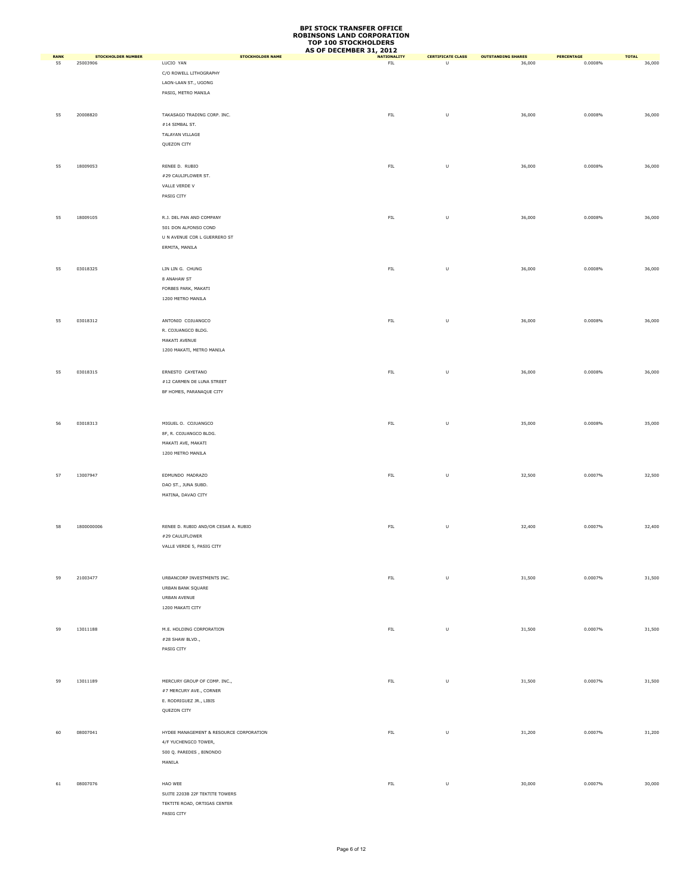# BPI STOCK TRANSFER OFFICE
# ROBINSONS LAND CORPORATION
# TOP 100 STOCKHOLDERS
# AS OF DECEMBER 31, 2012

| RANK | STOCKHOLDER NUMBER | STOCKHOLDER NAME | NATIONALITY | CERTIFICATE CLASS | OUTSTANDING SHARES | PERCENTAGE | TOTAL |
|---|---|---|---|---|---|---|---|
| 55 | 25003906 | LUCIO YAN<br>C/O ROWELL LITHOGRAPHY<br>LAON-LAAN ST., UGONG<br>PASIG, METRO MANILA | FIL | U | 36,000 | 0.0008% | 36,000 |
| 55 | 20008820 | TAKASAGO TRADING CORP. INC.<br>#14 SIMBAL ST.<br>TALAYAN VILLAGE<br>QUEZON CITY | FIL | U | 36,000 | 0.0008% | 36,000 |
| 55 | 18009053 | RENEE D. RUBIO<br>#29 CAULIFLOWER ST.<br>VALLE VERDE V<br>PASIG CITY | FIL | U | 36,000 | 0.0008% | 36,000 |
| 55 | 18009105 | R.J. DEL PAN AND COMPANY<br>501 DON ALFONSO COND<br>U N AVENUE COR L GUERRERO ST<br>ERMITA, MANILA | FIL | U | 36,000 | 0.0008% | 36,000 |
| 55 | 03018325 | LIN LIN G. CHUNG<br>8 ANAHAW ST<br>FORBES PARK, MAKATI<br>1200 METRO MANILA | FIL | U | 36,000 | 0.0008% | 36,000 |
| 55 | 03018312 | ANTONIO COJUANGCO<br>R. COJUANGCO BLDG.<br>MAKATI AVENUE<br>1200 MAKATI, METRO MANILA | FIL | U | 36,000 | 0.0008% | 36,000 |
| 55 | 03018315 | ERNESTO CAYETANO<br>#12 CARMEN DE LUNA STREET<br>BF HOMES, PARANAQUE CITY | FIL | U | 36,000 | 0.0008% | 36,000 |
| 56 | 03018313 | MIGUEL O. COJUANGCO<br>8F, R. COJUANGCO BLDG.<br>MAKATI AVE, MAKATI<br>1200 METRO MANILA | FIL | U | 35,000 | 0.0008% | 35,000 |
| 57 | 13007947 | EDMUNDO MADRAZO<br>DAO ST., JUNA SUBD.<br>MATINA, DAVAO CITY | FIL | U | 32,500 | 0.0007% | 32,500 |
| 58 | 1800000006 | RENEE D. RUBIO AND/OR CESAR A. RUBIO<br>#29 CAULIFLOWER<br>VALLE VERDE 5, PASIG CITY | FIL | U | 32,400 | 0.0007% | 32,400 |
| 59 | 21003477 | URBANCORP INVESTMENTS INC.<br>URBAN BANK SQUARE<br>URBAN AVENUE<br>1200 MAKATI CITY | FIL | U | 31,500 | 0.0007% | 31,500 |
| 59 | 13011188 | M.E. HOLDING CORPORATION<br>#28 SHAW BLVD.,<br>PASIG CITY | FIL | U | 31,500 | 0.0007% | 31,500 |
| 59 | 13011189 | MERCURY GROUP OF COMP. INC.,<br>#7 MERCURY AVE., CORNER<br>E. RODRIGUEZ JR., LIBIS<br>QUEZON CITY | FIL | U | 31,500 | 0.0007% | 31,500 |
| 60 | 08007041 | HYDEE MANAGEMENT & RESOURCE CORPORATION<br>4/F YUCHENGCO TOWER,<br>500 Q. PAREDES , BINONDO<br>MANILA | FIL | U | 31,200 | 0.0007% | 31,200 |
| 61 | 08007076 | HAO WEE<br>SUITE 2203B 22F TEKTITE TOWERS<br>TEKTITE ROAD, ORTIGAS CENTER<br>PASIG CITY | FIL | U | 30,000 | 0.0007% | 30,000 |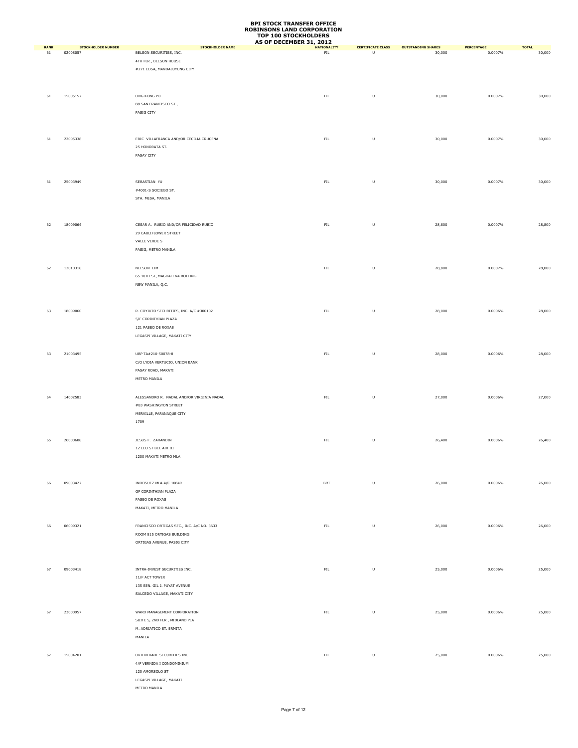# BPI STOCK TRANSFER OFFICE
# ROBINSONS LAND CORPORATION
# TOP 100 STOCKHOLDERS
# AS OF DECEMBER 31, 2012

| RANK | STOCKHOLDER NUMBER | STOCKHOLDER NAME | NATIONALITY | CERTIFICATE CLASS | OUTSTANDING SHARES | PERCENTAGE | TOTAL |
|---|---|---|---|---|---|---|---|
| 61 | 02008057 | BELSON SECURITIES, INC.<br>4TH FLR., BELSON HOUSE<br>#271 EDSA, MANDALUYONG CITY | FIL | U | 30,000 | 0.0007% | 30,000 |
| 61 | 15005157 | ONG KONG PO<br>88 SAN FRANCISCO ST.,<br>PASIG CITY | FIL | U | 30,000 | 0.0007% | 30,000 |
| 61 | 22005338 | ERIC VILLAFRANCA AND/OR CECILIA CRUCENA<br>25 HONORATA ST.<br>PASAY CITY | FIL | U | 30,000 | 0.0007% | 30,000 |
| 61 | 25003949 | SEBASTIAN YU<br>#4001-S SOCIEGO ST.<br>STA. MESA, MANILA | FIL | U | 30,000 | 0.0007% | 30,000 |
| 62 | 18009064 | CESAR A. RUBIO AND/OR FELICIDAD RUBIO<br>29 CAULIFLOWER STREET<br>VALLE VERDE 5<br>PASIG, METRO MANILA | FIL | U | 28,800 | 0.0007% | 28,800 |
| 62 | 12010318 | NELSON LIM<br>65 10TH ST, MAGDALENA ROLLING<br>NEW MANILA, Q.C. | FIL | U | 28,800 | 0.0007% | 28,800 |
| 63 | 18009060 | R. COYIUTO SECURITIES, INC. A/C #300102<br>5/F CORINTHIAN PLAZA<br>121 PASEO DE ROXAS<br>LEGASPI VILLAGE, MAKATI CITY | FIL | U | 28,000 | 0.0006% | 28,000 |
| 63 | 21003495 | UBP TA#210-50078-8<br>C/O LYDIA VERTUCIO, UNION BANK<br>PASAY ROAD, MAKATI<br>METRO MANILA | FIL | U | 28,000 | 0.0006% | 28,000 |
| 64 | 14002583 | ALESSANDRO R. NADAL AND/OR VIRGINIA NADAL<br>#83 WASHINGTON STREET<br>MERVILLE, PARANAQUE CITY<br>1709 | FIL | U | 27,000 | 0.0006% | 27,000 |
| 65 | 26000608 | JESUS F. ZARANDIN<br>12 LEO ST BEL AIR III<br>1200 MAKATI METRO MLA | FIL | U | 26,400 | 0.0006% | 26,400 |
| 66 | 09003427 | INDOSUEZ MLA A/C 10849<br>GF CORINTHIAN PLAZA<br>PASEO DE ROXAS<br>MAKATI, METRO MANILA | BRT | U | 26,000 | 0.0006% | 26,000 |
| 66 | 06009321 | FRANCISCO ORTIGAS SEC., INC. A/C NO. 3633<br>ROOM 815 ORTIGAS BUILDING<br>ORTIGAS AVENUE, PASIG CITY | FIL | U | 26,000 | 0.0006% | 26,000 |
| 67 | 09003418 | INTRA-INVEST SECURITIES INC.<br>11/F ACT TOWER<br>135 SEN. GIL J. PUYAT AVENUE<br>SALCEDO VILLAGE, MAKATI CITY | FIL | U | 25,000 | 0.0006% | 25,000 |
| 67 | 23000957 | WARD MANAGEMENT CORPORATION<br>SUITE 5, 2ND FLR., MIDLAND PLA<br>M. ADRIATICO ST. ERMITA<br>MANILA | FIL | U | 25,000 | 0.0006% | 25,000 |
| 67 | 15004201 | ORIENTRADE SECURITIES INC<br>4/F VERNIDA I CONDOMINIUM<br>120 AMORSOLO ST<br>LEGASPI VILLAGE, MAKATI<br>METRO MANILA | FIL | U | 25,000 | 0.0006% | 25,000 |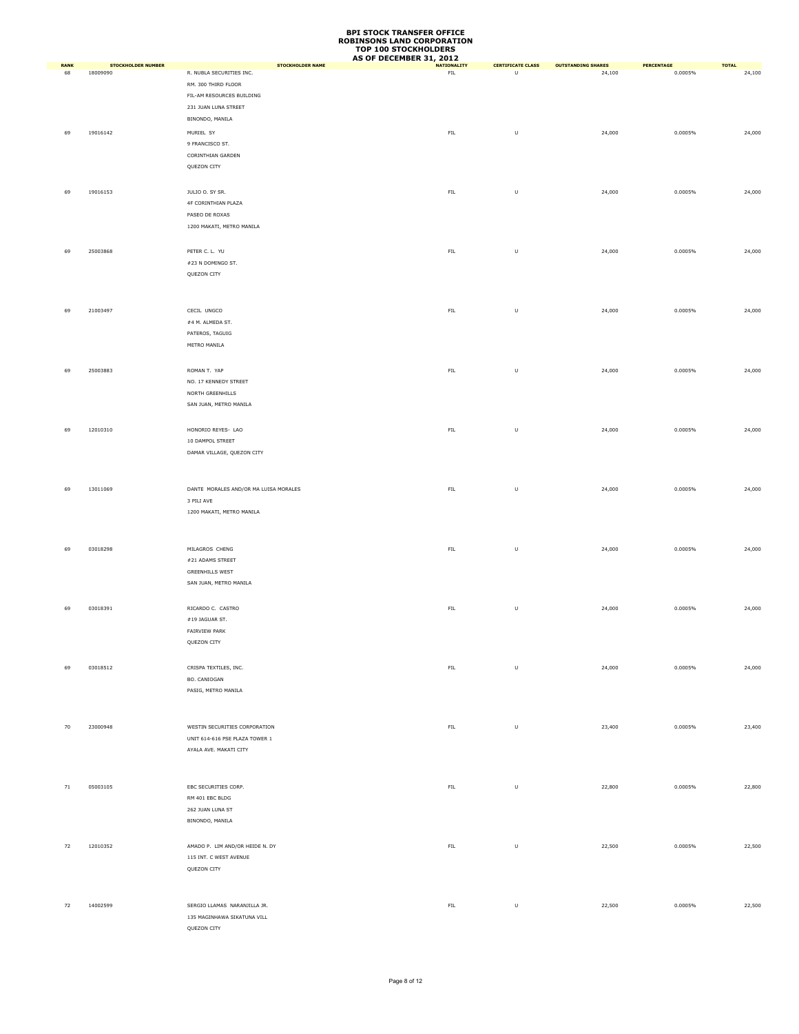# BPI STOCK TRANSFER OFFICE
# ROBINSONS LAND CORPORATION
# TOP 100 STOCKHOLDERS
# AS OF DECEMBER 31, 2012

| RANK | STOCKHOLDER NUMBER | STOCKHOLDER NAME | NATIONALITY | CERTIFICATE CLASS | OUTSTANDING SHARES | PERCENTAGE | TOTAL |
|---|---|---|---|---|---|---|---|
| 68 | 18009090 | R. NUBLA SECURITIES INC.<br>RM. 300 THIRD FLOOR<br>FIL-AM RESOURCES BUILDING<br>231 JUAN LUNA STREET<br>BINONDO, MANILA | FIL | U | 24,100 | 0.0005% | 24,100 |
| 69 | 19016142 | MURIEL SY<br>9 FRANCISCO ST.<br>CORINTHIAN GARDEN<br>QUEZON CITY | FIL | U | 24,000 | 0.0005% | 24,000 |
| 69 | 19016153 | JULIO O. SY SR.<br>4F CORINTHIAN PLAZA<br>PASEO DE ROXAS<br>1200 MAKATI, METRO MANILA | FIL | U | 24,000 | 0.0005% | 24,000 |
| 69 | 25003868 | PETER C. L. YU<br>#23 N DOMINGO ST.<br>QUEZON CITY | FIL | U | 24,000 | 0.0005% | 24,000 |
| 69 | 21003497 | CECIL UNGCO<br>#4 M. ALMEDA ST.<br>PATEROS, TAGUIG<br>METRO MANILA | FIL | U | 24,000 | 0.0005% | 24,000 |
| 69 | 25003883 | ROMAN T. YAP<br>NO. 17 KENNEDY STREET<br>NORTH GREENHILLS<br>SAN JUAN, METRO MANILA | FIL | U | 24,000 | 0.0005% | 24,000 |
| 69 | 12010310 | HONORIO REYES- LAO<br>10 DAMPOL STREET<br>DAMAR VILLAGE, QUEZON CITY | FIL | U | 24,000 | 0.0005% | 24,000 |
| 69 | 13011069 | DANTE MORALES AND/OR MA LUISA MORALES<br>3 PILI AVE<br>1200 MAKATI, METRO MANILA | FIL | U | 24,000 | 0.0005% | 24,000 |
| 69 | 03018298 | MILAGROS CHENG<br>#21 ADAMS STREET<br>GREENHILLS WEST<br>SAN JUAN, METRO MANILA | FIL | U | 24,000 | 0.0005% | 24,000 |
| 69 | 03018391 | RICARDO C. CASTRO<br>#19 JAGUAR ST.<br>FAIRVIEW PARK<br>QUEZON CITY | FIL | U | 24,000 | 0.0005% | 24,000 |
| 69 | 03018512 | CRISPA TEXTILES, INC.<br>BO. CANIOGAN<br>PASIG, METRO MANILA | FIL | U | 24,000 | 0.0005% | 24,000 |
| 70 | 23000948 | WESTIN SECURITIES CORPORATION<br>UNIT 614-616 PSE PLAZA TOWER 1<br>AYALA AVE. MAKATI CITY | FIL | U | 23,400 | 0.0005% | 23,400 |
| 71 | 05003105 | EBC SECURITIES CORP.<br>RM 401 EBC BLDG<br>262 JUAN LUNA ST<br>BINONDO, MANILA | FIL | U | 22,800 | 0.0005% | 22,800 |
| 72 | 12010352 | AMADO P. LIM AND/OR HEIDE N. DY<br>115 INT. C WEST AVENUE<br>QUEZON CITY | FIL | U | 22,500 | 0.0005% | 22,500 |
| 72 | 14002599 | SERGIO LLAMAS NARANJILLA JR.<br>135 MAGINHAWA SIKATUNA VILL<br>QUEZON CITY | FIL | U | 22,500 | 0.0005% | 22,500 |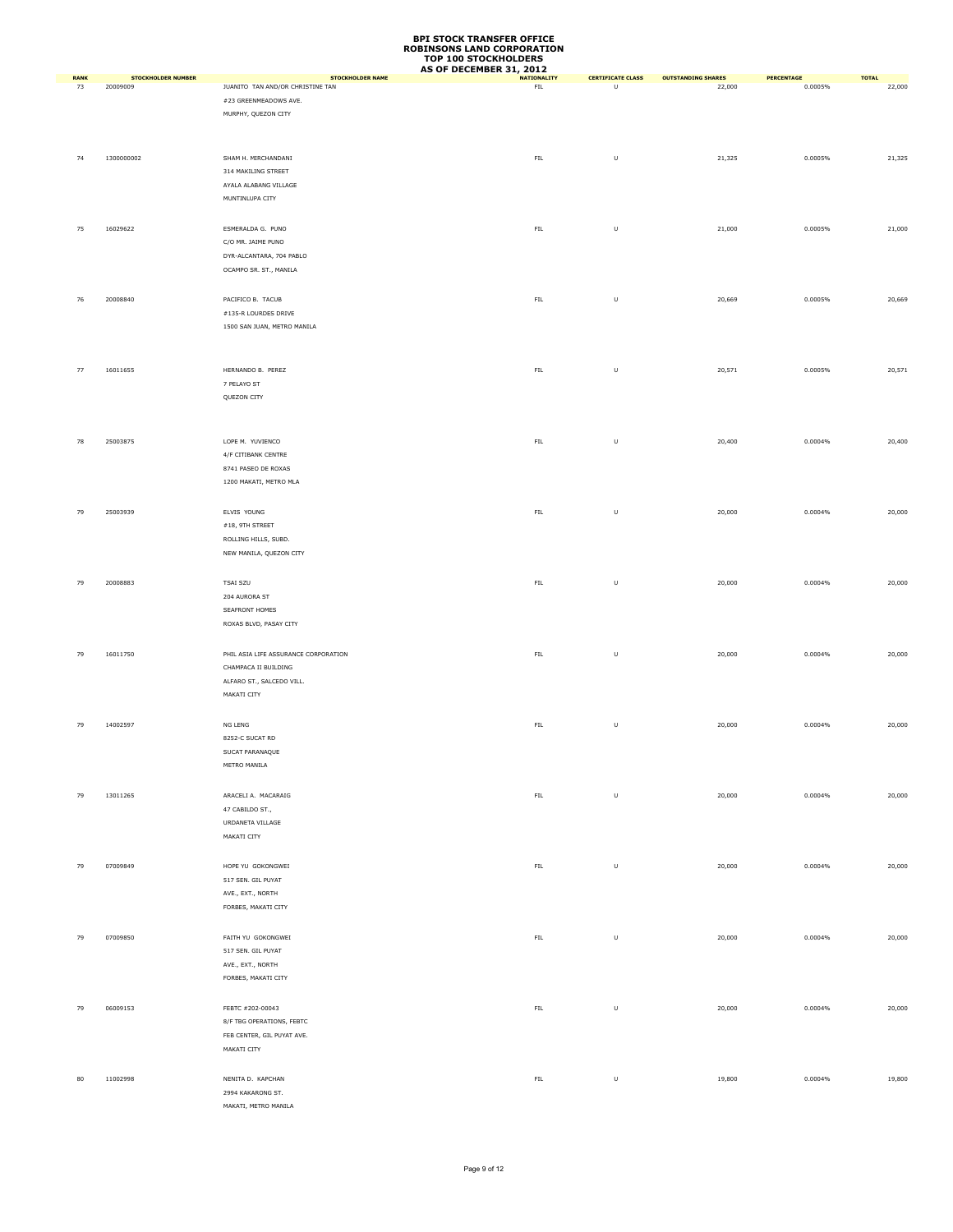# BPI STOCK TRANSFER OFFICE
# ROBINSONS LAND CORPORATION
# TOP 100 STOCKHOLDERS
# AS OF DECEMBER 31, 2012

| RANK | STOCKHOLDER NUMBER | STOCKHOLDER NAME | NATIONALITY | CERTIFICATE CLASS | OUTSTANDING SHARES | PERCENTAGE | TOTAL |
|---|---|---|---|---|---|---|---|
| 73 | 20009009 | JUANITO TAN AND/OR CHRISTINE TAN<br>#23 GREENMEADOWS AVE.<br>MURPHY, QUEZON CITY | FIL | U | 22,000 | 0.0005% | 22,000 |
| 74 | 1300000002 | SHAM H. MIRCHANDANI<br>314 MAKILING STREET<br>AYALA ALABANG VILLAGE<br>MUNTINLUPA CITY | FIL | U | 21,325 | 0.0005% | 21,325 |
| 75 | 16029622 | ESMERALDA G. PUNO<br>C/O MR. JAIME PUNO<br>DYR-ALCANTARA, 704 PABLO<br>OCAMPO SR. ST., MANILA | FIL | U | 21,000 | 0.0005% | 21,000 |
| 76 | 20008840 | PACIFICO B. TACUB<br>#135-R LOURDES DRIVE<br>1500 SAN JUAN, METRO MANILA | FIL | U | 20,669 | 0.0005% | 20,669 |
| 77 | 16011655 | HERNANDO B. PEREZ<br>7 PELAYO ST<br>QUEZON CITY | FIL | U | 20,571 | 0.0005% | 20,571 |
| 78 | 25003875 | LOPE M. YUVIENCO<br>4/F CITIBANK CENTRE<br>8741 PASEO DE ROXAS<br>1200 MAKATI, METRO MLA | FIL | U | 20,400 | 0.0004% | 20,400 |
| 79 | 25003939 | ELVIS YOUNG<br>#18, 9TH STREET<br>ROLLING HILLS, SUBD.<br>NEW MANILA, QUEZON CITY | FIL | U | 20,000 | 0.0004% | 20,000 |
| 79 | 20008883 | TSAI SZU<br>204 AURORA ST<br>SEAFRONT HOMES<br>ROXAS BLVD, PASAY CITY | FIL | U | 20,000 | 0.0004% | 20,000 |
| 79 | 16011750 | PHIL ASIA LIFE ASSURANCE CORPORATION<br>CHAMPACA II BUILDING<br>ALFARO ST., SALCEDO VILL.<br>MAKATI CITY | FIL | U | 20,000 | 0.0004% | 20,000 |
| 79 | 14002597 | NG LENG<br>8252-C SUCAT RD<br>SUCAT PARANAQUE<br>METRO MANILA | FIL | U | 20,000 | 0.0004% | 20,000 |
| 79 | 13011265 | ARACELI A. MACARAIG<br>47 CABILDO ST.,<br>URDANETA VILLAGE<br>MAKATI CITY | FIL | U | 20,000 | 0.0004% | 20,000 |
| 79 | 07009849 | HOPE YU GOKONGWEI<br>517 SEN. GIL PUYAT<br>AVE., EXT., NORTH<br>FORBES, MAKATI CITY | FIL | U | 20,000 | 0.0004% | 20,000 |
| 79 | 07009850 | FAITH YU GOKONGWEI<br>517 SEN. GIL PUYAT<br>AVE., EXT., NORTH<br>FORBES, MAKATI CITY | FIL | U | 20,000 | 0.0004% | 20,000 |
| 79 | 06009153 | FEBTC #202-00043<br>8/F TBG OPERATIONS, FEBTC<br>FEB CENTER, GIL PUYAT AVE.<br>MAKATI CITY | FIL | U | 20,000 | 0.0004% | 20,000 |
| 80 | 11002998 | NENITA D. KAPCHAN<br>2994 KAKARONG ST.<br>MAKATI, METRO MANILA | FIL | U | 19,800 | 0.0004% | 19,800 |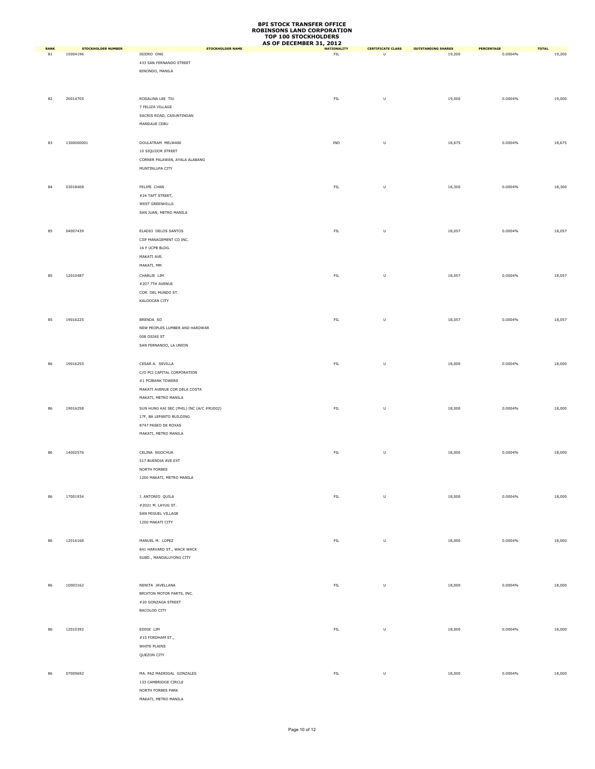# BPI STOCK TRANSFER OFFICE
# ROBINSONS LAND CORPORATION
# TOP 100 STOCKHOLDERS
# AS OF DECEMBER 31, 2012

| RANK | STOCKHOLDER NUMBER | STOCKHOLDER NAME | NATIONALITY | CERTIFICATE CLASS | OUTSTANDING SHARES | PERCENTAGE | TOTAL |
|---|---|---|---|---|---|---|---|
| 81 | 15004196 | ISIDRO ONG<br>433 SAN FERNANDO STREET<br>BINONDO, MANILA | FIL | U | 19,200 | 0.0004% | 19,200 |
| 82 | 20014705 | ROSALINA LEE TIU<br>7 FELIZA VILLAGE<br>SACRIS ROAD, CASUNTINGAN<br>MANDAUE CEBU | FIL | U | 19,000 | 0.0004% | 19,000 |
| 83 | 1300000001 | DOULATRAM MELWANI<br>10 SIQUIJOR STREET<br>CORNER PALAWAN, AYALA ALABANG<br>MUNTINLUPA CITY | IND | U | 18,675 | 0.0004% | 18,675 |
| 84 | 03018408 | FELIPE CHAN<br>#24 TAFT STREET,<br>WEST GREENHILLS<br>SAN JUAN, METRO MANILA | FIL | U | 18,300 | 0.0004% | 18,300 |
| 85 | 04007439 | ELADIO DELOS SANTOS<br>CIIF MANAGEMENT CO INC.<br>16 F UCPB BLDG.<br>MAKATI AVE.<br>MAKATI, MM | FIL | U | 18,057 | 0.0004% | 18,057 |
| 85 | 12010487 | CHARLIE LIM<br>#207 7TH AVENUE<br>COR. DEL MUNDO ST.<br>KALOOCAN CITY | FIL | U | 18,057 | 0.0004% | 18,057 |
| 85 | 19016225 | BRENDA SO<br>NEW PEOPLES LUMBER AND HARDWAR<br>008 OSIAS ST<br>SAN FERNANDO, LA UNION | FIL | U | 18,057 | 0.0004% | 18,057 |
| 86 | 19016255 | CESAR A. SEVILLA<br>C/O PCI CAPITAL CORPORATION<br>#1 PCIBANK TOWERS<br>MAKATI AVENUE COR DELA COSTA<br>MAKATI, METRO MANILA | FIL | U | 18,000 | 0.0004% | 18,000 |
| 86 | 19016258 | SUN HUNG KAI SEC (PHIL) INC (A/C #RU002)<br>17F, BA LEPANTO BUILDING<br>8747 PASEO DE ROXAS<br>MAKATI, METRO MANILA | FIL | U | 18,000 | 0.0004% | 18,000 |
| 86 | 14002576 | CELINA NGOCHUA<br>517 BUENDIA AVE EXT<br>NORTH FORBES<br>1200 MAKATI, METRO MANILA | FIL | U | 18,000 | 0.0004% | 18,000 |
| 86 | 17001934 | J. ANTONIO QUILA<br>#2021 M. LAYUG ST.<br>SAN MIGUEL VILLAGE<br>1200 MAKATI CITY | FIL | U | 18,000 | 0.0004% | 18,000 |
| 86 | 12016168 | MANUEL M. LOPEZ<br>841 HARVARD ST., WACK WACK<br>SUBD., MANDALUYONG CITY | FIL | U | 18,000 | 0.0004% | 18,000 |
| 86 | 10003162 | NENITA JAVELLANA<br>BRIXTON MOTOR PARTS, INC.<br>#20 GONZAGA STREET<br>BACOLOD CITY | FIL | U | 18,000 | 0.0004% | 18,000 |
| 86 | 12010392 | EDDIE LIM<br>#15 FORDHAM ST.,<br>WHITE PLAINS<br>QUEZON CITY | FIL | U | 18,000 | 0.0004% | 18,000 |
| 86 | 07009692 | MA. PAZ MADRIGAL GONZALES<br>133 CAMBRIDGE CIRCLE<br>NORTH FORBES PARK<br>MAKATI, METRO MANILA | FIL | U | 18,000 | 0.0004% | 18,000 |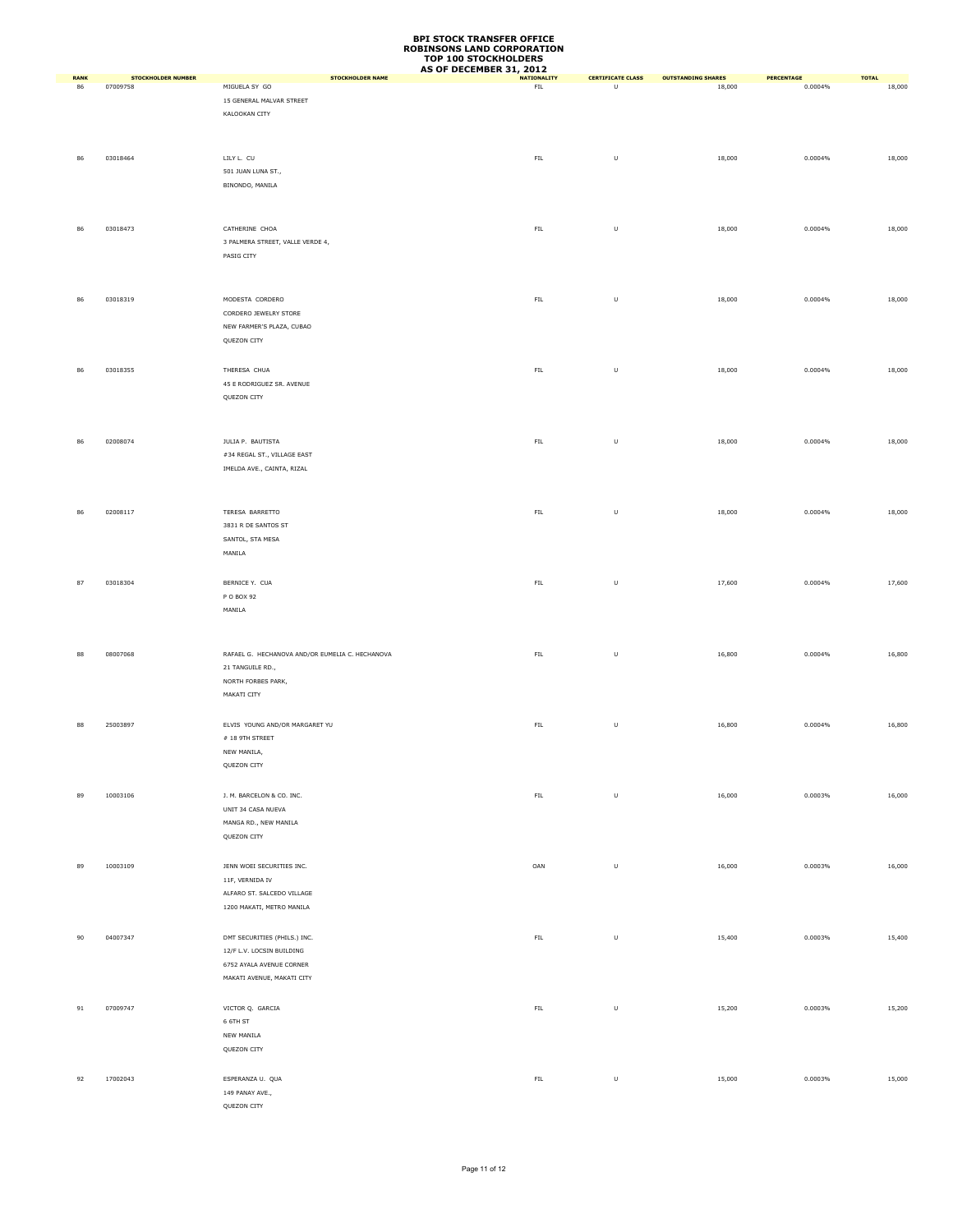# BPI STOCK TRANSFER OFFICE
# ROBINSONS LAND CORPORATION
# TOP 100 STOCKHOLDERS
# AS OF DECEMBER 31, 2012

| RANK | STOCKHOLDER NUMBER | STOCKHOLDER NAME | NATIONALITY | CERTIFICATE CLASS | OUTSTANDING SHARES | PERCENTAGE | TOTAL |
|---|---|---|---|---|---|---|---|
| 86 | 07009758 | MIGUELA SY GO<br>15 GENERAL MALVAR STREET<br>KALOOKAN CITY | FIL | U | 18,000 | 0.0004% | 18,000 |
| 86 | 03018464 | LILY L. CU<br>501 JUAN LUNA ST.,<br>BINONDO, MANILA | FIL | U | 18,000 | 0.0004% | 18,000 |
| 86 | 03018473 | CATHERINE CHOA<br>3 PALMERA STREET, VALLE VERDE 4,<br>PASIG CITY | FIL | U | 18,000 | 0.0004% | 18,000 |
| 86 | 03018319 | MODESTA CORDERO<br>CORDERO JEWELRY STORE<br>NEW FARMER'S PLAZA, CUBAO<br>QUEZON CITY | FIL | U | 18,000 | 0.0004% | 18,000 |
| 86 | 03018355 | THERESA CHUA<br>45 E RODRIGUEZ SR. AVENUE<br>QUEZON CITY | FIL | U | 18,000 | 0.0004% | 18,000 |
| 86 | 02008074 | JULIA P. BAUTISTA<br>#34 REGAL ST., VILLAGE EAST<br>IMELDA AVE., CAINTA, RIZAL | FIL | U | 18,000 | 0.0004% | 18,000 |
| 86 | 02008117 | TERESA BARRETTO<br>3831 R DE SANTOS ST<br>SANTOL, STA MESA<br>MANILA | FIL | U | 18,000 | 0.0004% | 18,000 |
| 87 | 03018304 | BERNICE Y. CUA<br>P O BOX 92<br>MANILA | FIL | U | 17,600 | 0.0004% | 17,600 |
| 88 | 08007068 | RAFAEL G. HECHANOVA AND/OR EUMELIA C. HECHANOVA<br>21 TANGUILE RD.,<br>NORTH FORBES PARK,<br>MAKATI CITY | FIL | U | 16,800 | 0.0004% | 16,800 |
| 88 | 25003897 | ELVIS YOUNG AND/OR MARGARET YU<br># 18 9TH STREET<br>NEW MANILA,<br>QUEZON CITY | FIL | U | 16,800 | 0.0004% | 16,800 |
| 89 | 10003106 | J. M. BARCELON & CO. INC.<br>UNIT 34 CASA NUEVA<br>MANGA RD., NEW MANILA<br>QUEZON CITY | FIL | U | 16,000 | 0.0003% | 16,000 |
| 89 | 10003109 | JENN WOEI SECURITIES INC.<br>11F, VERNIDA IV<br>ALFARO ST. SALCEDO VILLAGE<br>1200 MAKATI, METRO MANILA | OAN | U | 16,000 | 0.0003% | 16,000 |
| 90 | 04007347 | DMT SECURITIES (PHILS.) INC.<br>12/F L.V. LOCSIN BUILDING<br>6752 AYALA AVENUE CORNER<br>MAKATI AVENUE, MAKATI CITY | FIL | U | 15,400 | 0.0003% | 15,400 |
| 91 | 07009747 | VICTOR Q. GARCIA<br>6 6TH ST<br>NEW MANILA<br>QUEZON CITY | FIL | U | 15,200 | 0.0003% | 15,200 |
| 92 | 17002043 | ESPERANZA U. QUA<br>149 PANAY AVE.,<br>QUEZON CITY | FIL | U | 15,000 | 0.0003% | 15,000 |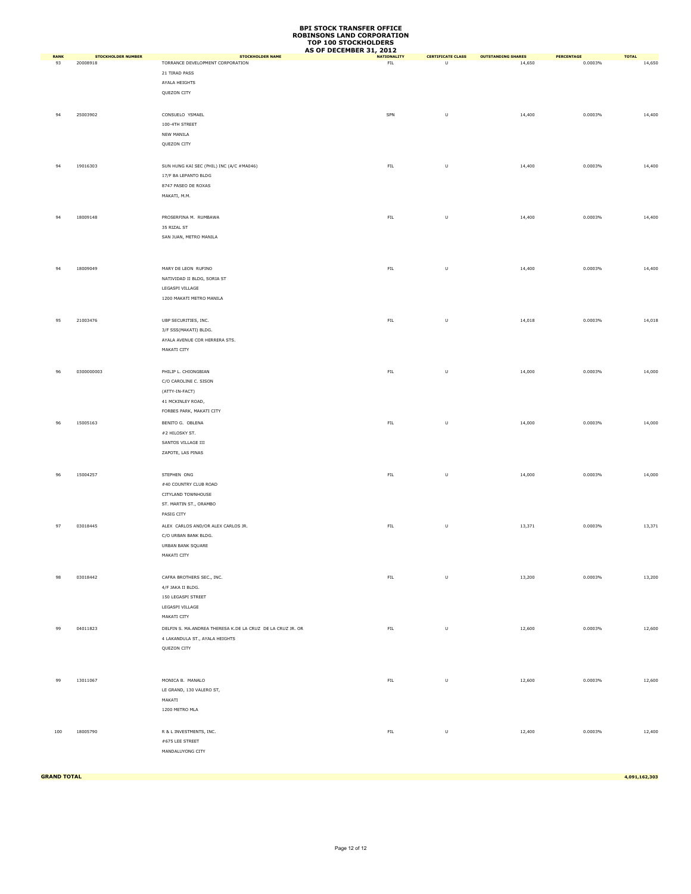# BPI STOCK TRANSFER OFFICE
# ROBINSONS LAND CORPORATION
# TOP 100 STOCKHOLDERS
# AS OF DECEMBER 31, 2012

| RANK | STOCKHOLDER NUMBER | STOCKHOLDER NAME | NATIONALITY | CERTIFICATE CLASS | OUTSTANDING SHARES | PERCENTAGE | TOTAL |
|---|---|---|---|---|---|---|---|
| 93 | 20008918 | TORRANCE DEVELOPMENT CORPORATION<br>21 TIRAD PASS<br>AYALA HEIGHTS<br>QUEZON CITY | FIL | U | 14,650 | 0.0003% | 14,650 |
| 94 | 25003902 | CONSUELO YSMAEL<br>100-4TH STREET<br>NEW MANILA<br>QUEZON CITY | SPN | U | 14,400 | 0.0003% | 14,400 |
| 94 | 19016303 | SUN HUNG KAI SEC (PHIL) INC (A/C #MA046)<br>17/F BA LEPANTO BLDG<br>8747 PASEO DE ROXAS<br>MAKATI, M.M. | FIL | U | 14,400 | 0.0003% | 14,400 |
| 94 | 18009148 | PROSERFINA M. RUMBAWA<br>35 RIZAL ST<br>SAN JUAN, METRO MANILA | FIL | U | 14,400 | 0.0003% | 14,400 |
| 94 | 18009049 | MARY DE LEON RUFINO<br>NATIVIDAD II BLDG, SORIA ST<br>LEGASPI VILLAGE<br>1200 MAKATI METRO MANILA | FIL | U | 14,400 | 0.0003% | 14,400 |
| 95 | 21003476 | UBP SECURITIES, INC.<br>3/F SSS(MAKATI) BLDG.<br>AYALA AVENUE COR HERRERA STS.<br>MAKATI CITY | FIL | U | 14,018 | 0.0003% | 14,018 |
| 96 | 0300000003 | PHILIP L. CHIONGBIAN<br>C/O CAROLINE C. SISON<br>(ATTY-IN-FACT)<br>41 MCKINLEY ROAD,<br>FORBES PARK, MAKATI CITY | FIL | U | 14,000 | 0.0003% | 14,000 |
| 96 | 15005163 | BENITO G. OBLENA<br>#2 HILOSKY ST.<br>SANTOS VILLAGE III<br>ZAPOTE, LAS PINAS | FIL | U | 14,000 | 0.0003% | 14,000 |
| 96 | 15004257 | STEPHEN ONG<br>#40 COUNTRY CLUB ROAD<br>CITYLAND TOWNHOUSE<br>ST. MARTIN ST., ORAMBO<br>PASIG CITY | FIL | U | 14,000 | 0.0003% | 14,000 |
| 97 | 03018445 | ALEX CARLOS AND/OR ALEX CARLOS JR.<br>C/O URBAN BANK BLDG.<br>URBAN BANK SQUARE<br>MAKATI CITY | FIL | U | 13,371 | 0.0003% | 13,371 |
| 98 | 03018442 | CAFRA BROTHERS SEC., INC.<br>4/F JAKA II BLDG.<br>150 LEGASPI STREET<br>LEGASPI VILLAGE<br>MAKATI CITY | FIL | U | 13,200 | 0.0003% | 13,200 |
| 99 | 04011823 | DELFIN S. MA.ANDREA THERESA K.DE LA CRUZ DE LA CRUZ JR. OR<br>4 LAKANDULA ST., AYALA HEIGHTS<br>QUEZON CITY | FIL | U | 12,600 | 0.0003% | 12,600 |
| 99 | 13011067 | MONICA B. MANALO<br>LE GRAND, 130 VALERO ST,<br>MAKATI<br>1200 METRO MLA | FIL | U | 12,600 | 0.0003% | 12,600 |
| 100 | 18005790 | R & L INVESTMENTS, INC.<br>#675 LEE STREET<br>MANDALUYONG CITY | FIL | U | 12,400 | 0.0003% | 12,400 |
| **GRAND TOTAL** | | | | | | | **4,091,162,303** |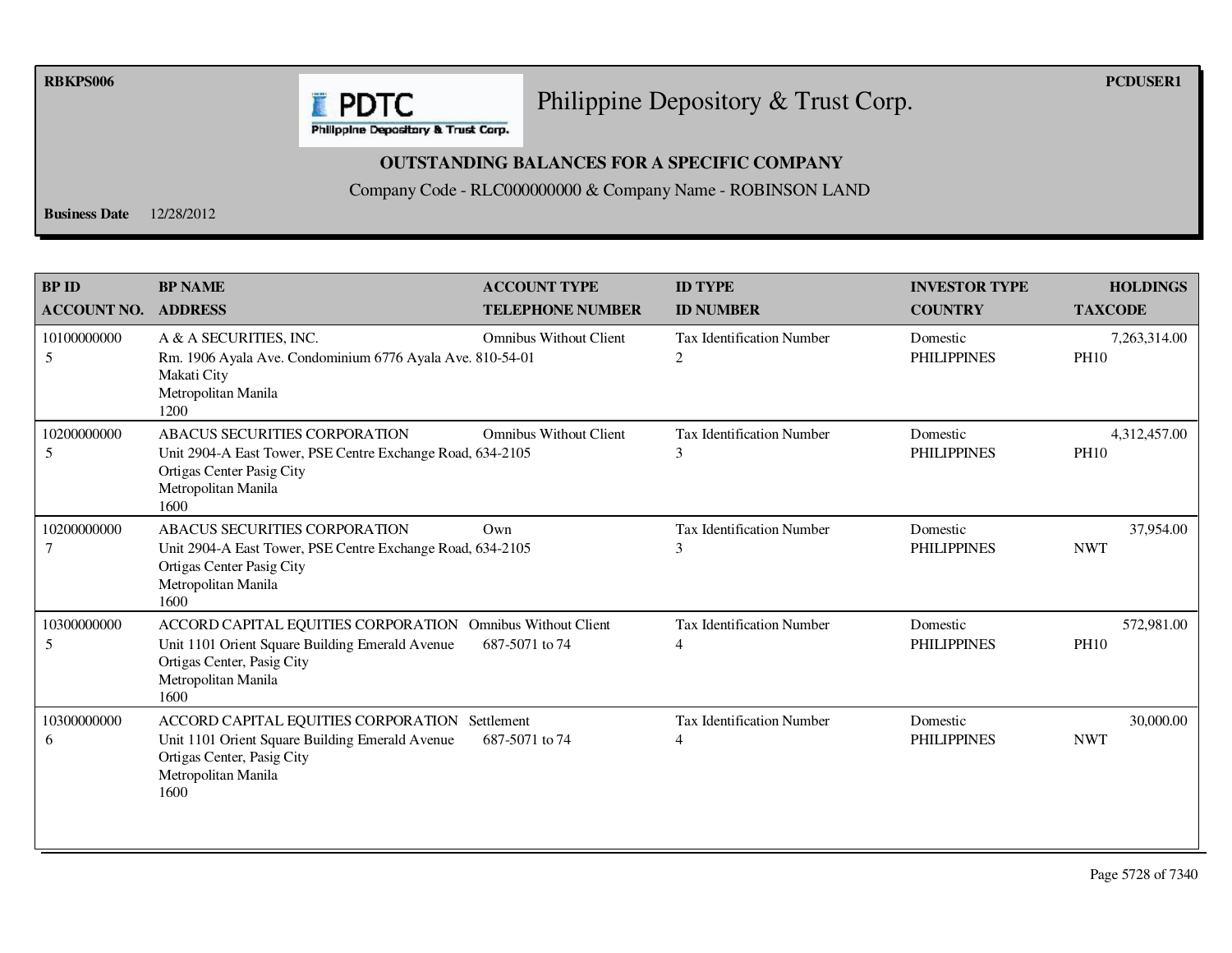RBKPS006

PCDUSER1

# Philippine Depository & Trust Corp.

## OUTSTANDING BALANCES FOR A SPECIFIC COMPANY

Company Code - RLC000000000 & Company Name - ROBINSON LAND

**Business Date** 12/28/2012

| BP ID<br>ACCOUNT NO. | BP NAME<br>ADDRESS | ACCOUNT TYPE<br>TELEPHONE NUMBER | ID TYPE<br>ID NUMBER | INVESTOR TYPE<br>COUNTRY | HOLDINGS<br>TAXCODE |
|---|---|---|---|---|---|
| 10100000000<br>5 | A & A SECURITIES, INC.<br>Rm. 1906 Ayala Ave. Condominium 6776 Ayala Ave.<br>Makati City<br>Metropolitan Manila<br>1200 | Omnibus Without Client<br>810-54-01 | Tax Identification Number<br>2 | Domestic<br>PHILIPPINES | 7,263,314.00<br>PH10 |
| 10200000000<br>5 | ABACUS SECURITIES CORPORATION<br>Unit 2904-A East Tower, PSE Centre Exchange Road,<br>Ortigas Center Pasig City<br>Metropolitan Manila<br>1600 | Omnibus Without Client<br>634-2105 | Tax Identification Number<br>3 | Domestic<br>PHILIPPINES | 4,312,457.00<br>PH10 |
| 10200000000<br>7 | ABACUS SECURITIES CORPORATION<br>Unit 2904-A East Tower, PSE Centre Exchange Road,<br>Ortigas Center Pasig City<br>Metropolitan Manila<br>1600 | Own<br>634-2105 | Tax Identification Number<br>3 | Domestic<br>PHILIPPINES | 37,954.00<br>NWT |
| 10300000000<br>5 | ACCORD CAPITAL EQUITIES CORPORATION<br>Unit 1101 Orient Square Building Emerald Avenue<br>Ortigas Center, Pasig City<br>Metropolitan Manila<br>1600 | Omnibus Without Client<br>687-5071 to 74 | Tax Identification Number<br>4 | Domestic<br>PHILIPPINES | 572,981.00<br>PH10 |
| 10300000000<br>6 | ACCORD CAPITAL EQUITIES CORPORATION<br>Unit 1101 Orient Square Building Emerald Avenue<br>Ortigas Center, Pasig City<br>Metropolitan Manila<br>1600 | Settlement<br>687-5071 to 74 | Tax Identification Number<br>4 | Domestic<br>PHILIPPINES | 30,000.00<br>NWT |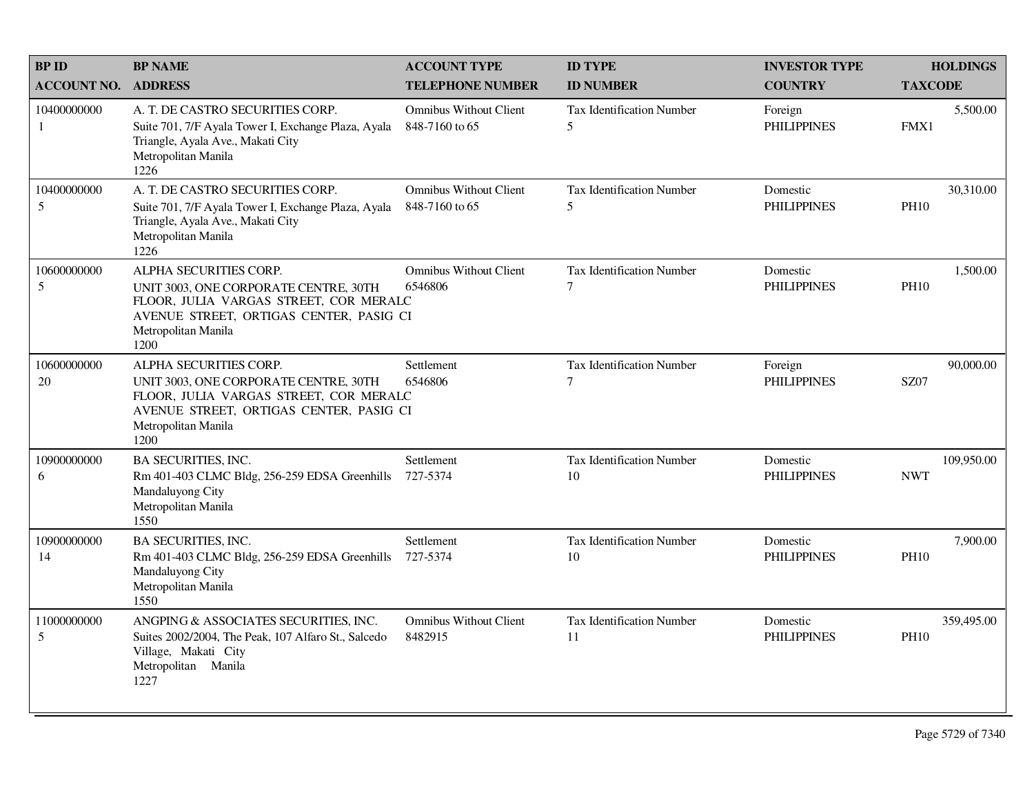| BP ID<br>ACCOUNT NO. | BP NAME<br>ADDRESS | ACCOUNT TYPE<br>TELEPHONE NUMBER | ID TYPE<br>ID NUMBER | INVESTOR TYPE<br>COUNTRY | HOLDINGS<br>TAXCODE |
|---|---|---|---|---|---|
| 10400000000<br>1 | A. T. DE CASTRO SECURITIES CORP.<br>Suite 701, 7/F Ayala Tower I, Exchange Plaza, Ayala Triangle, Ayala Ave., Makati City<br>Metropolitan Manila<br>1226 | Omnibus Without Client<br>848-7160 to 65 | Tax Identification Number<br>5 | Foreign<br>PHILIPPINES | 5,500.00<br>FMX1 |
| 10400000000<br>5 | A. T. DE CASTRO SECURITIES CORP.<br>Suite 701, 7/F Ayala Tower I, Exchange Plaza, Ayala Triangle, Ayala Ave., Makati City<br>Metropolitan Manila<br>1226 | Omnibus Without Client<br>848-7160 to 65 | Tax Identification Number<br>5 | Domestic<br>PHILIPPINES | 30,310.00<br>PH10 |
| 10600000000<br>5 | ALPHA SECURITIES CORP.<br>UNIT 3003, ONE CORPORATE CENTRE, 30TH FLOOR, JULIA VARGAS STREET, COR MERALC AVENUE STREET, ORTIGAS CENTER, PASIG CI<br>Metropolitan Manila<br>1200 | Omnibus Without Client<br>6546806 | Tax Identification Number<br>7 | Domestic<br>PHILIPPINES | 1,500.00<br>PH10 |
| 10600000000<br>20 | ALPHA SECURITIES CORP.<br>UNIT 3003, ONE CORPORATE CENTRE, 30TH FLOOR, JULIA VARGAS STREET, COR MERALC AVENUE STREET, ORTIGAS CENTER, PASIG CI<br>Metropolitan Manila<br>1200 | Settlement<br>6546806 | Tax Identification Number<br>7 | Foreign<br>PHILIPPINES | 90,000.00<br>SZ07 |
| 10900000000<br>6 | BA SECURITIES, INC.<br>Rm 401-403 CLMC Bldg, 256-259 EDSA Greenhills Mandaluyong City<br>Metropolitan Manila<br>1550 | Settlement<br>727-5374 | Tax Identification Number<br>10 | Domestic<br>PHILIPPINES | 109,950.00<br>NWT |
| 10900000000<br>14 | BA SECURITIES, INC.<br>Rm 401-403 CLMC Bldg, 256-259 EDSA Greenhills Mandaluyong City<br>Metropolitan Manila<br>1550 | Settlement<br>727-5374 | Tax Identification Number<br>10 | Domestic<br>PHILIPPINES | 7,900.00<br>PH10 |
| 11000000000<br>5 | ANGPING & ASSOCIATES SECURITIES, INC.<br>Suites 2002/2004, The Peak, 107 Alfaro St., Salcedo Village, Makati City<br>Metropolitan Manila<br>1227 | Omnibus Without Client<br>8482915 | Tax Identification Number<br>11 | Domestic<br>PHILIPPINES | 359,495.00<br>PH10 |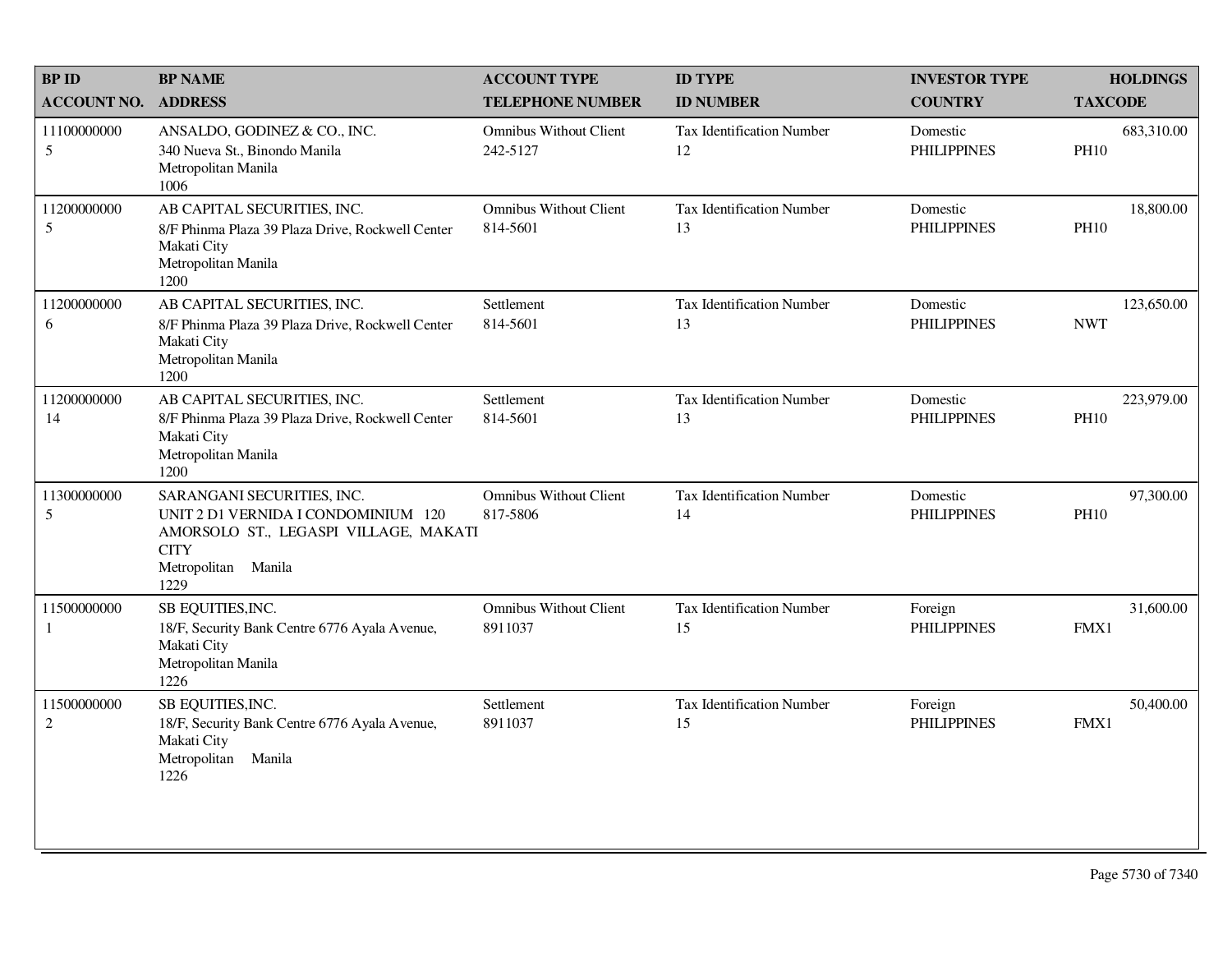| BP ID<br>ACCOUNT NO. | BP NAME<br>ADDRESS | ACCOUNT TYPE<br>TELEPHONE NUMBER | ID TYPE<br>ID NUMBER | INVESTOR TYPE<br>COUNTRY | HOLDINGS<br>TAXCODE |
|---|---|---|---|---|---|
| 11100000000<br>5 | ANSALDO, GODINEZ & CO., INC.<br>340 Nueva St., Binondo Manila<br>Metropolitan Manila<br>1006 | Omnibus Without Client<br>242-5127 | Tax Identification Number<br>12 | Domestic<br>PHILIPPINES | 683,310.00<br>PH10 |
| 11200000000<br>5 | AB CAPITAL SECURITIES, INC.<br>8/F Phinma Plaza 39 Plaza Drive, Rockwell Center<br>Makati City<br>Metropolitan Manila<br>1200 | Omnibus Without Client<br>814-5601 | Tax Identification Number<br>13 | Domestic<br>PHILIPPINES | 18,800.00<br>PH10 |
| 11200000000<br>6 | AB CAPITAL SECURITIES, INC.<br>8/F Phinma Plaza 39 Plaza Drive, Rockwell Center<br>Makati City<br>Metropolitan Manila<br>1200 | Settlement<br>814-5601 | Tax Identification Number<br>13 | Domestic<br>PHILIPPINES | 123,650.00<br>NWT |
| 11200000000<br>14 | AB CAPITAL SECURITIES, INC.<br>8/F Phinma Plaza 39 Plaza Drive, Rockwell Center<br>Makati City<br>Metropolitan Manila<br>1200 | Settlement<br>814-5601 | Tax Identification Number<br>13 | Domestic<br>PHILIPPINES | 223,979.00<br>PH10 |
| 11300000000<br>5 | SARANGANI SECURITIES, INC.<br>UNIT 2 D1 VERNIDA I CONDOMINIUM 120 AMORSOLO ST., LEGASPI VILLAGE, MAKATI CITY<br>Metropolitan Manila<br>1229 | Omnibus Without Client<br>817-5806 | Tax Identification Number<br>14 | Domestic<br>PHILIPPINES | 97,300.00<br>PH10 |
| 11500000000<br>1 | SB EQUITIES,INC.<br>18/F, Security Bank Centre 6776 Ayala Avenue,<br>Makati City<br>Metropolitan Manila<br>1226 | Omnibus Without Client<br>8911037 | Tax Identification Number<br>15 | Foreign<br>PHILIPPINES | 31,600.00<br>FMX1 |
| 11500000000<br>2 | SB EQUITIES,INC.<br>18/F, Security Bank Centre 6776 Ayala Avenue,<br>Makati City<br>Metropolitan Manila<br>1226 | Settlement<br>8911037 | Tax Identification Number<br>15 | Foreign<br>PHILIPPINES | 50,400.00<br>FMX1 |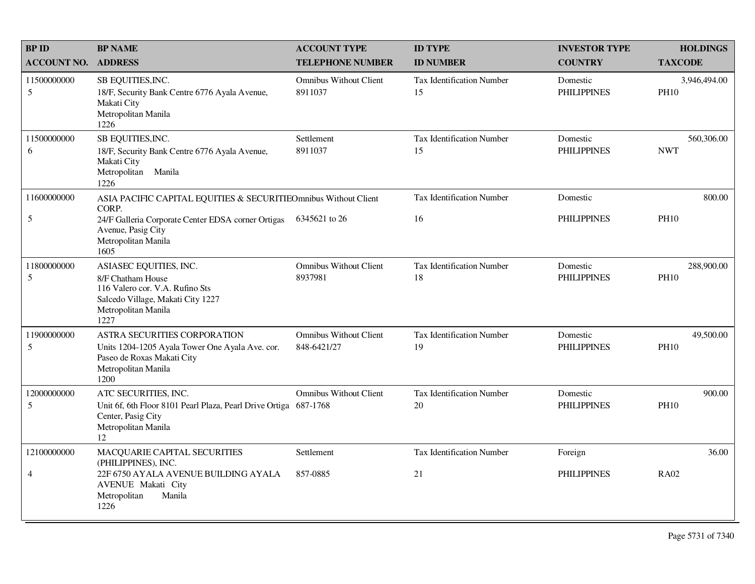| BP ID<br>ACCOUNT NO. | BP NAME<br>ADDRESS | ACCOUNT TYPE<br>TELEPHONE NUMBER | ID TYPE<br>ID NUMBER | INVESTOR TYPE<br>COUNTRY | HOLDINGS<br>TAXCODE |
|---|---|---|---|---|---|
| 11500000000<br>5 | SB EQUITIES,INC.<br>18/F, Security Bank Centre 6776 Ayala Avenue, Makati City<br>Metropolitan Manila<br>1226 | Omnibus Without Client<br>8911037 | Tax Identification Number<br>15 | Domestic<br>PHILIPPINES | 3,946,494.00<br>PH10 |
| 11500000000<br>6 | SB EQUITIES,INC.<br>18/F, Security Bank Centre 6776 Ayala Avenue, Makati City<br>Metropolitan Manila<br>1226 | Settlement<br>8911037 | Tax Identification Number<br>15 | Domestic<br>PHILIPPINES | 560,306.00<br>NWT |
| 11600000000<br>5 | ASIA PACIFIC CAPITAL EQUITIES & SECURITIE CORP.<br>24/F Galleria Corporate Center EDSA corner Ortigas Avenue, Pasig City<br>Metropolitan Manila<br>1605 | Omnibus Without Client<br>6345621 to 26 | Tax Identification Number<br>16 | Domestic<br>PHILIPPINES | 800.00<br>PH10 |
| 11800000000<br>5 | ASIASEC EQUITIES, INC.<br>8/F Chatham House<br>116 Valero cor. V.A. Rufino Sts<br>Salcedo Village, Makati City 1227<br>Metropolitan Manila<br>1227 | Omnibus Without Client<br>8937981 | Tax Identification Number<br>18 | Domestic<br>PHILIPPINES | 288,900.00<br>PH10 |
| 11900000000<br>5 | ASTRA SECURITIES CORPORATION<br>Units 1204-1205 Ayala Tower One Ayala Ave. cor. Paseo de Roxas Makati City<br>Metropolitan Manila<br>1200 | Omnibus Without Client<br>848-6421/27 | Tax Identification Number<br>19 | Domestic<br>PHILIPPINES | 49,500.00<br>PH10 |
| 12000000000<br>5 | ATC SECURITIES, INC.<br>Unit 6f, 6th Floor 8101 Pearl Plaza, Pearl Drive Ortiga Center, Pasig City<br>Metropolitan Manila<br>12 | Omnibus Without Client<br>687-1768 | Tax Identification Number<br>20 | Domestic<br>PHILIPPINES | 900.00<br>PH10 |
| 12100000000<br>4 | MACQUARIE CAPITAL SECURITIES (PHILIPPINES), INC.<br>22F 6750 AYALA AVENUE BUILDING AYALA AVENUE Makati City<br>Metropolitan Manila<br>1226 | Settlement<br>857-0885 | Tax Identification Number<br>21 | Foreign<br>PHILIPPINES | 36.00<br>RA02 |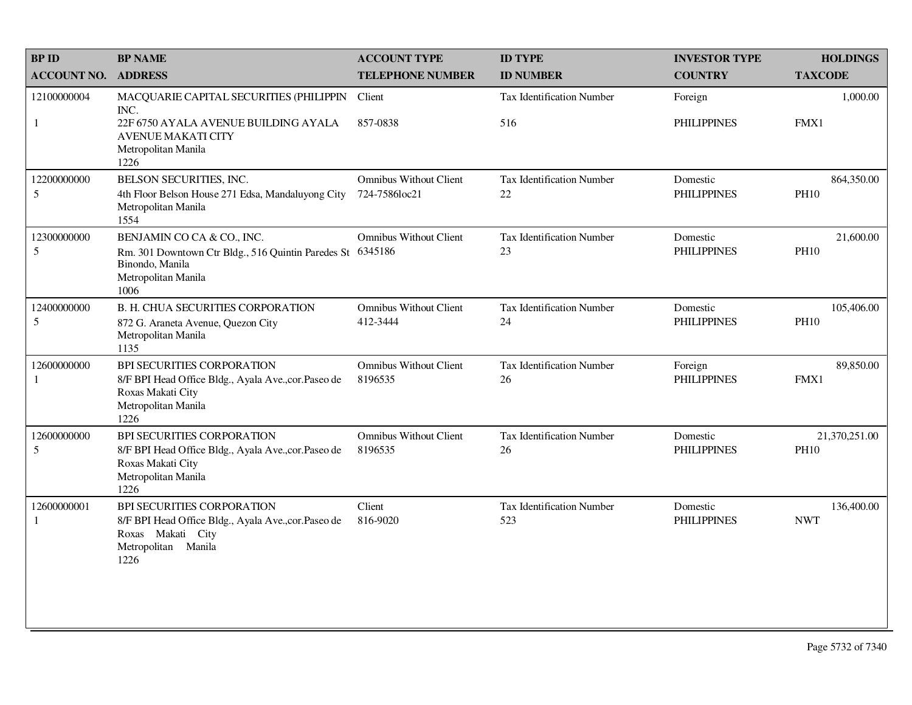| BP ID<br>ACCOUNT NO. | BP NAME<br>ADDRESS | ACCOUNT TYPE<br>TELEPHONE NUMBER | ID TYPE<br>ID NUMBER | INVESTOR TYPE<br>COUNTRY | HOLDINGS<br>TAXCODE |
|---|---|---|---|---|---|
| 12100000004<br>1 | MACQUARIE CAPITAL SECURITIES (PHILIPPIN INC.<br>22F 6750 AYALA AVENUE BUILDING AYALA AVENUE MAKATI CITY<br>Metropolitan Manila<br>1226 | Client<br>857-0838 | Tax Identification Number<br>516 | Foreign<br>PHILIPPINES | 1,000.00<br>FMX1 |
| 12200000000<br>5 | BELSON SECURITIES, INC.<br>4th Floor Belson House 271 Edsa, Mandaluyong City<br>Metropolitan Manila<br>1554 | Omnibus Without Client<br>724-7586loc21 | Tax Identification Number<br>22 | Domestic<br>PHILIPPINES | 864,350.00<br>PH10 |
| 12300000000<br>5 | BENJAMIN CO CA & CO., INC.<br>Rm. 301 Downtown Ctr Bldg., 516 Quintin Paredes St Binondo, Manila<br>Metropolitan Manila<br>1006 | Omnibus Without Client<br>6345186 | Tax Identification Number<br>23 | Domestic<br>PHILIPPINES | 21,600.00<br>PH10 |
| 12400000000<br>5 | B. H. CHUA SECURITIES CORPORATION<br>872 G. Araneta Avenue, Quezon City<br>Metropolitan Manila<br>1135 | Omnibus Without Client<br>412-3444 | Tax Identification Number<br>24 | Domestic<br>PHILIPPINES | 105,406.00<br>PH10 |
| 12600000000<br>1 | BPI SECURITIES CORPORATION<br>8/F BPI Head Office Bldg., Ayala Ave.,cor.Paseo de Roxas Makati City<br>Metropolitan Manila<br>1226 | Omnibus Without Client<br>8196535 | Tax Identification Number<br>26 | Foreign<br>PHILIPPINES | 89,850.00<br>FMX1 |
| 12600000000<br>5 | BPI SECURITIES CORPORATION<br>8/F BPI Head Office Bldg., Ayala Ave.,cor.Paseo de Roxas Makati City<br>Metropolitan Manila<br>1226 | Omnibus Without Client<br>8196535 | Tax Identification Number<br>26 | Domestic<br>PHILIPPINES | 21,370,251.00<br>PH10 |
| 12600000001<br>1 | BPI SECURITIES CORPORATION<br>8/F BPI Head Office Bldg., Ayala Ave.,cor.Paseo de Roxas Makati City<br>Metropolitan Manila<br>1226 | Client<br>816-9020 | Tax Identification Number<br>523 | Domestic<br>PHILIPPINES | 136,400.00<br>NWT |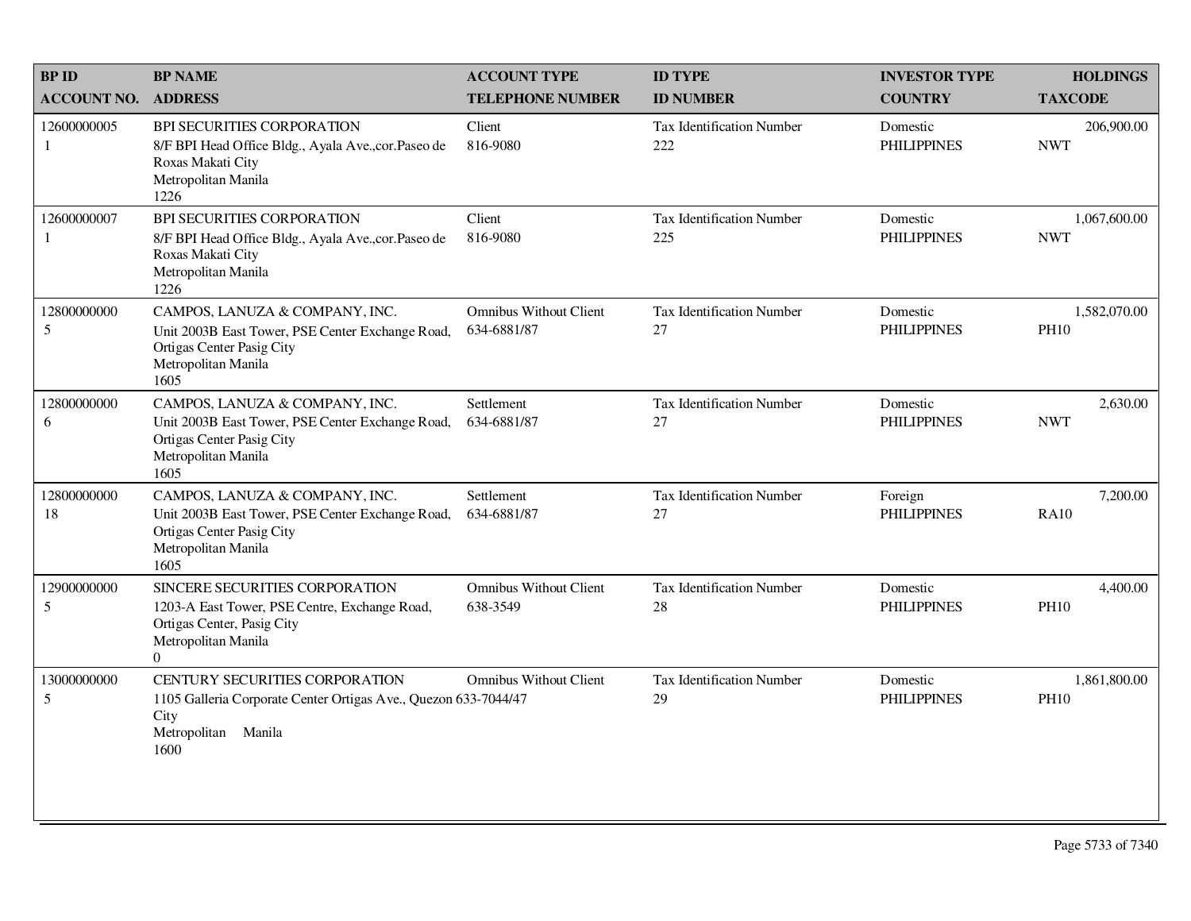| BP ID<br>ACCOUNT NO. | BP NAME<br>ADDRESS | ACCOUNT TYPE<br>TELEPHONE NUMBER | ID TYPE<br>ID NUMBER | INVESTOR TYPE<br>COUNTRY | HOLDINGS<br>TAXCODE |
|---|---|---|---|---|---|
| 12600000005<br>1 | BPI SECURITIES CORPORATION<br>8/F BPI Head Office Bldg., Ayala Ave.,cor.Paseo de Roxas Makati City<br>Metropolitan Manila<br>1226 | Client<br>816-9080 | Tax Identification Number<br>222 | Domestic<br>PHILIPPINES | 206,900.00<br>NWT |
| 12600000007<br>1 | BPI SECURITIES CORPORATION<br>8/F BPI Head Office Bldg., Ayala Ave.,cor.Paseo de Roxas Makati City<br>Metropolitan Manila<br>1226 | Client<br>816-9080 | Tax Identification Number<br>225 | Domestic<br>PHILIPPINES | 1,067,600.00<br>NWT |
| 12800000000<br>5 | CAMPOS, LANUZA & COMPANY, INC.<br>Unit 2003B East Tower, PSE Center Exchange Road, Ortigas Center Pasig City<br>Metropolitan Manila<br>1605 | Omnibus Without Client<br>634-6881/87 | Tax Identification Number<br>27 | Domestic<br>PHILIPPINES | 1,582,070.00<br>PH10 |
| 12800000000<br>6 | CAMPOS, LANUZA & COMPANY, INC.<br>Unit 2003B East Tower, PSE Center Exchange Road, Ortigas Center Pasig City<br>Metropolitan Manila<br>1605 | Settlement<br>634-6881/87 | Tax Identification Number<br>27 | Domestic<br>PHILIPPINES | 2,630.00<br>NWT |
| 12800000000<br>18 | CAMPOS, LANUZA & COMPANY, INC.<br>Unit 2003B East Tower, PSE Center Exchange Road, Ortigas Center Pasig City<br>Metropolitan Manila<br>1605 | Settlement<br>634-6881/87 | Tax Identification Number<br>27 | Foreign<br>PHILIPPINES | 7,200.00<br>RA10 |
| 12900000000<br>5 | SINCERE SECURITIES CORPORATION<br>1203-A East Tower, PSE Centre, Exchange Road, Ortigas Center, Pasig City<br>Metropolitan Manila<br>0 | Omnibus Without Client<br>638-3549 | Tax Identification Number<br>28 | Domestic<br>PHILIPPINES | 4,400.00<br>PH10 |
| 13000000000<br>5 | CENTURY SECURITIES CORPORATION<br>1105 Galleria Corporate Center Ortigas Ave., Quezon City<br>Metropolitan Manila<br>1600 | Omnibus Without Client<br>633-7044/47 | Tax Identification Number<br>29 | Domestic<br>PHILIPPINES | 1,861,800.00<br>PH10 |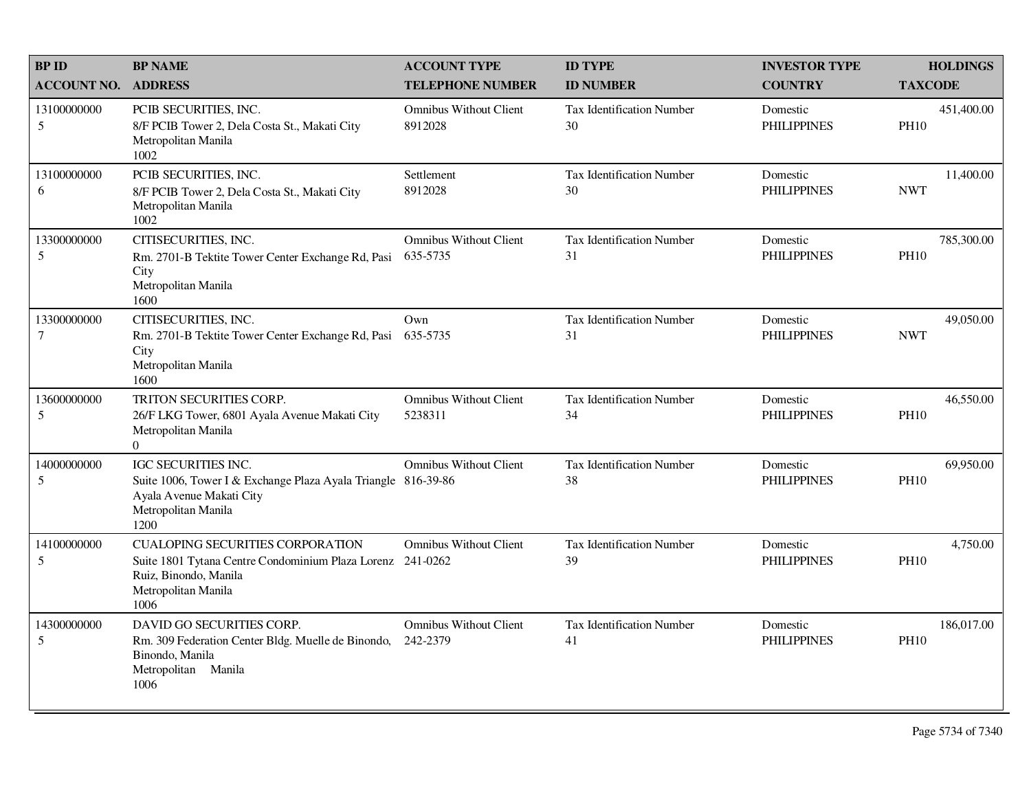| BP ID<br>ACCOUNT NO. | BP NAME<br>ADDRESS | ACCOUNT TYPE<br>TELEPHONE NUMBER | ID TYPE<br>ID NUMBER | INVESTOR TYPE<br>COUNTRY | HOLDINGS<br>TAXCODE |
|---|---|---|---|---|---|
| 13100000000<br>5 | PCIB SECURITIES, INC.<br>8/F PCIB Tower 2, Dela Costa St., Makati City<br>Metropolitan Manila<br>1002 | Omnibus Without Client<br>8912028 | Tax Identification Number<br>30 | Domestic<br>PHILIPPINES | 451,400.00<br>PH10 |
| 13100000000<br>6 | PCIB SECURITIES, INC.<br>8/F PCIB Tower 2, Dela Costa St., Makati City<br>Metropolitan Manila<br>1002 | Settlement<br>8912028 | Tax Identification Number<br>30 | Domestic<br>PHILIPPINES | 11,400.00<br>NWT |
| 13300000000<br>5 | CITISECURITIES, INC.<br>Rm. 2701-B Tektite Tower Center Exchange Rd, Pasi City<br>Metropolitan Manila<br>1600 | Omnibus Without Client<br>635-5735 | Tax Identification Number<br>31 | Domestic<br>PHILIPPINES | 785,300.00<br>PH10 |
| 13300000000<br>7 | CITISECURITIES, INC.<br>Rm. 2701-B Tektite Tower Center Exchange Rd, Pasi City<br>Metropolitan Manila<br>1600 | Own<br>635-5735 | Tax Identification Number<br>31 | Domestic<br>PHILIPPINES | 49,050.00<br>NWT |
| 13600000000<br>5 | TRITON SECURITIES CORP.<br>26/F LKG Tower, 6801 Ayala Avenue Makati City<br>Metropolitan Manila<br>0 | Omnibus Without Client<br>5238311 | Tax Identification Number<br>34 | Domestic<br>PHILIPPINES | 46,550.00<br>PH10 |
| 14000000000<br>5 | IGC SECURITIES INC.<br>Suite 1006, Tower I & Exchange Plaza Ayala Triangle Ayala Avenue Makati City<br>Metropolitan Manila<br>1200 | Omnibus Without Client<br>816-39-86 | Tax Identification Number<br>38 | Domestic<br>PHILIPPINES | 69,950.00<br>PH10 |
| 14100000000<br>5 | CUALOPING SECURITIES CORPORATION<br>Suite 1801 Tytana Centre Condominium Plaza Lorenz Ruiz, Binondo, Manila<br>Metropolitan Manila<br>1006 | Omnibus Without Client<br>241-0262 | Tax Identification Number<br>39 | Domestic<br>PHILIPPINES | 4,750.00<br>PH10 |
| 14300000000<br>5 | DAVID GO SECURITIES CORP.<br>Rm. 309 Federation Center Bldg. Muelle de Binondo, Binondo, Manila<br>Metropolitan Manila<br>1006 | Omnibus Without Client<br>242-2379 | Tax Identification Number<br>41 | Domestic<br>PHILIPPINES | 186,017.00<br>PH10 |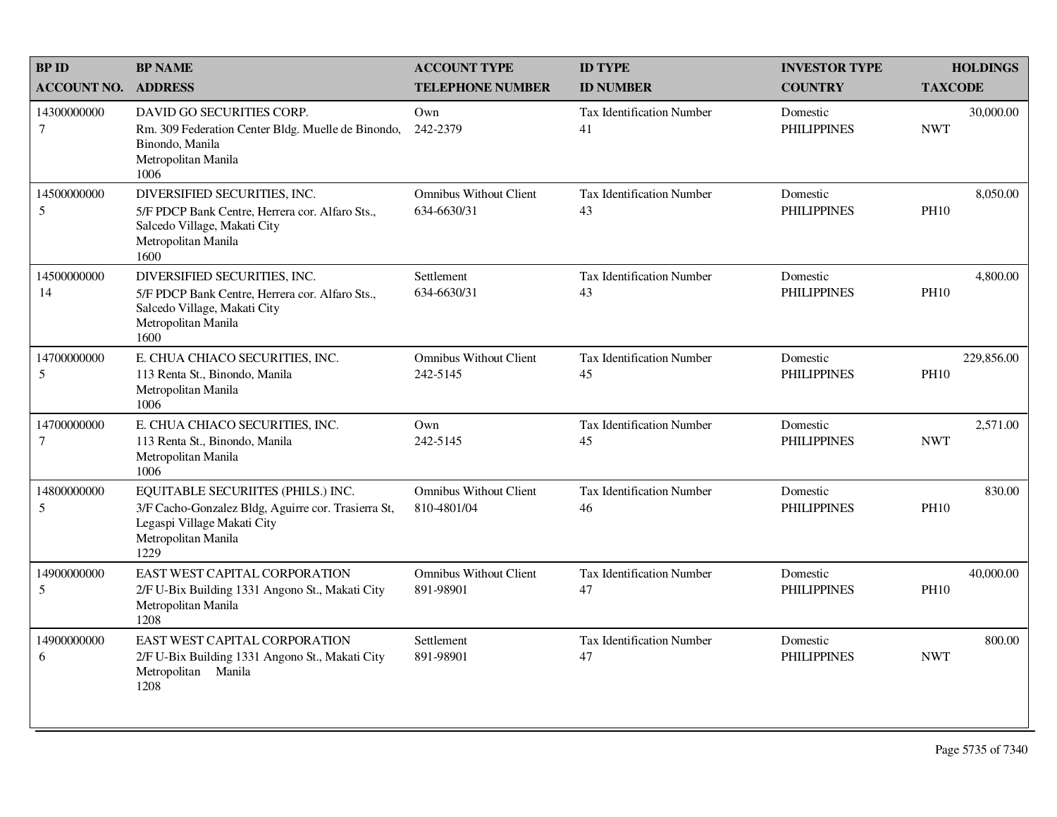| BP ID<br>ACCOUNT NO. | BP NAME<br>ADDRESS | ACCOUNT TYPE<br>TELEPHONE NUMBER | ID TYPE<br>ID NUMBER | INVESTOR TYPE<br>COUNTRY | HOLDINGS<br>TAXCODE |
|---|---|---|---|---|---|
| 14300000000<br>7 | DAVID GO SECURITIES CORP.<br>Rm. 309 Federation Center Bldg. Muelle de Binondo, Binondo, Manila<br>Metropolitan Manila<br>1006 | Own<br>242-2379 | Tax Identification Number<br>41 | Domestic<br>PHILIPPINES | 30,000.00<br>NWT |
| 14500000000<br>5 | DIVERSIFIED SECURITIES, INC.<br>5/F PDCP Bank Centre, Herrera cor. Alfaro Sts., Salcedo Village, Makati City<br>Metropolitan Manila<br>1600 | Omnibus Without Client<br>634-6630/31 | Tax Identification Number<br>43 | Domestic<br>PHILIPPINES | 8,050.00<br>PH10 |
| 14500000000<br>14 | DIVERSIFIED SECURITIES, INC.<br>5/F PDCP Bank Centre, Herrera cor. Alfaro Sts., Salcedo Village, Makati City<br>Metropolitan Manila<br>1600 | Settlement<br>634-6630/31 | Tax Identification Number<br>43 | Domestic<br>PHILIPPINES | 4,800.00<br>PH10 |
| 14700000000<br>5 | E. CHUA CHIACO SECURITIES, INC.<br>113 Renta St., Binondo, Manila<br>Metropolitan Manila<br>1006 | Omnibus Without Client<br>242-5145 | Tax Identification Number<br>45 | Domestic<br>PHILIPPINES | 229,856.00<br>PH10 |
| 14700000000<br>7 | E. CHUA CHIACO SECURITIES, INC.<br>113 Renta St., Binondo, Manila<br>Metropolitan Manila<br>1006 | Own<br>242-5145 | Tax Identification Number<br>45 | Domestic<br>PHILIPPINES | 2,571.00<br>NWT |
| 14800000000<br>5 | EQUITABLE SECURIITES (PHILS.) INC.<br>3/F Cacho-Gonzalez Bldg, Aguirre cor. Trasierra St, Legaspi Village Makati City<br>Metropolitan Manila<br>1229 | Omnibus Without Client<br>810-4801/04 | Tax Identification Number<br>46 | Domestic<br>PHILIPPINES | 830.00<br>PH10 |
| 14900000000<br>5 | EAST WEST CAPITAL CORPORATION<br>2/F U-Bix Building 1331 Angono St., Makati City<br>Metropolitan Manila<br>1208 | Omnibus Without Client<br>891-98901 | Tax Identification Number<br>47 | Domestic<br>PHILIPPINES | 40,000.00<br>PH10 |
| 14900000000<br>6 | EAST WEST CAPITAL CORPORATION<br>2/F U-Bix Building 1331 Angono St., Makati City<br>Metropolitan Manila<br>1208 | Settlement<br>891-98901 | Tax Identification Number<br>47 | Domestic<br>PHILIPPINES | 800.00<br>NWT |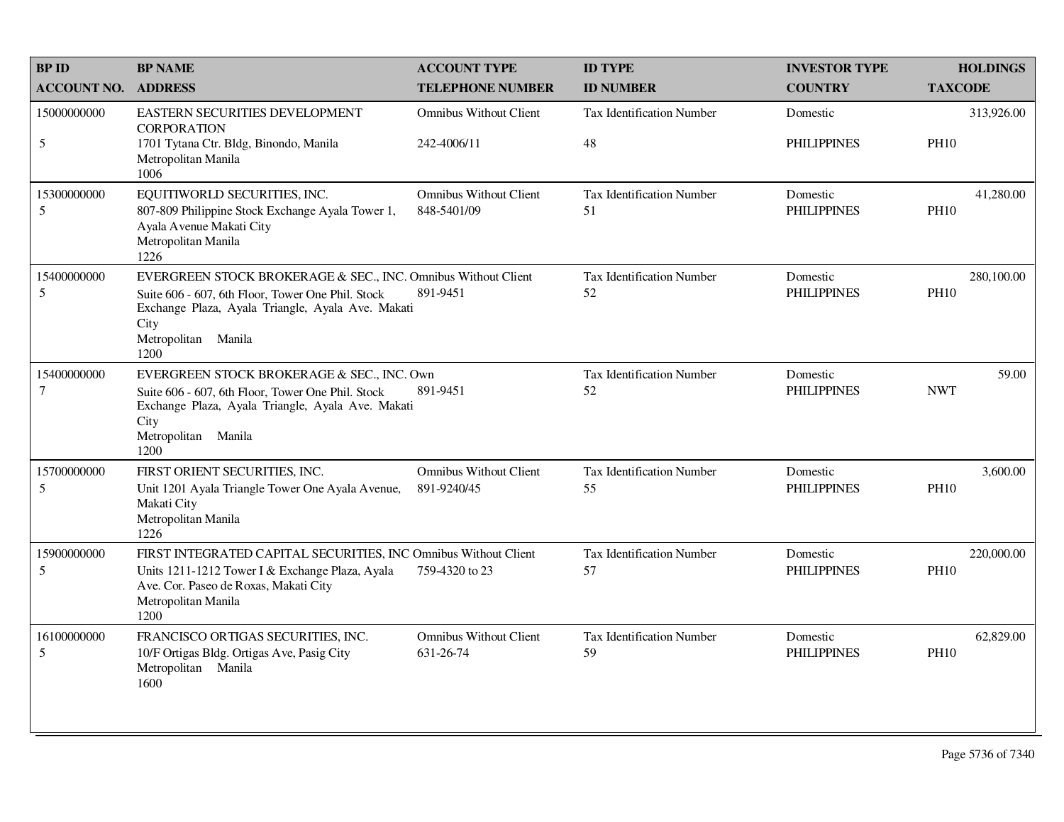| BP ID<br>ACCOUNT NO. | BP NAME<br>ADDRESS | ACCOUNT TYPE<br>TELEPHONE NUMBER | ID TYPE<br>ID NUMBER | INVESTOR TYPE<br>COUNTRY | HOLDINGS<br>TAXCODE |
|---|---|---|---|---|---|
| 15000000000<br>5 | EASTERN SECURITIES DEVELOPMENT CORPORATION<br>1701 Tytana Ctr. Bldg, Binondo, Manila<br>Metropolitan Manila<br>1006 | Omnibus Without Client<br>242-4006/11 | Tax Identification Number<br>48 | Domestic<br>PHILIPPINES | 313,926.00<br>PH10 |
| 15300000000<br>5 | EQUITIWORLD SECURITIES, INC.<br>807-809 Philippine Stock Exchange Ayala Tower 1, Ayala Avenue Makati City<br>Metropolitan Manila<br>1226 | Omnibus Without Client<br>848-5401/09 | Tax Identification Number<br>51 | Domestic<br>PHILIPPINES | 41,280.00<br>PH10 |
| 15400000000<br>5 | EVERGREEN STOCK BROKERAGE & SEC., INC.<br>Suite 606 - 607, 6th Floor, Tower One Phil. Stock Exchange Plaza, Ayala Triangle, Ayala Ave. Makati City<br>Metropolitan Manila<br>1200 | Omnibus Without Client<br>891-9451 | Tax Identification Number<br>52 | Domestic<br>PHILIPPINES | 280,100.00<br>PH10 |
| 15400000000<br>7 | EVERGREEN STOCK BROKERAGE & SEC., INC.<br>Suite 606 - 607, 6th Floor, Tower One Phil. Stock Exchange Plaza, Ayala Triangle, Ayala Ave. Makati City<br>Metropolitan Manila<br>1200 | Own<br>891-9451 | Tax Identification Number<br>52 | Domestic<br>PHILIPPINES | 59.00<br>NWT |
| 15700000000<br>5 | FIRST ORIENT SECURITIES, INC.<br>Unit 1201 Ayala Triangle Tower One Ayala Avenue, Makati City<br>Metropolitan Manila<br>1226 | Omnibus Without Client<br>891-9240/45 | Tax Identification Number<br>55 | Domestic<br>PHILIPPINES | 3,600.00<br>PH10 |
| 15900000000<br>5 | FIRST INTEGRATED CAPITAL SECURITIES, INC<br>Units 1211-1212 Tower I & Exchange Plaza, Ayala Ave. Cor. Paseo de Roxas, Makati City<br>Metropolitan Manila<br>1200 | Omnibus Without Client<br>759-4320 to 23 | Tax Identification Number<br>57 | Domestic<br>PHILIPPINES | 220,000.00<br>PH10 |
| 16100000000<br>5 | FRANCISCO ORTIGAS SECURITIES, INC.<br>10/F Ortigas Bldg. Ortigas Ave, Pasig City<br>Metropolitan Manila<br>1600 | Omnibus Without Client<br>631-26-74 | Tax Identification Number<br>59 | Domestic<br>PHILIPPINES | 62,829.00<br>PH10 |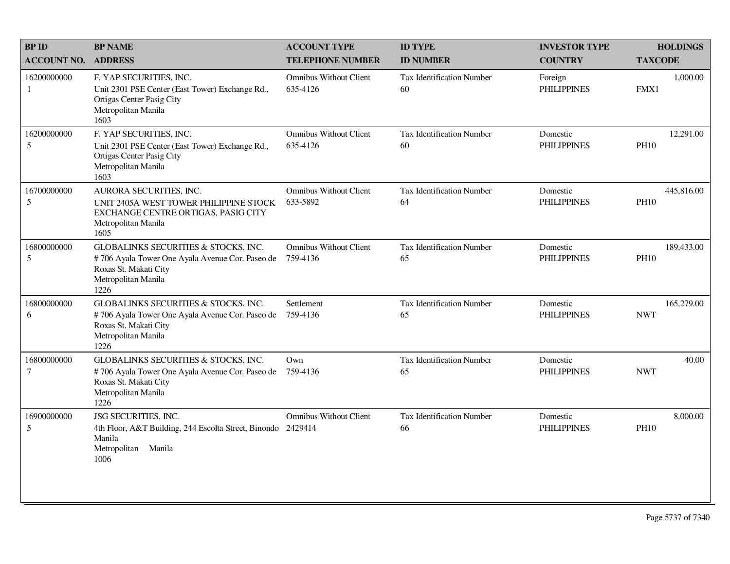| BP ID<br>ACCOUNT NO. | BP NAME<br>ADDRESS | ACCOUNT TYPE<br>TELEPHONE NUMBER | ID TYPE<br>ID NUMBER | INVESTOR TYPE<br>COUNTRY | HOLDINGS<br>TAXCODE |
|---|---|---|---|---|---|
| 16200000000<br>1 | F. YAP SECURITIES, INC.<br>Unit 2301 PSE Center (East Tower) Exchange Rd., Ortigas Center Pasig City<br>Metropolitan Manila<br>1603 | Omnibus Without Client<br>635-4126 | Tax Identification Number<br>60 | Foreign<br>PHILIPPINES | 1,000.00<br>FMX1 |
| 16200000000<br>5 | F. YAP SECURITIES, INC.<br>Unit 2301 PSE Center (East Tower) Exchange Rd., Ortigas Center Pasig City<br>Metropolitan Manila<br>1603 | Omnibus Without Client<br>635-4126 | Tax Identification Number<br>60 | Domestic<br>PHILIPPINES | 12,291.00<br>PH10 |
| 16700000000<br>5 | AURORA SECURITIES, INC.<br>UNIT 2405A WEST TOWER PHILIPPINE STOCK EXCHANGE CENTRE ORTIGAS, PASIG CITY<br>Metropolitan Manila<br>1605 | Omnibus Without Client<br>633-5892 | Tax Identification Number<br>64 | Domestic<br>PHILIPPINES | 445,816.00<br>PH10 |
| 16800000000<br>5 | GLOBALINKS SECURITIES & STOCKS, INC.<br># 706 Ayala Tower One Ayala Avenue Cor. Paseo de Roxas St. Makati City<br>Metropolitan Manila<br>1226 | Omnibus Without Client<br>759-4136 | Tax Identification Number<br>65 | Domestic<br>PHILIPPINES | 189,433.00<br>PH10 |
| 16800000000<br>6 | GLOBALINKS SECURITIES & STOCKS, INC.<br># 706 Ayala Tower One Ayala Avenue Cor. Paseo de Roxas St. Makati City<br>Metropolitan Manila<br>1226 | Settlement<br>759-4136 | Tax Identification Number<br>65 | Domestic<br>PHILIPPINES | 165,279.00<br>NWT |
| 16800000000<br>7 | GLOBALINKS SECURITIES & STOCKS, INC.<br># 706 Ayala Tower One Ayala Avenue Cor. Paseo de Roxas St. Makati City<br>Metropolitan Manila<br>1226 | Own<br>759-4136 | Tax Identification Number<br>65 | Domestic<br>PHILIPPINES | 40.00<br>NWT |
| 16900000000<br>5 | JSG SECURITIES, INC.<br>4th Floor, A&T Building, 244 Escolta Street, Binondo Manila<br>Metropolitan Manila<br>1006 | Omnibus Without Client<br>2429414 | Tax Identification Number<br>66 | Domestic<br>PHILIPPINES | 8,000.00<br>PH10 |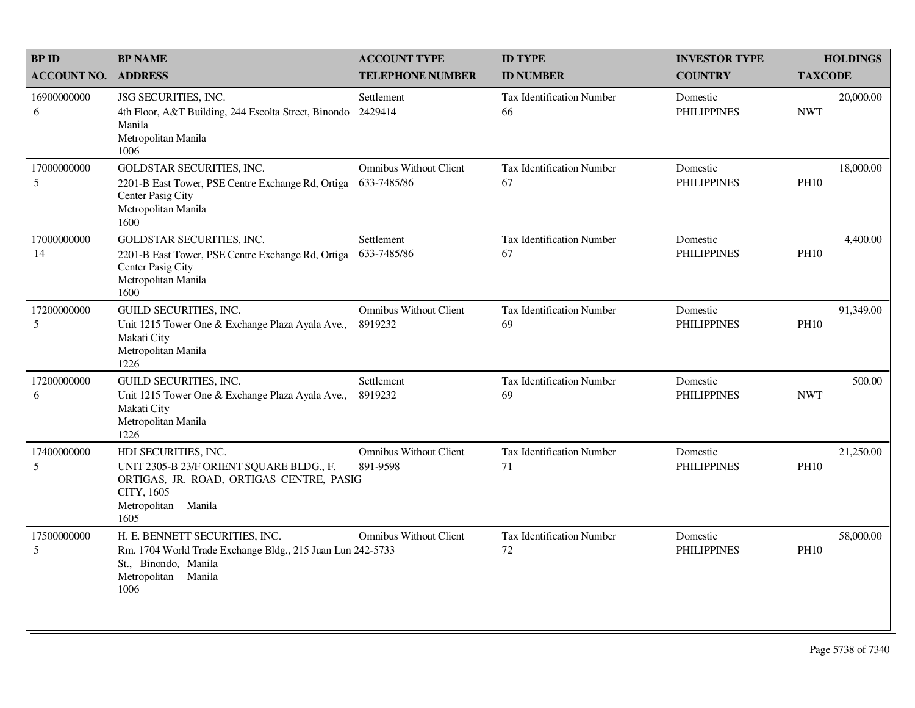| BP ID<br>ACCOUNT NO. | BP NAME<br>ADDRESS | ACCOUNT TYPE<br>TELEPHONE NUMBER | ID TYPE<br>ID NUMBER | INVESTOR TYPE<br>COUNTRY | HOLDINGS<br>TAXCODE |
|---|---|---|---|---|---|
| 16900000000<br>6 | JSG SECURITIES, INC.<br>4th Floor, A&T Building, 244 Escolta Street, Binondo Manila<br>Metropolitan Manila<br>1006 | Settlement<br>2429414 | Tax Identification Number<br>66 | Domestic<br>PHILIPPINES | 20,000.00<br>NWT |
| 17000000000<br>5 | GOLDSTAR SECURITIES, INC.<br>2201-B East Tower, PSE Centre Exchange Rd, Ortiga Center Pasig City<br>Metropolitan Manila<br>1600 | Omnibus Without Client<br>633-7485/86 | Tax Identification Number<br>67 | Domestic<br>PHILIPPINES | 18,000.00<br>PH10 |
| 17000000000<br>14 | GOLDSTAR SECURITIES, INC.<br>2201-B East Tower, PSE Centre Exchange Rd, Ortiga Center Pasig City<br>Metropolitan Manila<br>1600 | Settlement<br>633-7485/86 | Tax Identification Number<br>67 | Domestic<br>PHILIPPINES | 4,400.00<br>PH10 |
| 17200000000<br>5 | GUILD SECURITIES, INC.<br>Unit 1215 Tower One & Exchange Plaza Ayala Ave., Makati City<br>Metropolitan Manila<br>1226 | Omnibus Without Client<br>8919232 | Tax Identification Number<br>69 | Domestic<br>PHILIPPINES | 91,349.00<br>PH10 |
| 17200000000<br>6 | GUILD SECURITIES, INC.<br>Unit 1215 Tower One & Exchange Plaza Ayala Ave., Makati City<br>Metropolitan Manila<br>1226 | Settlement<br>8919232 | Tax Identification Number<br>69 | Domestic<br>PHILIPPINES | 500.00<br>NWT |
| 17400000000<br>5 | HDI SECURITIES, INC.<br>UNIT 2305-B 23/F ORIENT SQUARE BLDG., F. ORTIGAS, JR. ROAD, ORTIGAS CENTRE, PASIG CITY, 1605<br>Metropolitan Manila<br>1605 | Omnibus Without Client<br>891-9598 | Tax Identification Number<br>71 | Domestic<br>PHILIPPINES | 21,250.00<br>PH10 |
| 17500000000<br>5 | H. E. BENNETT SECURITIES, INC.<br>Rm. 1704 World Trade Exchange Bldg., 215 Juan Lun St., Binondo, Manila<br>Metropolitan Manila<br>1006 | Omnibus Without Client<br>242-5733 | Tax Identification Number<br>72 | Domestic<br>PHILIPPINES | 58,000.00<br>PH10 |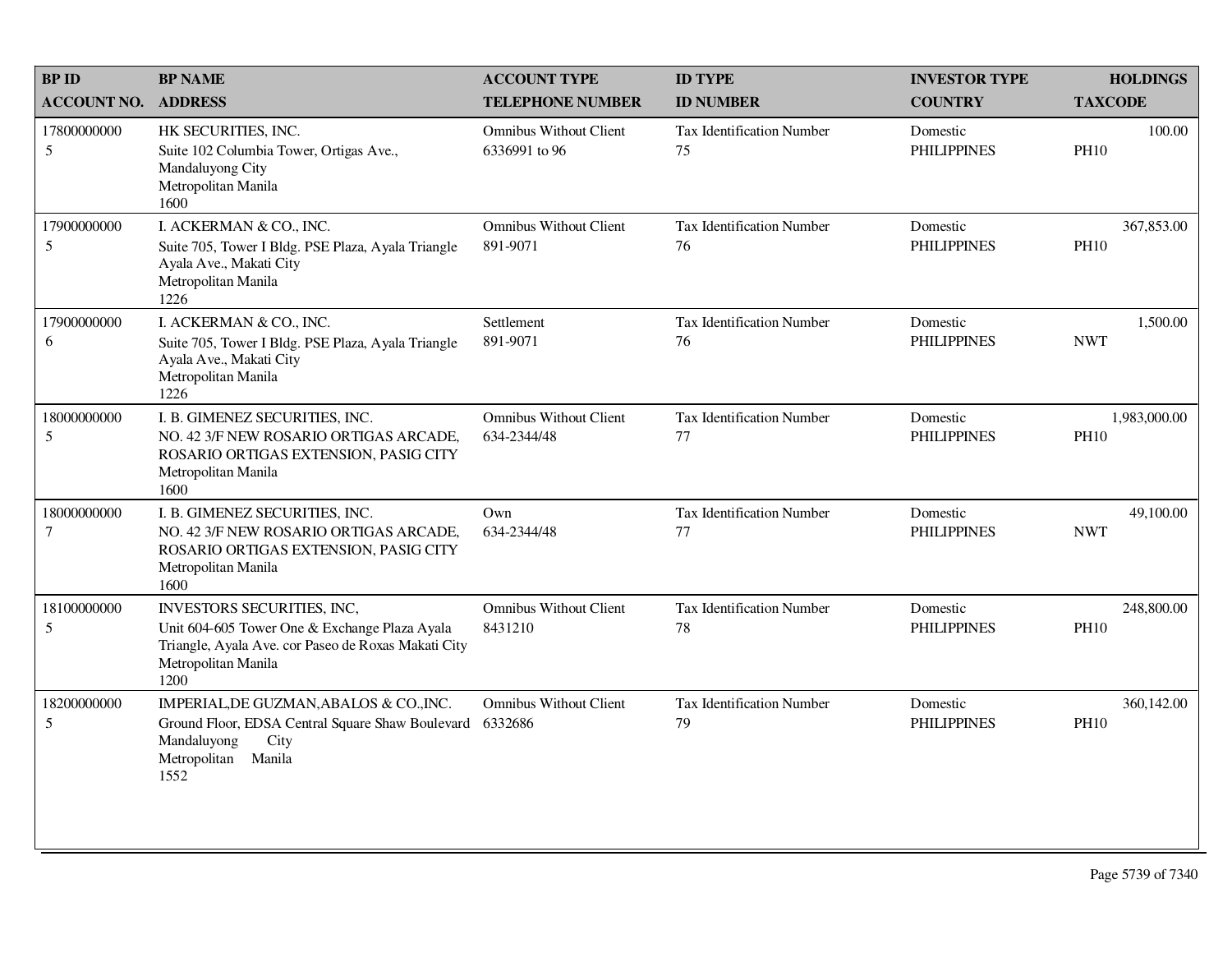| BP ID<br>ACCOUNT NO. | BP NAME<br>ADDRESS | ACCOUNT TYPE<br>TELEPHONE NUMBER | ID TYPE<br>ID NUMBER | INVESTOR TYPE<br>COUNTRY | HOLDINGS<br>TAXCODE |
|---|---|---|---|---|---|
| 17800000000<br>5 | HK SECURITIES, INC.<br>Suite 102 Columbia Tower, Ortigas Ave., Mandaluyong City<br>Metropolitan Manila<br>1600 | Omnibus Without Client<br>6336991 to 96 | Tax Identification Number<br>75 | Domestic<br>PHILIPPINES | 100.00<br>PH10 |
| 17900000000<br>5 | I. ACKERMAN & CO., INC.<br>Suite 705, Tower I Bldg. PSE Plaza, Ayala Triangle Ayala Ave., Makati City<br>Metropolitan Manila<br>1226 | Omnibus Without Client<br>891-9071 | Tax Identification Number<br>76 | Domestic<br>PHILIPPINES | 367,853.00<br>PH10 |
| 17900000000<br>6 | I. ACKERMAN & CO., INC.<br>Suite 705, Tower I Bldg. PSE Plaza, Ayala Triangle Ayala Ave., Makati City<br>Metropolitan Manila<br>1226 | Settlement<br>891-9071 | Tax Identification Number<br>76 | Domestic<br>PHILIPPINES | 1,500.00<br>NWT |
| 18000000000<br>5 | I. B. GIMENEZ SECURITIES, INC.<br>NO. 42 3/F NEW ROSARIO ORTIGAS ARCADE, ROSARIO ORTIGAS EXTENSION, PASIG CITY<br>Metropolitan Manila<br>1600 | Omnibus Without Client<br>634-2344/48 | Tax Identification Number<br>77 | Domestic<br>PHILIPPINES | 1,983,000.00<br>PH10 |
| 18000000000<br>7 | I. B. GIMENEZ SECURITIES, INC.<br>NO. 42 3/F NEW ROSARIO ORTIGAS ARCADE, ROSARIO ORTIGAS EXTENSION, PASIG CITY<br>Metropolitan Manila<br>1600 | Own<br>634-2344/48 | Tax Identification Number<br>77 | Domestic<br>PHILIPPINES | 49,100.00<br>NWT |
| 18100000000<br>5 | INVESTORS SECURITIES, INC,<br>Unit 604-605 Tower One & Exchange Plaza Ayala Triangle, Ayala Ave. cor Paseo de Roxas Makati City<br>Metropolitan Manila<br>1200 | Omnibus Without Client<br>8431210 | Tax Identification Number<br>78 | Domestic<br>PHILIPPINES | 248,800.00<br>PH10 |
| 18200000000<br>5 | IMPERIAL,DE GUZMAN,ABALOS & CO.,INC.<br>Ground Floor, EDSA Central Square Shaw Boulevard Mandaluyong City<br>Metropolitan Manila<br>1552 | Omnibus Without Client<br>6332686 | Tax Identification Number<br>79 | Domestic<br>PHILIPPINES | 360,142.00<br>PH10 |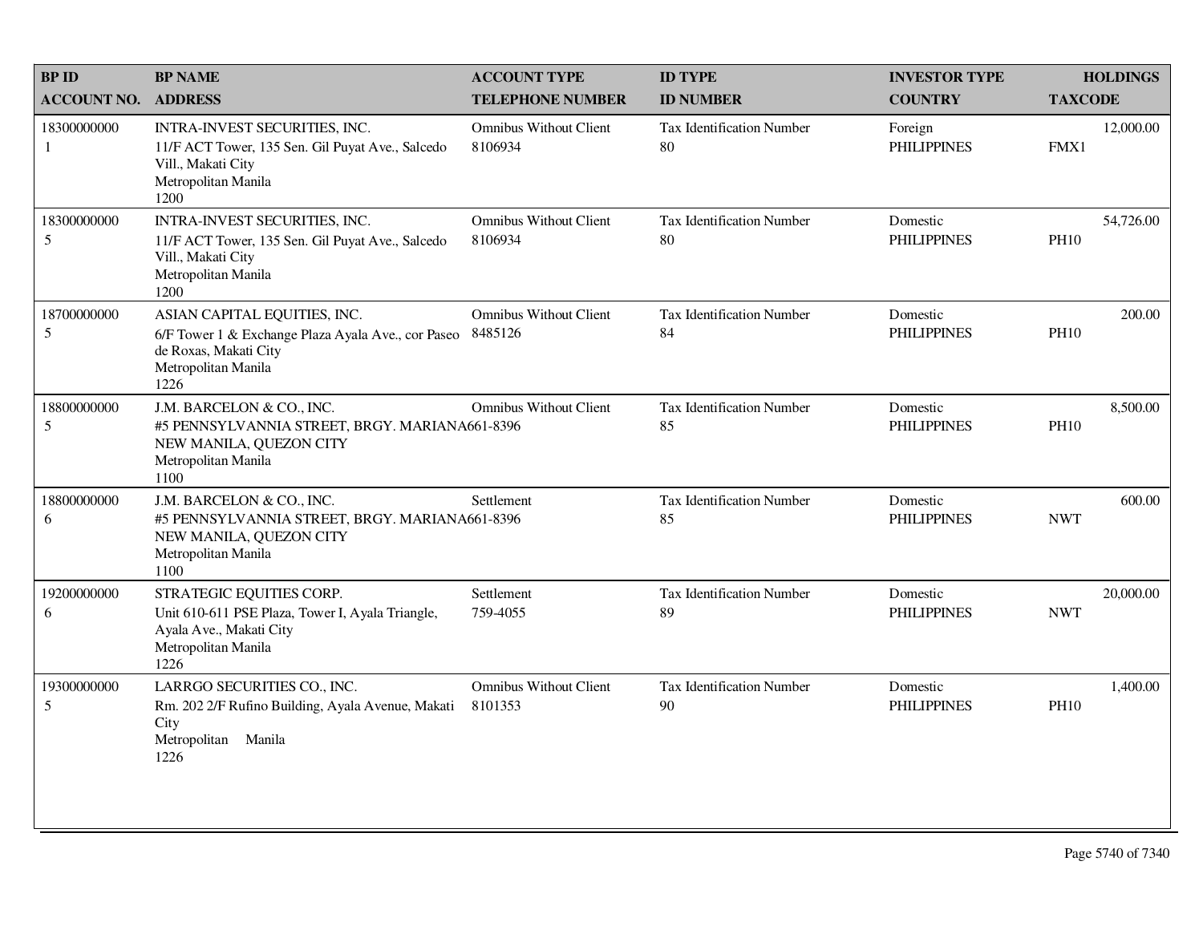| BP ID<br>ACCOUNT NO. | BP NAME<br>ADDRESS | ACCOUNT TYPE<br>TELEPHONE NUMBER | ID TYPE<br>ID NUMBER | INVESTOR TYPE<br>COUNTRY | HOLDINGS<br>TAXCODE |
|---|---|---|---|---|---|
| 18300000000<br>1 | INTRA-INVEST SECURITIES, INC.<br>11/F ACT Tower, 135 Sen. Gil Puyat Ave., Salcedo Vill., Makati City<br>Metropolitan Manila<br>1200 | Omnibus Without Client<br>8106934 | Tax Identification Number<br>80 | Foreign<br>PHILIPPINES | 12,000.00<br>FMX1 |
| 18300000000<br>5 | INTRA-INVEST SECURITIES, INC.<br>11/F ACT Tower, 135 Sen. Gil Puyat Ave., Salcedo Vill., Makati City<br>Metropolitan Manila<br>1200 | Omnibus Without Client<br>8106934 | Tax Identification Number<br>80 | Domestic<br>PHILIPPINES | 54,726.00<br>PH10 |
| 18700000000<br>5 | ASIAN CAPITAL EQUITIES, INC.<br>6/F Tower 1 & Exchange Plaza Ayala Ave., cor Paseo de Roxas, Makati City<br>Metropolitan Manila<br>1226 | Omnibus Without Client<br>8485126 | Tax Identification Number<br>84 | Domestic<br>PHILIPPINES | 200.00<br>PH10 |
| 18800000000<br>5 | J.M. BARCELON & CO., INC.<br>#5 PENNSYLVANNIA STREET, BRGY. MARIANA NEW MANILA, QUEZON CITY<br>Metropolitan Manila<br>1100 | Omnibus Without Client<br>661-8396 | Tax Identification Number<br>85 | Domestic<br>PHILIPPINES | 8,500.00<br>PH10 |
| 18800000000<br>6 | J.M. BARCELON & CO., INC.<br>#5 PENNSYLVANNIA STREET, BRGY. MARIANA NEW MANILA, QUEZON CITY<br>Metropolitan Manila<br>1100 | Settlement<br>661-8396 | Tax Identification Number<br>85 | Domestic<br>PHILIPPINES | 600.00<br>NWT |
| 19200000000<br>6 | STRATEGIC EQUITIES CORP.<br>Unit 610-611 PSE Plaza, Tower I, Ayala Triangle, Ayala Ave., Makati City<br>Metropolitan Manila<br>1226 | Settlement<br>759-4055 | Tax Identification Number<br>89 | Domestic<br>PHILIPPINES | 20,000.00<br>NWT |
| 19300000000<br>5 | LARRGO SECURITIES CO., INC.<br>Rm. 202 2/F Rufino Building, Ayala Avenue, Makati City<br>Metropolitan Manila<br>1226 | Omnibus Without Client<br>8101353 | Tax Identification Number<br>90 | Domestic<br>PHILIPPINES | 1,400.00<br>PH10 |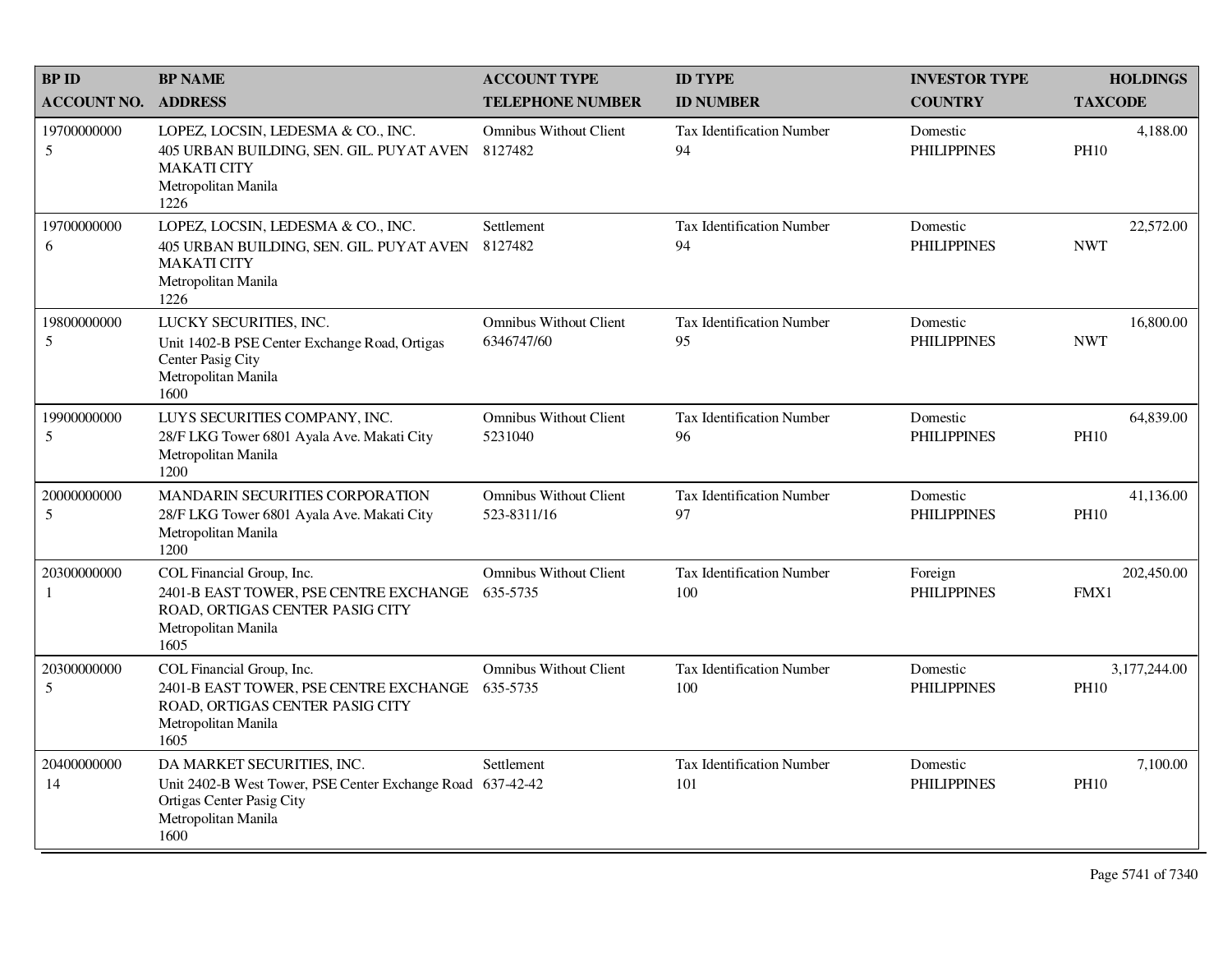| BP ID<br>ACCOUNT NO. | BP NAME<br>ADDRESS | ACCOUNT TYPE<br>TELEPHONE NUMBER | ID TYPE<br>ID NUMBER | INVESTOR TYPE<br>COUNTRY | HOLDINGS<br>TAXCODE |
|---|---|---|---|---|---|
| 19700000000<br>5 | LOPEZ, LOCSIN, LEDESMA & CO., INC.<br>405 URBAN BUILDING, SEN. GIL. PUYAT AVEN MAKATI CITY<br>Metropolitan Manila<br>1226 | Omnibus Without Client<br>8127482 | Tax Identification Number<br>94 | Domestic<br>PHILIPPINES | 4,188.00<br>PH10 |
| 19700000000<br>6 | LOPEZ, LOCSIN, LEDESMA & CO., INC.<br>405 URBAN BUILDING, SEN. GIL. PUYAT AVEN MAKATI CITY<br>Metropolitan Manila<br>1226 | Settlement<br>8127482 | Tax Identification Number<br>94 | Domestic<br>PHILIPPINES | 22,572.00<br>NWT |
| 19800000000<br>5 | LUCKY SECURITIES, INC.<br>Unit 1402-B PSE Center Exchange Road, Ortigas Center Pasig City<br>Metropolitan Manila<br>1600 | Omnibus Without Client<br>6346747/60 | Tax Identification Number<br>95 | Domestic<br>PHILIPPINES | 16,800.00<br>NWT |
| 19900000000<br>5 | LUYS SECURITIES COMPANY, INC.<br>28/F LKG Tower 6801 Ayala Ave. Makati City<br>Metropolitan Manila<br>1200 | Omnibus Without Client<br>5231040 | Tax Identification Number<br>96 | Domestic<br>PHILIPPINES | 64,839.00<br>PH10 |
| 20000000000<br>5 | MANDARIN SECURITIES CORPORATION<br>28/F LKG Tower 6801 Ayala Ave. Makati City<br>Metropolitan Manila<br>1200 | Omnibus Without Client<br>523-8311/16 | Tax Identification Number<br>97 | Domestic<br>PHILIPPINES | 41,136.00<br>PH10 |
| 20300000000<br>1 | COL Financial Group, Inc.<br>2401-B EAST TOWER, PSE CENTRE EXCHANGE ROAD, ORTIGAS CENTER PASIG CITY<br>Metropolitan Manila<br>1605 | Omnibus Without Client<br>635-5735 | Tax Identification Number<br>100 | Foreign<br>PHILIPPINES | 202,450.00<br>FMX1 |
| 20300000000<br>5 | COL Financial Group, Inc.<br>2401-B EAST TOWER, PSE CENTRE EXCHANGE ROAD, ORTIGAS CENTER PASIG CITY<br>Metropolitan Manila<br>1605 | Omnibus Without Client<br>635-5735 | Tax Identification Number<br>100 | Domestic<br>PHILIPPINES | 3,177,244.00<br>PH10 |
| 20400000000<br>14 | DA MARKET SECURITIES, INC.<br>Unit 2402-B West Tower, PSE Center Exchange Road Ortigas Center Pasig City<br>Metropolitan Manila<br>1600 | Settlement<br>637-42-42 | Tax Identification Number<br>101 | Domestic<br>PHILIPPINES | 7,100.00<br>PH10 |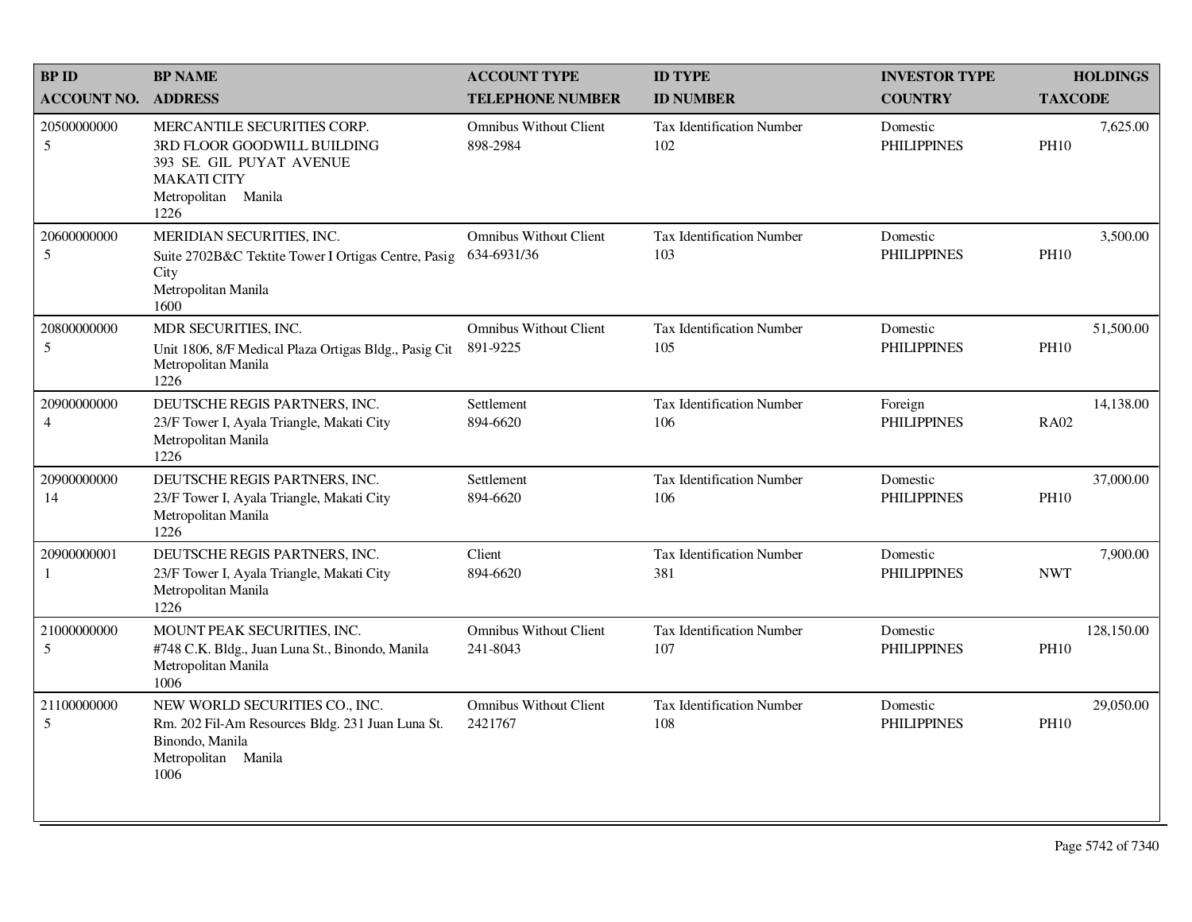| BP ID<br>ACCOUNT NO. | BP NAME<br>ADDRESS | ACCOUNT TYPE<br>TELEPHONE NUMBER | ID TYPE<br>ID NUMBER | INVESTOR TYPE<br>COUNTRY | HOLDINGS<br>TAXCODE |
|---|---|---|---|---|---|
| 20500000000<br>5 | MERCANTILE SECURITIES CORP.<br>3RD FLOOR GOODWILL BUILDING<br>393 SE. GIL PUYAT AVENUE<br>MAKATI CITY<br>Metropolitan Manila<br>1226 | Omnibus Without Client<br>898-2984 | Tax Identification Number<br>102 | Domestic<br>PHILIPPINES | 7,625.00<br>PH10 |
| 20600000000<br>5 | MERIDIAN SECURITIES, INC.<br>Suite 2702B&C Tektite Tower I Ortigas Centre, Pasig City<br>Metropolitan Manila<br>1600 | Omnibus Without Client<br>634-6931/36 | Tax Identification Number<br>103 | Domestic<br>PHILIPPINES | 3,500.00<br>PH10 |
| 20800000000<br>5 | MDR SECURITIES, INC.<br>Unit 1806, 8/F Medical Plaza Ortigas Bldg., Pasig Cit<br>Metropolitan Manila<br>1226 | Omnibus Without Client<br>891-9225 | Tax Identification Number<br>105 | Domestic<br>PHILIPPINES | 51,500.00<br>PH10 |
| 20900000000<br>4 | DEUTSCHE REGIS PARTNERS, INC.<br>23/F Tower I, Ayala Triangle, Makati City<br>Metropolitan Manila<br>1226 | Settlement<br>894-6620 | Tax Identification Number<br>106 | Foreign<br>PHILIPPINES | 14,138.00<br>RA02 |
| 20900000000<br>14 | DEUTSCHE REGIS PARTNERS, INC.<br>23/F Tower I, Ayala Triangle, Makati City<br>Metropolitan Manila<br>1226 | Settlement<br>894-6620 | Tax Identification Number<br>106 | Domestic<br>PHILIPPINES | 37,000.00<br>PH10 |
| 20900000001<br>1 | DEUTSCHE REGIS PARTNERS, INC.<br>23/F Tower I, Ayala Triangle, Makati City<br>Metropolitan Manila<br>1226 | Client<br>894-6620 | Tax Identification Number<br>381 | Domestic<br>PHILIPPINES | 7,900.00<br>NWT |
| 21000000000<br>5 | MOUNT PEAK SECURITIES, INC.<br>#748 C.K. Bldg., Juan Luna St., Binondo, Manila<br>Metropolitan Manila<br>1006 | Omnibus Without Client<br>241-8043 | Tax Identification Number<br>107 | Domestic<br>PHILIPPINES | 128,150.00<br>PH10 |
| 21100000000<br>5 | NEW WORLD SECURITIES CO., INC.<br>Rm. 202 Fil-Am Resources Bldg. 231 Juan Luna St. Binondo, Manila<br>Metropolitan Manila<br>1006 | Omnibus Without Client<br>2421767 | Tax Identification Number<br>108 | Domestic<br>PHILIPPINES | 29,050.00<br>PH10 |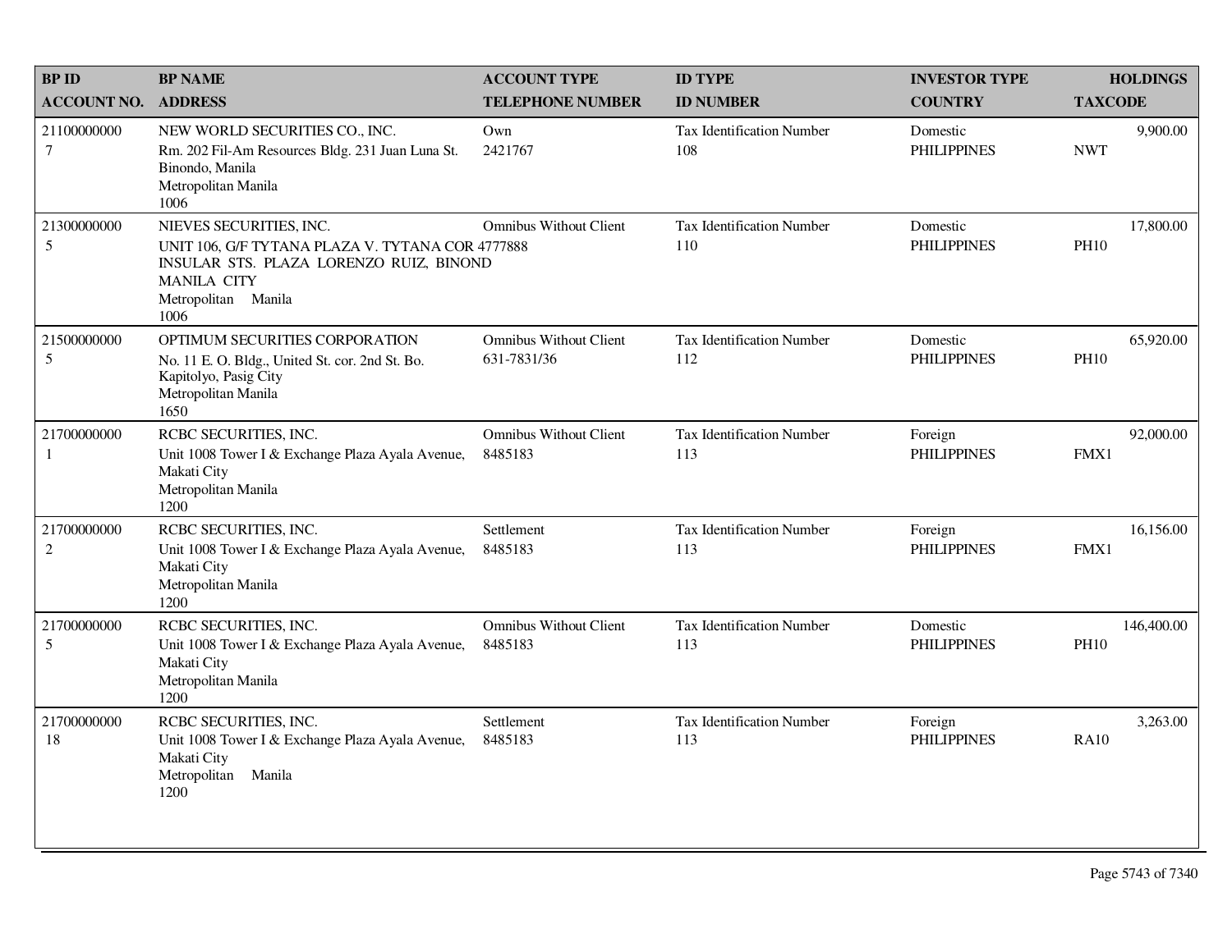| BP ID<br>ACCOUNT NO. | BP NAME<br>ADDRESS | ACCOUNT TYPE<br>TELEPHONE NUMBER | ID TYPE<br>ID NUMBER | INVESTOR TYPE<br>COUNTRY | HOLDINGS<br>TAXCODE |
|---|---|---|---|---|---|
| 21100000000<br>7 | NEW WORLD SECURITIES CO., INC.<br>Rm. 202 Fil-Am Resources Bldg. 231 Juan Luna St. Binondo, Manila<br>Metropolitan Manila<br>1006 | Own<br>2421767 | Tax Identification Number<br>108 | Domestic<br>PHILIPPINES | 9,900.00<br>NWT |
| 21300000000<br>5 | NIEVES SECURITIES, INC.<br>UNIT 106, G/F TYTANA PLAZA V. TYTANA COR INSULAR STS. PLAZA LORENZO RUIZ, BINOND MANILA CITY<br>Metropolitan Manila<br>1006 | Omnibus Without Client<br>4777888 | Tax Identification Number<br>110 | Domestic<br>PHILIPPINES | 17,800.00<br>PH10 |
| 21500000000<br>5 | OPTIMUM SECURITIES CORPORATION<br>No. 11 E. O. Bldg., United St. cor. 2nd St. Bo. Kapitolyo, Pasig City<br>Metropolitan Manila<br>1650 | Omnibus Without Client<br>631-7831/36 | Tax Identification Number<br>112 | Domestic<br>PHILIPPINES | 65,920.00<br>PH10 |
| 21700000000<br>1 | RCBC SECURITIES, INC.<br>Unit 1008 Tower I & Exchange Plaza Ayala Avenue, Makati City<br>Metropolitan Manila<br>1200 | Omnibus Without Client<br>8485183 | Tax Identification Number<br>113 | Foreign<br>PHILIPPINES | 92,000.00<br>FMX1 |
| 21700000000<br>2 | RCBC SECURITIES, INC.<br>Unit 1008 Tower I & Exchange Plaza Ayala Avenue, Makati City<br>Metropolitan Manila<br>1200 | Settlement<br>8485183 | Tax Identification Number<br>113 | Foreign<br>PHILIPPINES | 16,156.00<br>FMX1 |
| 21700000000<br>5 | RCBC SECURITIES, INC.<br>Unit 1008 Tower I & Exchange Plaza Ayala Avenue, Makati City<br>Metropolitan Manila<br>1200 | Omnibus Without Client<br>8485183 | Tax Identification Number<br>113 | Domestic<br>PHILIPPINES | 146,400.00<br>PH10 |
| 21700000000<br>18 | RCBC SECURITIES, INC.<br>Unit 1008 Tower I & Exchange Plaza Ayala Avenue, Makati City<br>Metropolitan Manila<br>1200 | Settlement<br>8485183 | Tax Identification Number<br>113 | Foreign<br>PHILIPPINES | 3,263.00<br>RA10 |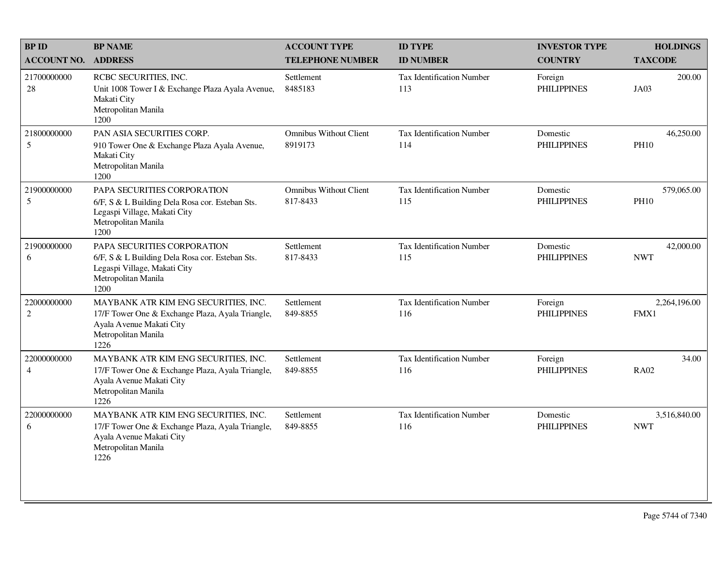| BP ID<br>ACCOUNT NO. | BP NAME<br>ADDRESS | ACCOUNT TYPE<br>TELEPHONE NUMBER | ID TYPE<br>ID NUMBER | INVESTOR TYPE<br>COUNTRY | HOLDINGS<br>TAXCODE |
|---|---|---|---|---|---|
| 21700000000<br>28 | RCBC SECURITIES, INC.<br>Unit 1008 Tower I & Exchange Plaza Ayala Avenue, Makati City<br>Metropolitan Manila<br>1200 | Settlement<br>8485183 | Tax Identification Number<br>113 | Foreign<br>PHILIPPINES | 200.00<br>JA03 |
| 21800000000<br>5 | PAN ASIA SECURITIES CORP.<br>910 Tower One & Exchange Plaza Ayala Avenue, Makati City<br>Metropolitan Manila<br>1200 | Omnibus Without Client<br>8919173 | Tax Identification Number<br>114 | Domestic<br>PHILIPPINES | 46,250.00<br>PH10 |
| 21900000000<br>5 | PAPA SECURITIES CORPORATION<br>6/F, S & L Building Dela Rosa cor. Esteban Sts. Legaspi Village, Makati City<br>Metropolitan Manila<br>1200 | Omnibus Without Client<br>817-8433 | Tax Identification Number<br>115 | Domestic<br>PHILIPPINES | 579,065.00<br>PH10 |
| 21900000000<br>6 | PAPA SECURITIES CORPORATION<br>6/F, S & L Building Dela Rosa cor. Esteban Sts. Legaspi Village, Makati City<br>Metropolitan Manila<br>1200 | Settlement<br>817-8433 | Tax Identification Number<br>115 | Domestic<br>PHILIPPINES | 42,000.00<br>NWT |
| 22000000000<br>2 | MAYBANK ATR KIM ENG SECURITIES, INC.<br>17/F Tower One & Exchange Plaza, Ayala Triangle, Ayala Avenue Makati City<br>Metropolitan Manila<br>1226 | Settlement<br>849-8855 | Tax Identification Number<br>116 | Foreign<br>PHILIPPINES | 2,264,196.00<br>FMX1 |
| 22000000000<br>4 | MAYBANK ATR KIM ENG SECURITIES, INC.<br>17/F Tower One & Exchange Plaza, Ayala Triangle, Ayala Avenue Makati City<br>Metropolitan Manila<br>1226 | Settlement<br>849-8855 | Tax Identification Number<br>116 | Foreign<br>PHILIPPINES | 34.00<br>RA02 |
| 22000000000<br>6 | MAYBANK ATR KIM ENG SECURITIES, INC.<br>17/F Tower One & Exchange Plaza, Ayala Triangle, Ayala Avenue Makati City<br>Metropolitan Manila<br>1226 | Settlement<br>849-8855 | Tax Identification Number<br>116 | Domestic<br>PHILIPPINES | 3,516,840.00<br>NWT |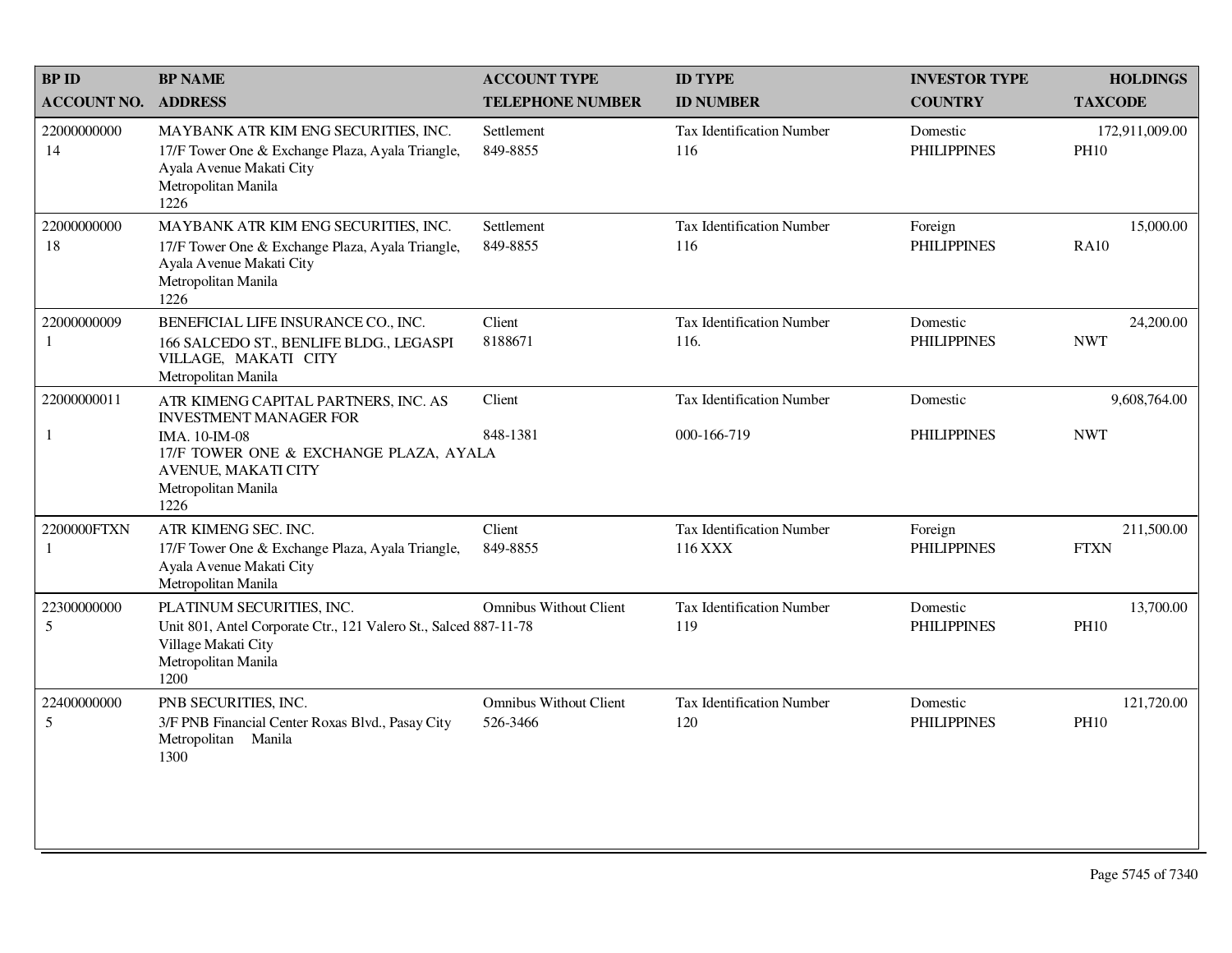| BP ID<br>ACCOUNT NO. | BP NAME<br>ADDRESS | ACCOUNT TYPE<br>TELEPHONE NUMBER | ID TYPE<br>ID NUMBER | INVESTOR TYPE<br>COUNTRY | HOLDINGS<br>TAXCODE |
|---|---|---|---|---|---|
| 22000000000<br>14 | MAYBANK ATR KIM ENG SECURITIES, INC.<br>17/F Tower One & Exchange Plaza, Ayala Triangle, Ayala Avenue Makati City<br>Metropolitan Manila<br>1226 | Settlement<br>849-8855 | Tax Identification Number<br>116 | Domestic<br>PHILIPPINES | 172,911,009.00<br>PH10 |
| 22000000000<br>18 | MAYBANK ATR KIM ENG SECURITIES, INC.<br>17/F Tower One & Exchange Plaza, Ayala Triangle, Ayala Avenue Makati City<br>Metropolitan Manila<br>1226 | Settlement<br>849-8855 | Tax Identification Number<br>116 | Foreign<br>PHILIPPINES | 15,000.00<br>RA10 |
| 22000000009<br>1 | BENEFICIAL LIFE INSURANCE CO., INC.<br>166 SALCEDO ST., BENLIFE BLDG., LEGASPI VILLAGE, MAKATI CITY<br>Metropolitan Manila | Client<br>8188671 | Tax Identification Number<br>116. | Domestic<br>PHILIPPINES | 24,200.00<br>NWT |
| 22000000011<br>1 | ATR KIMENG CAPITAL PARTNERS, INC. AS INVESTMENT MANAGER FOR<br>IMA. 10-IM-08<br>17/F TOWER ONE & EXCHANGE PLAZA, AYALA AVENUE, MAKATI CITY<br>Metropolitan Manila<br>1226 | Client<br>848-1381 | Tax Identification Number<br>000-166-719 | Domestic<br>PHILIPPINES | 9,608,764.00<br>NWT |
| 2200000FTXN<br>1 | ATR KIMENG SEC. INC.<br>17/F Tower One & Exchange Plaza, Ayala Triangle, Ayala Avenue Makati City<br>Metropolitan Manila | Client<br>849-8855 | Tax Identification Number<br>116 XXX | Foreign<br>PHILIPPINES | 211,500.00<br>FTXN |
| 22300000000<br>5 | PLATINUM SECURITIES, INC.<br>Unit 801, Antel Corporate Ctr., 121 Valero St., Salced Village Makati City<br>Metropolitan Manila<br>1200 | Omnibus Without Client<br>887-11-78 | Tax Identification Number<br>119 | Domestic<br>PHILIPPINES | 13,700.00<br>PH10 |
| 22400000000<br>5 | PNB SECURITIES, INC.<br>3/F PNB Financial Center Roxas Blvd., Pasay City<br>Metropolitan Manila<br>1300 | Omnibus Without Client<br>526-3466 | Tax Identification Number<br>120 | Domestic<br>PHILIPPINES | 121,720.00<br>PH10 |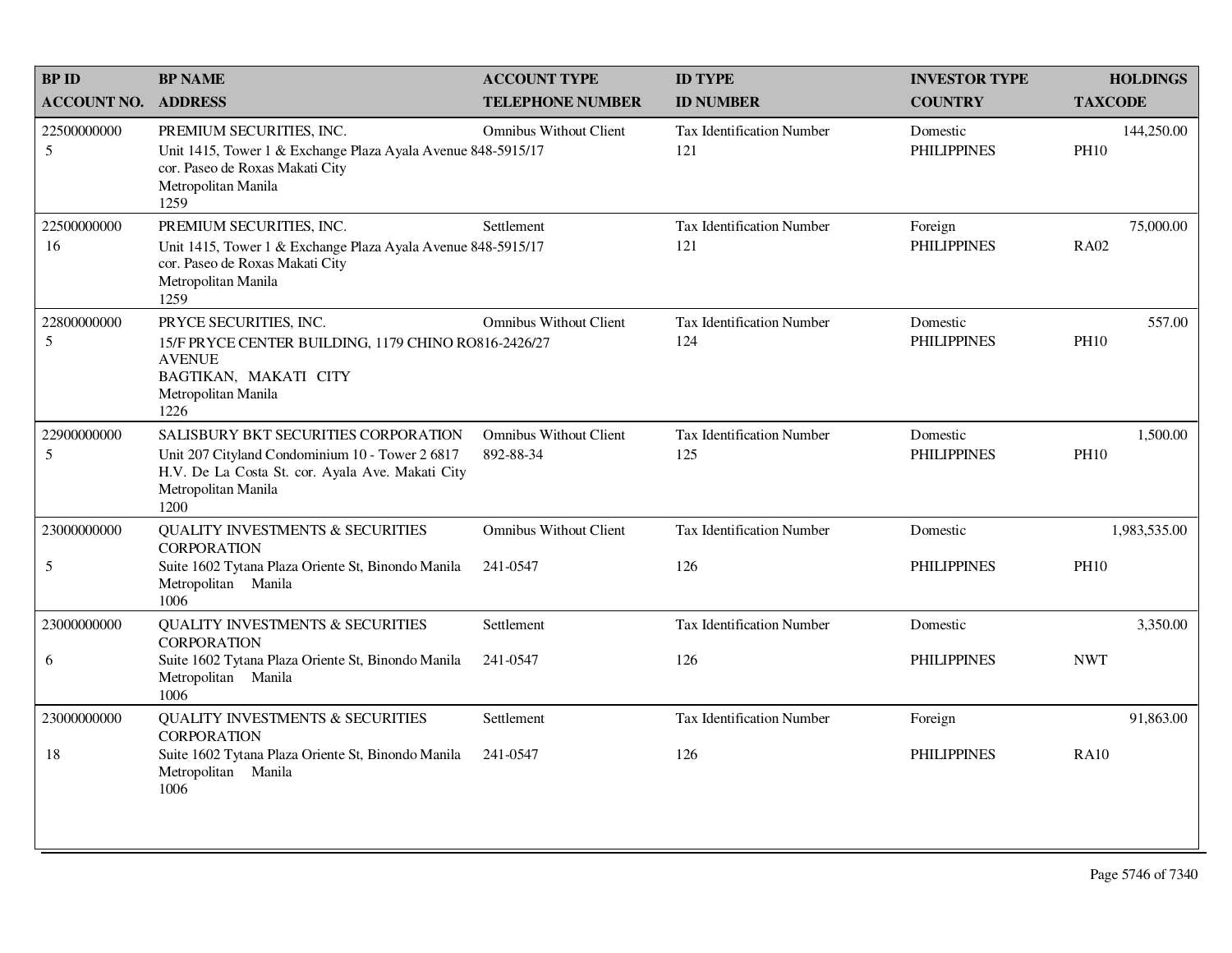| BP ID<br>ACCOUNT NO. | BP NAME<br>ADDRESS | ACCOUNT TYPE<br>TELEPHONE NUMBER | ID TYPE<br>ID NUMBER | INVESTOR TYPE<br>COUNTRY | HOLDINGS<br>TAXCODE |
|---|---|---|---|---|---|
| 22500000000<br>5 | PREMIUM SECURITIES, INC.<br>Unit 1415, Tower 1 & Exchange Plaza Ayala Avenue cor. Paseo de Roxas Makati City<br>Metropolitan Manila<br>1259 | Omnibus Without Client<br>848-5915/17 | Tax Identification Number<br>121 | Domestic<br>PHILIPPINES | 144,250.00<br>PH10 |
| 22500000000<br>16 | PREMIUM SECURITIES, INC.<br>Unit 1415, Tower 1 & Exchange Plaza Ayala Avenue cor. Paseo de Roxas Makati City<br>Metropolitan Manila<br>1259 | Settlement<br>848-5915/17 | Tax Identification Number<br>121 | Foreign<br>PHILIPPINES | 75,000.00<br>RA02 |
| 22800000000<br>5 | PRYCE SECURITIES, INC.<br>15/F PRYCE CENTER BUILDING, 1179 CHINO RO AVENUE<br>BAGTIKAN, MAKATI CITY<br>Metropolitan Manila<br>1226 | Omnibus Without Client<br>816-2426/27 | Tax Identification Number<br>124 | Domestic<br>PHILIPPINES | 557.00<br>PH10 |
| 22900000000<br>5 | SALISBURY BKT SECURITIES CORPORATION<br>Unit 207 Cityland Condominium 10 - Tower 2 6817 H.V. De La Costa St. cor. Ayala Ave. Makati City<br>Metropolitan Manila<br>1200 | Omnibus Without Client<br>892-88-34 | Tax Identification Number<br>125 | Domestic<br>PHILIPPINES | 1,500.00<br>PH10 |
| 23000000000<br>5 | QUALITY INVESTMENTS & SECURITIES CORPORATION<br>Suite 1602 Tytana Plaza Oriente St, Binondo Manila<br>Metropolitan Manila<br>1006 | Omnibus Without Client<br>241-0547 | Tax Identification Number<br>126 | Domestic<br>PHILIPPINES | 1,983,535.00<br>PH10 |
| 23000000000<br>6 | QUALITY INVESTMENTS & SECURITIES CORPORATION<br>Suite 1602 Tytana Plaza Oriente St, Binondo Manila<br>Metropolitan Manila<br>1006 | Settlement<br>241-0547 | Tax Identification Number<br>126 | Domestic<br>PHILIPPINES | 3,350.00<br>NWT |
| 23000000000<br>18 | QUALITY INVESTMENTS & SECURITIES CORPORATION<br>Suite 1602 Tytana Plaza Oriente St, Binondo Manila<br>Metropolitan Manila<br>1006 | Settlement<br>241-0547 | Tax Identification Number<br>126 | Foreign<br>PHILIPPINES | 91,863.00<br>RA10 |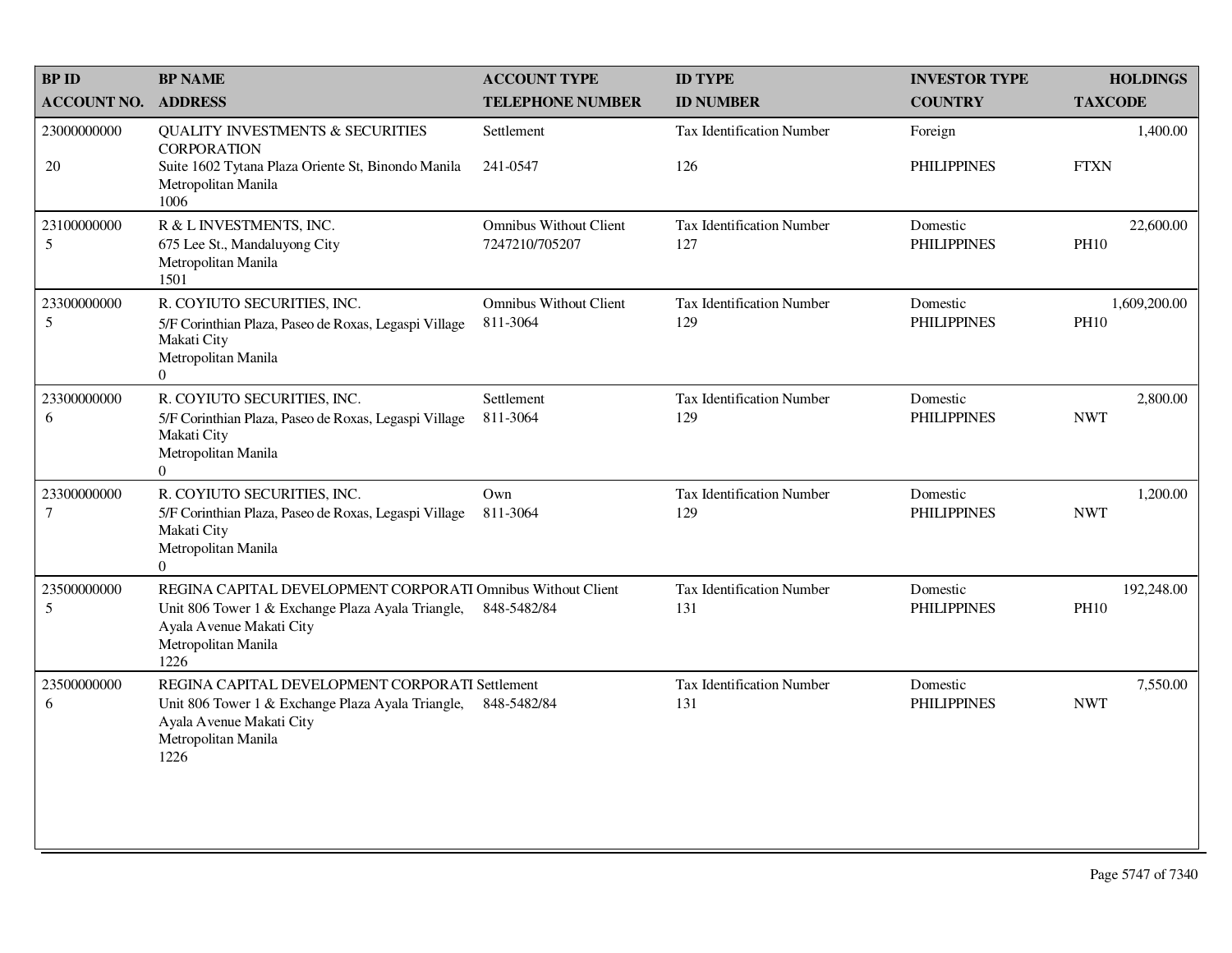| BP ID<br>ACCOUNT NO. | BP NAME<br>ADDRESS | ACCOUNT TYPE<br>TELEPHONE NUMBER | ID TYPE<br>ID NUMBER | INVESTOR TYPE<br>COUNTRY | HOLDINGS<br>TAXCODE |
|---|---|---|---|---|---|
| 23000000000<br>20 | QUALITY INVESTMENTS & SECURITIES CORPORATION<br>Suite 1602 Tytana Plaza Oriente St, Binondo Manila<br>Metropolitan Manila<br>1006 | Settlement<br>241-0547 | Tax Identification Number<br>126 | Foreign<br>PHILIPPINES | 1,400.00<br>FTXN |
| 23100000000<br>5 | R & L INVESTMENTS, INC.<br>675 Lee St., Mandaluyong City<br>Metropolitan Manila<br>1501 | Omnibus Without Client<br>7247210/705207 | Tax Identification Number<br>127 | Domestic<br>PHILIPPINES | 22,600.00<br>PH10 |
| 23300000000<br>5 | R. COYIUTO SECURITIES, INC.<br>5/F Corinthian Plaza, Paseo de Roxas, Legaspi Village Makati City<br>Metropolitan Manila<br>0 | Omnibus Without Client<br>811-3064 | Tax Identification Number<br>129 | Domestic<br>PHILIPPINES | 1,609,200.00<br>PH10 |
| 23300000000<br>6 | R. COYIUTO SECURITIES, INC.<br>5/F Corinthian Plaza, Paseo de Roxas, Legaspi Village Makati City<br>Metropolitan Manila<br>0 | Settlement<br>811-3064 | Tax Identification Number<br>129 | Domestic<br>PHILIPPINES | 2,800.00<br>NWT |
| 23300000000<br>7 | R. COYIUTO SECURITIES, INC.<br>5/F Corinthian Plaza, Paseo de Roxas, Legaspi Village Makati City<br>Metropolitan Manila<br>0 | Own<br>811-3064 | Tax Identification Number<br>129 | Domestic<br>PHILIPPINES | 1,200.00<br>NWT |
| 23500000000<br>5 | REGINA CAPITAL DEVELOPMENT CORPORATI<br>Unit 806 Tower 1 & Exchange Plaza Ayala Triangle, Ayala Avenue Makati City<br>Metropolitan Manila<br>1226 | Omnibus Without Client<br>848-5482/84 | Tax Identification Number<br>131 | Domestic<br>PHILIPPINES | 192,248.00<br>PH10 |
| 23500000000<br>6 | REGINA CAPITAL DEVELOPMENT CORPORATI<br>Unit 806 Tower 1 & Exchange Plaza Ayala Triangle, Ayala Avenue Makati City<br>Metropolitan Manila<br>1226 | Settlement<br>848-5482/84 | Tax Identification Number<br>131 | Domestic<br>PHILIPPINES | 7,550.00<br>NWT |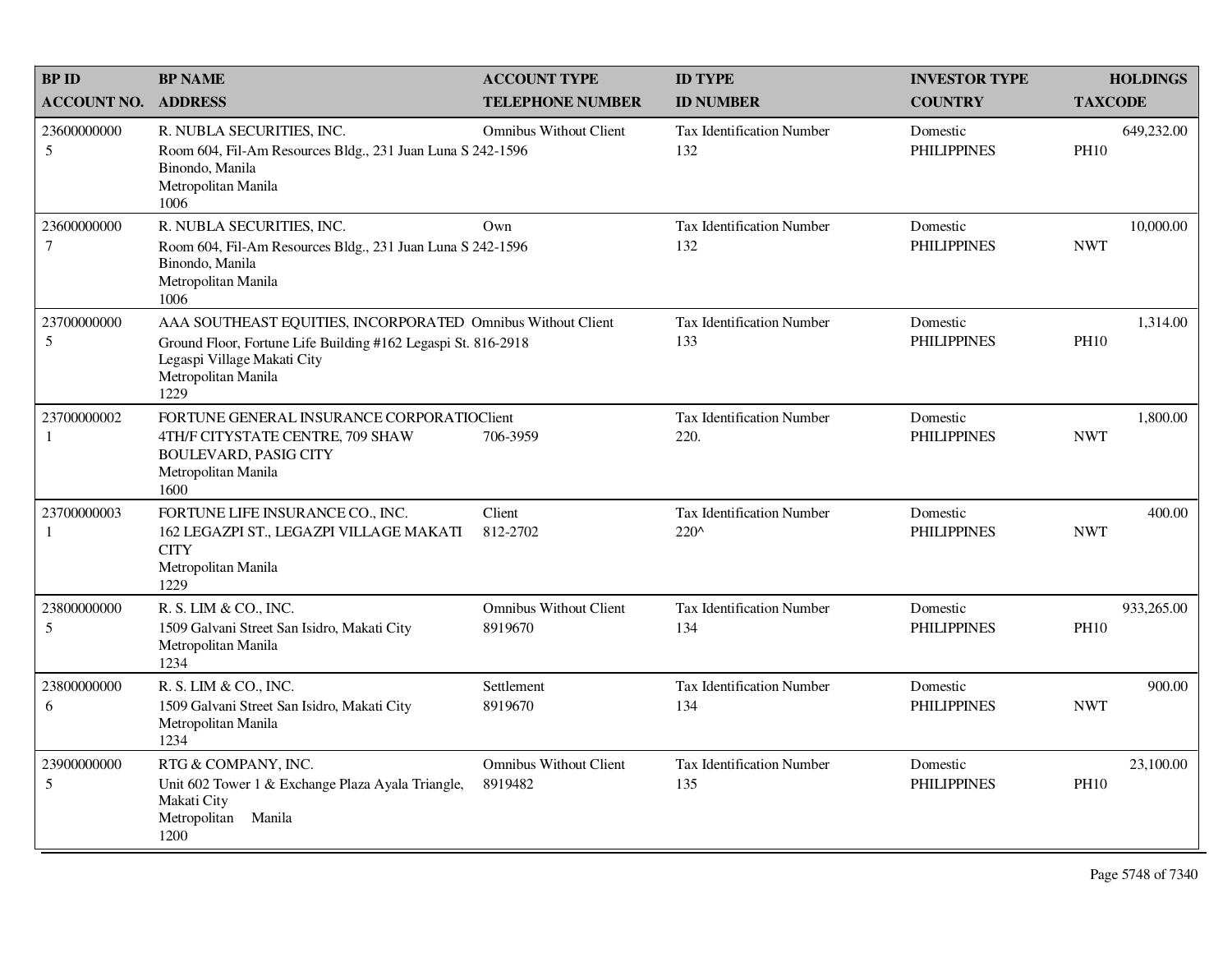| BP ID<br>ACCOUNT NO. | BP NAME<br>ADDRESS | ACCOUNT TYPE<br>TELEPHONE NUMBER | ID TYPE<br>ID NUMBER | INVESTOR TYPE<br>COUNTRY | HOLDINGS<br>TAXCODE |
|---|---|---|---|---|---|
| 23600000000<br>5 | R. NUBLA SECURITIES, INC.<br>Room 604, Fil-Am Resources Bldg., 231 Juan Luna S<br>Binondo, Manila<br>Metropolitan Manila<br>1006 | Omnibus Without Client<br>242-1596 | Tax Identification Number<br>132 | Domestic<br>PHILIPPINES | 649,232.00<br>PH10 |
| 23600000000<br>7 | R. NUBLA SECURITIES, INC.<br>Room 604, Fil-Am Resources Bldg., 231 Juan Luna S<br>Binondo, Manila<br>Metropolitan Manila<br>1006 | Own<br>242-1596 | Tax Identification Number<br>132 | Domestic<br>PHILIPPINES | 10,000.00<br>NWT |
| 23700000000<br>5 | AAA SOUTHEAST EQUITIES, INCORPORATED<br>Ground Floor, Fortune Life Building #162 Legaspi St.<br>Legaspi Village Makati City<br>Metropolitan Manila<br>1229 | Omnibus Without Client<br>816-2918 | Tax Identification Number<br>133 | Domestic<br>PHILIPPINES | 1,314.00<br>PH10 |
| 23700000002<br>1 | FORTUNE GENERAL INSURANCE CORPORATIO<br>4TH/F CITYSTATE CENTRE, 709 SHAW BOULEVARD, PASIG CITY<br>Metropolitan Manila<br>1600 | Client<br>706-3959 | Tax Identification Number<br>220. | Domestic<br>PHILIPPINES | 1,800.00<br>NWT |
| 23700000003<br>1 | FORTUNE LIFE INSURANCE CO., INC.<br>162 LEGAZPI ST., LEGAZPI VILLAGE MAKATI CITY<br>Metropolitan Manila<br>1229 | Client<br>812-2702 | Tax Identification Number<br>220^ | Domestic<br>PHILIPPINES | 400.00<br>NWT |
| 23800000000<br>5 | R. S. LIM & CO., INC.<br>1509 Galvani Street San Isidro, Makati City<br>Metropolitan Manila<br>1234 | Omnibus Without Client<br>8919670 | Tax Identification Number<br>134 | Domestic<br>PHILIPPINES | 933,265.00<br>PH10 |
| 23800000000<br>6 | R. S. LIM & CO., INC.<br>1509 Galvani Street San Isidro, Makati City<br>Metropolitan Manila<br>1234 | Settlement<br>8919670 | Tax Identification Number<br>134 | Domestic<br>PHILIPPINES | 900.00<br>NWT |
| 23900000000<br>5 | RTG & COMPANY, INC.<br>Unit 602 Tower 1 & Exchange Plaza Ayala Triangle, Makati City<br>Metropolitan Manila<br>1200 | Omnibus Without Client<br>8919482 | Tax Identification Number<br>135 | Domestic<br>PHILIPPINES | 23,100.00<br>PH10 |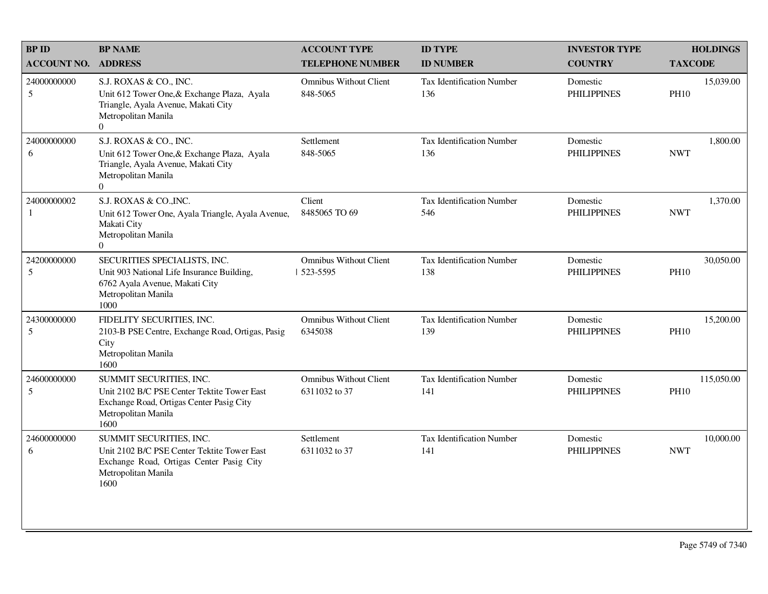| BP ID<br>ACCOUNT NO. | BP NAME<br>ADDRESS | ACCOUNT TYPE<br>TELEPHONE NUMBER | ID TYPE<br>ID NUMBER | INVESTOR TYPE<br>COUNTRY | HOLDINGS<br>TAXCODE |
|---|---|---|---|---|---|
| 24000000000<br>5 | S.J. ROXAS & CO., INC.<br>Unit 612 Tower One,& Exchange Plaza, Ayala Triangle, Ayala Avenue, Makati City<br>Metropolitan Manila<br>0 | Omnibus Without Client<br>848-5065 | Tax Identification Number<br>136 | Domestic<br>PHILIPPINES | 15,039.00<br>PH10 |
| 24000000000<br>6 | S.J. ROXAS & CO., INC.<br>Unit 612 Tower One,& Exchange Plaza, Ayala Triangle, Ayala Avenue, Makati City<br>Metropolitan Manila<br>0 | Settlement<br>848-5065 | Tax Identification Number<br>136 | Domestic<br>PHILIPPINES | 1,800.00<br>NWT |
| 24000000002<br>1 | S.J. ROXAS & CO.,INC.<br>Unit 612 Tower One, Ayala Triangle, Ayala Avenue, Makati City<br>Metropolitan Manila<br>0 | Client<br>8485065 TO 69 | Tax Identification Number<br>546 | Domestic<br>PHILIPPINES | 1,370.00<br>NWT |
| 24200000000<br>5 | SECURITIES SPECIALISTS, INC.<br>Unit 903 National Life Insurance Building,<br>6762 Ayala Avenue, Makati City<br>Metropolitan Manila<br>1000 | Omnibus Without Client<br>523-5595 | Tax Identification Number<br>138 | Domestic<br>PHILIPPINES | 30,050.00<br>PH10 |
| 24300000000<br>5 | FIDELITY SECURITIES, INC.<br>2103-B PSE Centre, Exchange Road, Ortigas, Pasig City<br>Metropolitan Manila<br>1600 | Omnibus Without Client<br>6345038 | Tax Identification Number<br>139 | Domestic<br>PHILIPPINES | 15,200.00<br>PH10 |
| 24600000000<br>5 | SUMMIT SECURITIES, INC.<br>Unit 2102 B/C PSE Center Tektite Tower East Exchange Road, Ortigas Center Pasig City<br>Metropolitan Manila<br>1600 | Omnibus Without Client<br>6311032 to 37 | Tax Identification Number<br>141 | Domestic<br>PHILIPPINES | 115,050.00<br>PH10 |
| 24600000000<br>6 | SUMMIT SECURITIES, INC.<br>Unit 2102 B/C PSE Center Tektite Tower East Exchange Road, Ortigas Center Pasig City<br>Metropolitan Manila<br>1600 | Settlement<br>6311032 to 37 | Tax Identification Number<br>141 | Domestic<br>PHILIPPINES | 10,000.00<br>NWT |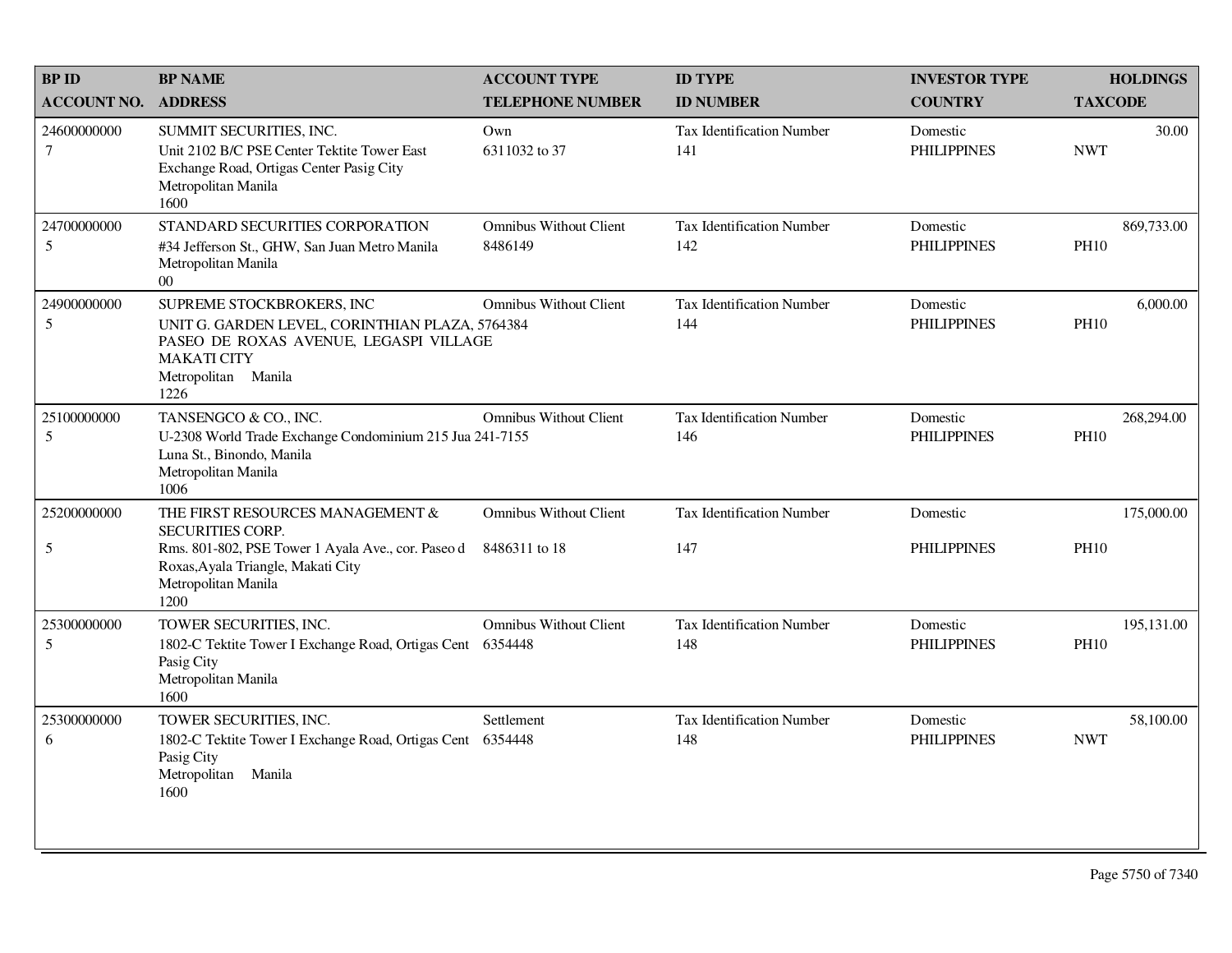| BP ID<br>ACCOUNT NO. | BP NAME<br>ADDRESS | ACCOUNT TYPE<br>TELEPHONE NUMBER | ID TYPE<br>ID NUMBER | INVESTOR TYPE<br>COUNTRY | HOLDINGS<br>TAXCODE |
|---|---|---|---|---|---|
| 24600000000<br>7 | SUMMIT SECURITIES, INC.<br>Unit 2102 B/C PSE Center Tektite Tower East Exchange Road, Ortigas Center Pasig City<br>Metropolitan Manila<br>1600 | Own<br>6311032 to 37 | Tax Identification Number<br>141 | Domestic<br>PHILIPPINES | 30.00<br>NWT |
| 24700000000<br>5 | STANDARD SECURITIES CORPORATION<br>#34 Jefferson St., GHW, San Juan Metro Manila<br>Metropolitan Manila<br>00 | Omnibus Without Client<br>8486149 | Tax Identification Number<br>142 | Domestic<br>PHILIPPINES | 869,733.00<br>PH10 |
| 24900000000<br>5 | SUPREME STOCKBROKERS, INC<br>UNIT G. GARDEN LEVEL, CORINTHIAN PLAZA, PASEO DE ROXAS AVENUE, LEGASPI VILLAGE MAKATI CITY<br>Metropolitan Manila<br>1226 | Omnibus Without Client<br>5764384 | Tax Identification Number<br>144 | Domestic<br>PHILIPPINES | 6,000.00<br>PH10 |
| 25100000000<br>5 | TANSENGCO & CO., INC.<br>U-2308 World Trade Exchange Condominium 215 Jua Luna St., Binondo, Manila<br>Metropolitan Manila<br>1006 | Omnibus Without Client<br>241-7155 | Tax Identification Number<br>146 | Domestic<br>PHILIPPINES | 268,294.00<br>PH10 |
| 25200000000<br>5 | THE FIRST RESOURCES MANAGEMENT & SECURITIES CORP.<br>Rms. 801-802, PSE Tower 1 Ayala Ave., cor. Paseo d Roxas,Ayala Triangle, Makati City<br>Metropolitan Manila<br>1200 | Omnibus Without Client<br>8486311 to 18 | Tax Identification Number<br>147 | Domestic<br>PHILIPPINES | 175,000.00<br>PH10 |
| 25300000000<br>5 | TOWER SECURITIES, INC.<br>1802-C Tektite Tower I Exchange Road, Ortigas Cent Pasig City<br>Metropolitan Manila<br>1600 | Omnibus Without Client<br>6354448 | Tax Identification Number<br>148 | Domestic<br>PHILIPPINES | 195,131.00<br>PH10 |
| 25300000000<br>6 | TOWER SECURITIES, INC.<br>1802-C Tektite Tower I Exchange Road, Ortigas Cent Pasig City<br>Metropolitan Manila<br>1600 | Settlement<br>6354448 | Tax Identification Number<br>148 | Domestic<br>PHILIPPINES | 58,100.00<br>NWT |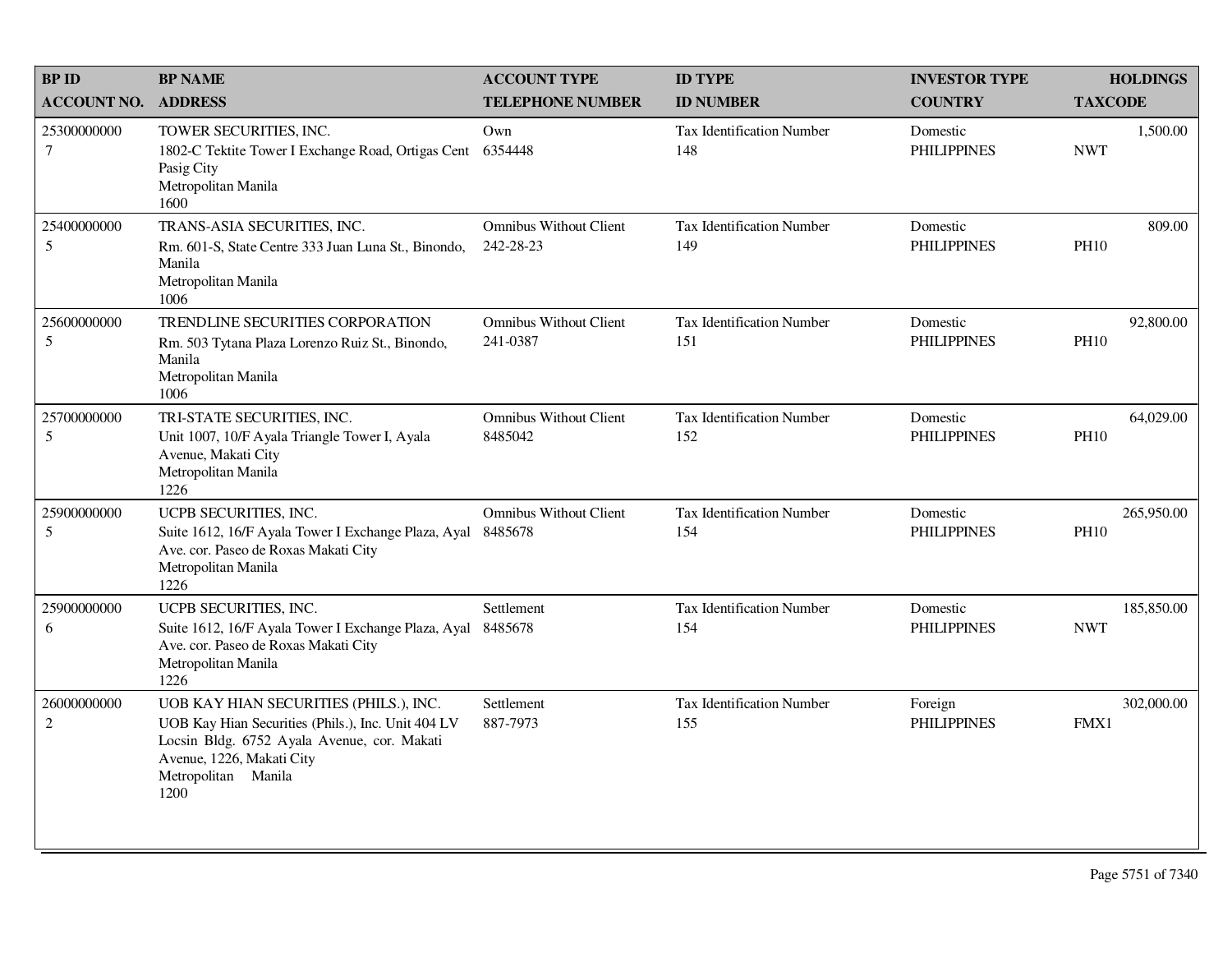| BP ID<br>ACCOUNT NO. | BP NAME<br>ADDRESS | ACCOUNT TYPE<br>TELEPHONE NUMBER | ID TYPE<br>ID NUMBER | INVESTOR TYPE<br>COUNTRY | HOLDINGS<br>TAXCODE |
|---|---|---|---|---|---|
| 25300000000<br>7 | TOWER SECURITIES, INC.<br>1802-C Tektite Tower I Exchange Road, Ortigas Cent Pasig City<br>Metropolitan Manila<br>1600 | Own<br>6354448 | Tax Identification Number<br>148 | Domestic<br>PHILIPPINES | 1,500.00<br>NWT |
| 25400000000<br>5 | TRANS-ASIA SECURITIES, INC.<br>Rm. 601-S, State Centre 333 Juan Luna St., Binondo, Manila<br>Metropolitan Manila<br>1006 | Omnibus Without Client<br>242-28-23 | Tax Identification Number<br>149 | Domestic<br>PHILIPPINES | 809.00<br>PH10 |
| 25600000000<br>5 | TRENDLINE SECURITIES CORPORATION<br>Rm. 503 Tytana Plaza Lorenzo Ruiz St., Binondo, Manila<br>Metropolitan Manila<br>1006 | Omnibus Without Client<br>241-0387 | Tax Identification Number<br>151 | Domestic<br>PHILIPPINES | 92,800.00<br>PH10 |
| 25700000000<br>5 | TRI-STATE SECURITIES, INC.<br>Unit 1007, 10/F Ayala Triangle Tower I, Ayala Avenue, Makati City<br>Metropolitan Manila<br>1226 | Omnibus Without Client<br>8485042 | Tax Identification Number<br>152 | Domestic<br>PHILIPPINES | 64,029.00<br>PH10 |
| 25900000000<br>5 | UCPB SECURITIES, INC.<br>Suite 1612, 16/F Ayala Tower I Exchange Plaza, Ayal Ave. cor. Paseo de Roxas Makati City<br>Metropolitan Manila<br>1226 | Omnibus Without Client<br>8485678 | Tax Identification Number<br>154 | Domestic<br>PHILIPPINES | 265,950.00<br>PH10 |
| 25900000000<br>6 | UCPB SECURITIES, INC.<br>Suite 1612, 16/F Ayala Tower I Exchange Plaza, Ayal Ave. cor. Paseo de Roxas Makati City<br>Metropolitan Manila<br>1226 | Settlement<br>8485678 | Tax Identification Number<br>154 | Domestic<br>PHILIPPINES | 185,850.00<br>NWT |
| 26000000000<br>2 | UOB KAY HIAN SECURITIES (PHILS.), INC.<br>UOB Kay Hian Securities (Phils.), Inc. Unit 404 LV Locsin Bldg. 6752 Ayala Avenue, cor. Makati Avenue, 1226, Makati City<br>Metropolitan Manila<br>1200 | Settlement<br>887-7973 | Tax Identification Number<br>155 | Foreign<br>PHILIPPINES | 302,000.00<br>FMX1 |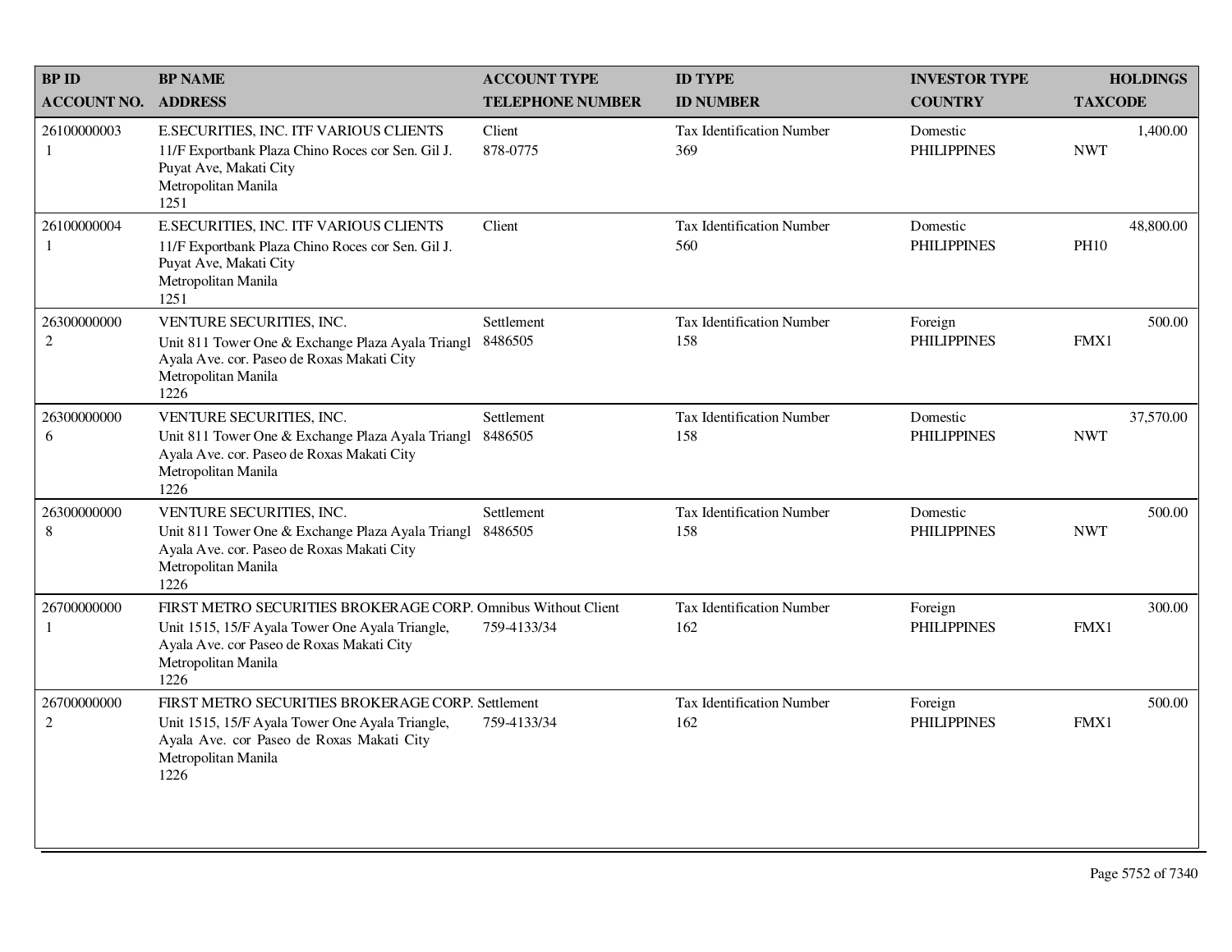| BP ID<br>ACCOUNT NO. | BP NAME<br>ADDRESS | ACCOUNT TYPE<br>TELEPHONE NUMBER | ID TYPE<br>ID NUMBER | INVESTOR TYPE<br>COUNTRY | HOLDINGS<br>TAXCODE |
|---|---|---|---|---|---|
| 26100000003<br>1 | E.SECURITIES, INC. ITF VARIOUS CLIENTS<br>11/F Exportbank Plaza Chino Roces cor Sen. Gil J. Puyat Ave, Makati City<br>Metropolitan Manila<br>1251 | Client<br>878-0775 | Tax Identification Number<br>369 | Domestic<br>PHILIPPINES | 1,400.00<br>NWT |
| 26100000004<br>1 | E.SECURITIES, INC. ITF VARIOUS CLIENTS<br>11/F Exportbank Plaza Chino Roces cor Sen. Gil J. Puyat Ave, Makati City<br>Metropolitan Manila<br>1251 | Client | Tax Identification Number<br>560 | Domestic<br>PHILIPPINES | 48,800.00<br>PH10 |
| 26300000000<br>2 | VENTURE SECURITIES, INC.<br>Unit 811 Tower One & Exchange Plaza Ayala Triangl Ayala Ave. cor. Paseo de Roxas Makati City<br>Metropolitan Manila<br>1226 | Settlement<br>8486505 | Tax Identification Number<br>158 | Foreign<br>PHILIPPINES | 500.00<br>FMX1 |
| 26300000000<br>6 | VENTURE SECURITIES, INC.<br>Unit 811 Tower One & Exchange Plaza Ayala Triangl Ayala Ave. cor. Paseo de Roxas Makati City<br>Metropolitan Manila<br>1226 | Settlement<br>8486505 | Tax Identification Number<br>158 | Domestic<br>PHILIPPINES | 37,570.00<br>NWT |
| 26300000000<br>8 | VENTURE SECURITIES, INC.<br>Unit 811 Tower One & Exchange Plaza Ayala Triangl Ayala Ave. cor. Paseo de Roxas Makati City<br>Metropolitan Manila<br>1226 | Settlement<br>8486505 | Tax Identification Number<br>158 | Domestic<br>PHILIPPINES | 500.00<br>NWT |
| 26700000000<br>1 | FIRST METRO SECURITIES BROKERAGE CORP.<br>Unit 1515, 15/F Ayala Tower One Ayala Triangle, Ayala Ave. cor Paseo de Roxas Makati City<br>Metropolitan Manila<br>1226 | Omnibus Without Client<br>759-4133/34 | Tax Identification Number<br>162 | Foreign<br>PHILIPPINES | 300.00<br>FMX1 |
| 26700000000<br>2 | FIRST METRO SECURITIES BROKERAGE CORP.<br>Unit 1515, 15/F Ayala Tower One Ayala Triangle, Ayala Ave. cor Paseo de Roxas Makati City<br>Metropolitan Manila<br>1226 | Settlement<br>759-4133/34 | Tax Identification Number<br>162 | Foreign<br>PHILIPPINES | 500.00<br>FMX1 |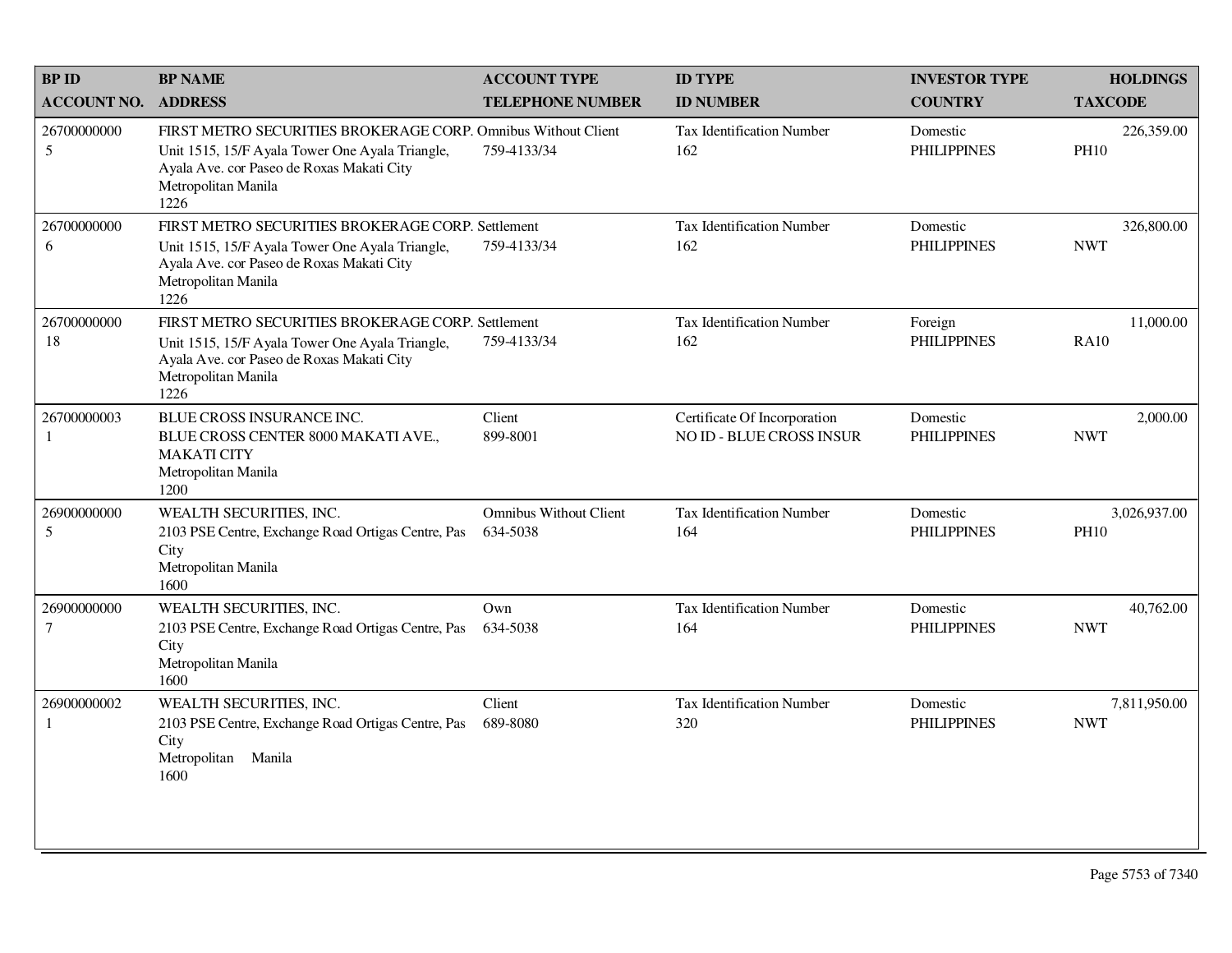| BP ID<br>ACCOUNT NO. | BP NAME<br>ADDRESS | ACCOUNT TYPE<br>TELEPHONE NUMBER | ID TYPE<br>ID NUMBER | INVESTOR TYPE<br>COUNTRY | HOLDINGS<br>TAXCODE |
|---|---|---|---|---|---|
| 26700000000<br>5 | FIRST METRO SECURITIES BROKERAGE CORP.<br>Unit 1515, 15/F Ayala Tower One Ayala Triangle, Ayala Ave. cor Paseo de Roxas Makati City<br>Metropolitan Manila<br>1226 | Omnibus Without Client<br>759-4133/34 | Tax Identification Number<br>162 | Domestic<br>PHILIPPINES | 226,359.00<br>PH10 |
| 26700000000<br>6 | FIRST METRO SECURITIES BROKERAGE CORP.<br>Unit 1515, 15/F Ayala Tower One Ayala Triangle, Ayala Ave. cor Paseo de Roxas Makati City<br>Metropolitan Manila<br>1226 | Settlement<br>759-4133/34 | Tax Identification Number<br>162 | Domestic<br>PHILIPPINES | 326,800.00<br>NWT |
| 26700000000<br>18 | FIRST METRO SECURITIES BROKERAGE CORP.<br>Unit 1515, 15/F Ayala Tower One Ayala Triangle, Ayala Ave. cor Paseo de Roxas Makati City<br>Metropolitan Manila<br>1226 | Settlement<br>759-4133/34 | Tax Identification Number<br>162 | Foreign<br>PHILIPPINES | 11,000.00<br>RA10 |
| 26700000003<br>1 | BLUE CROSS INSURANCE INC.<br>BLUE CROSS CENTER 8000 MAKATI AVE., MAKATI CITY<br>Metropolitan Manila<br>1200 | Client<br>899-8001 | Certificate Of Incorporation<br>NO ID - BLUE CROSS INSUR | Domestic<br>PHILIPPINES | 2,000.00<br>NWT |
| 26900000000<br>5 | WEALTH SECURITIES, INC.<br>2103 PSE Centre, Exchange Road Ortigas Centre, Pas City<br>Metropolitan Manila<br>1600 | Omnibus Without Client<br>634-5038 | Tax Identification Number<br>164 | Domestic<br>PHILIPPINES | 3,026,937.00<br>PH10 |
| 26900000000<br>7 | WEALTH SECURITIES, INC.<br>2103 PSE Centre, Exchange Road Ortigas Centre, Pas City<br>Metropolitan Manila<br>1600 | Own<br>634-5038 | Tax Identification Number<br>164 | Domestic<br>PHILIPPINES | 40,762.00<br>NWT |
| 26900000002<br>1 | WEALTH SECURITIES, INC.<br>2103 PSE Centre, Exchange Road Ortigas Centre, Pas City<br>Metropolitan Manila<br>1600 | Client<br>689-8080 | Tax Identification Number<br>320 | Domestic<br>PHILIPPINES | 7,811,950.00<br>NWT |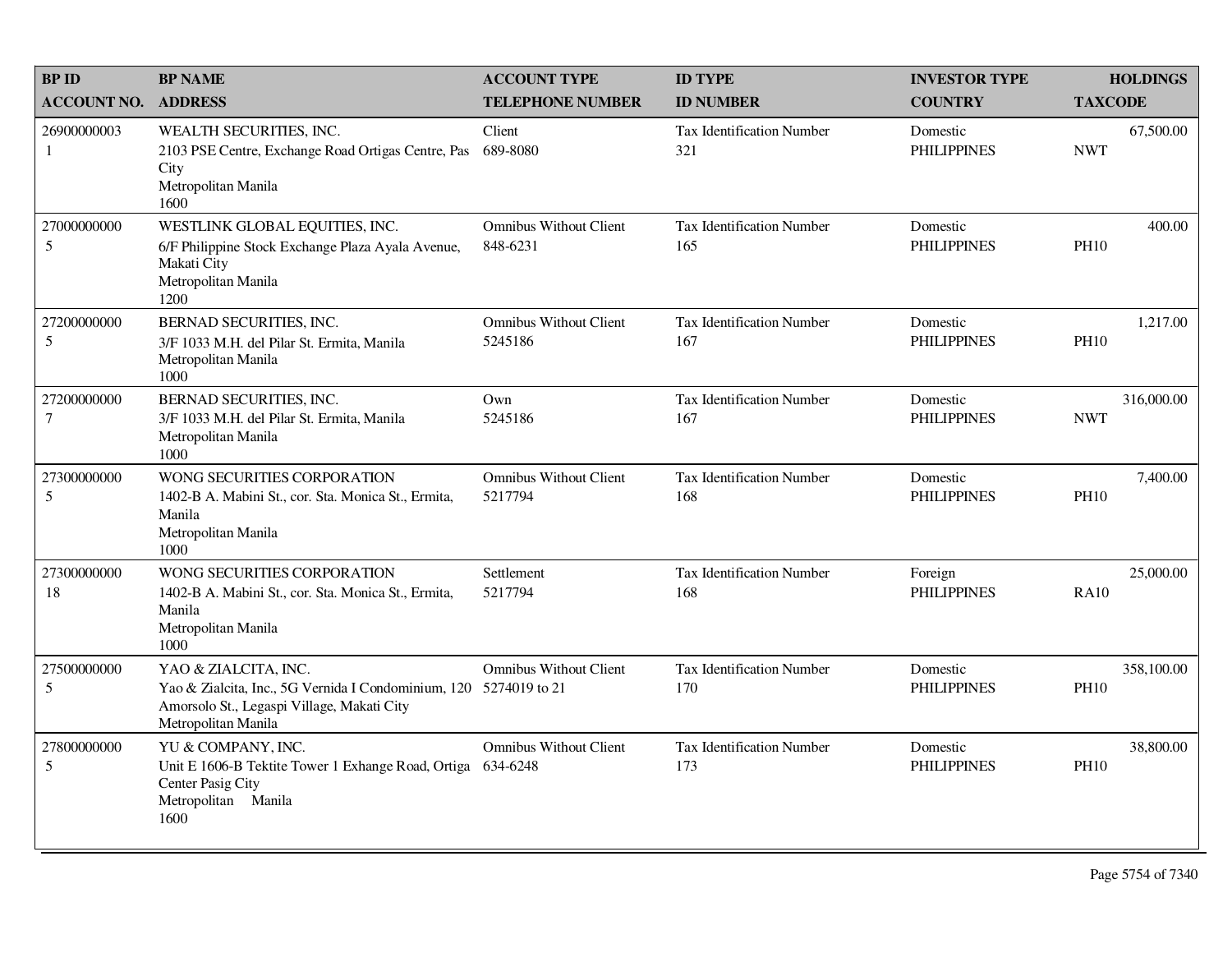| BP ID<br>ACCOUNT NO. | BP NAME<br>ADDRESS | ACCOUNT TYPE<br>TELEPHONE NUMBER | ID TYPE<br>ID NUMBER | INVESTOR TYPE<br>COUNTRY | HOLDINGS<br>TAXCODE |
|---|---|---|---|---|---|
| 26900000003<br>1 | WEALTH SECURITIES, INC.<br>2103 PSE Centre, Exchange Road Ortigas Centre, Pas City<br>Metropolitan Manila<br>1600 | Client<br>689-8080 | Tax Identification Number<br>321 | Domestic<br>PHILIPPINES | 67,500.00<br>NWT |
| 27000000000<br>5 | WESTLINK GLOBAL EQUITIES, INC.<br>6/F Philippine Stock Exchange Plaza Ayala Avenue, Makati City<br>Metropolitan Manila<br>1200 | Omnibus Without Client<br>848-6231 | Tax Identification Number<br>165 | Domestic<br>PHILIPPINES | 400.00<br>PH10 |
| 27200000000<br>5 | BERNAD SECURITIES, INC.<br>3/F 1033 M.H. del Pilar St. Ermita, Manila<br>Metropolitan Manila<br>1000 | Omnibus Without Client<br>5245186 | Tax Identification Number<br>167 | Domestic<br>PHILIPPINES | 1,217.00<br>PH10 |
| 27200000000<br>7 | BERNAD SECURITIES, INC.<br>3/F 1033 M.H. del Pilar St. Ermita, Manila<br>Metropolitan Manila<br>1000 | Own<br>5245186 | Tax Identification Number<br>167 | Domestic<br>PHILIPPINES | 316,000.00<br>NWT |
| 27300000000<br>5 | WONG SECURITIES CORPORATION<br>1402-B A. Mabini St., cor. Sta. Monica St., Ermita, Manila<br>Metropolitan Manila<br>1000 | Omnibus Without Client<br>5217794 | Tax Identification Number<br>168 | Domestic<br>PHILIPPINES | 7,400.00<br>PH10 |
| 27300000000<br>18 | WONG SECURITIES CORPORATION<br>1402-B A. Mabini St., cor. Sta. Monica St., Ermita, Manila<br>Metropolitan Manila<br>1000 | Settlement<br>5217794 | Tax Identification Number<br>168 | Foreign<br>PHILIPPINES | 25,000.00<br>RA10 |
| 27500000000<br>5 | YAO & ZIALCITA, INC.<br>Yao & Zialcita, Inc., 5G Vernida I Condominium, 120 Amorsolo St., Legaspi Village, Makati City<br>Metropolitan Manila | Omnibus Without Client<br>5274019 to 21 | Tax Identification Number<br>170 | Domestic<br>PHILIPPINES | 358,100.00<br>PH10 |
| 27800000000<br>5 | YU & COMPANY, INC.<br>Unit E 1606-B Tektite Tower 1 Exhange Road, Ortiga Center Pasig City<br>Metropolitan Manila<br>1600 | Omnibus Without Client<br>634-6248 | Tax Identification Number<br>173 | Domestic<br>PHILIPPINES | 38,800.00<br>PH10 |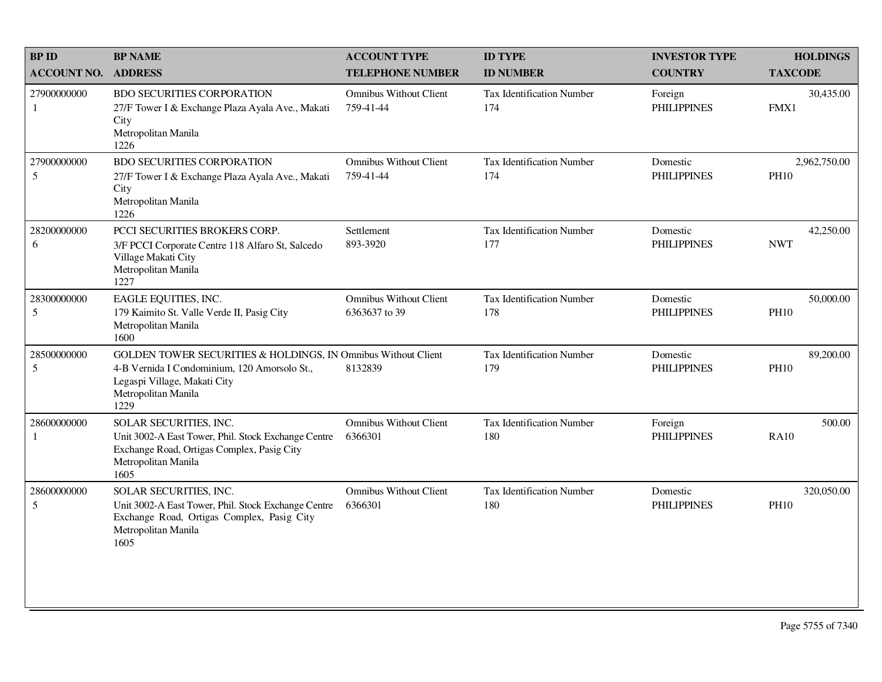| BP ID<br>ACCOUNT NO. | BP NAME<br>ADDRESS | ACCOUNT TYPE<br>TELEPHONE NUMBER | ID TYPE<br>ID NUMBER | INVESTOR TYPE<br>COUNTRY | HOLDINGS<br>TAXCODE |
|---|---|---|---|---|---|
| 27900000000<br>1 | BDO SECURITIES CORPORATION<br>27/F Tower I & Exchange Plaza Ayala Ave., Makati City<br>Metropolitan Manila<br>1226 | Omnibus Without Client<br>759-41-44 | Tax Identification Number<br>174 | Foreign<br>PHILIPPINES | 30,435.00<br>FMX1 |
| 27900000000<br>5 | BDO SECURITIES CORPORATION<br>27/F Tower I & Exchange Plaza Ayala Ave., Makati City<br>Metropolitan Manila<br>1226 | Omnibus Without Client<br>759-41-44 | Tax Identification Number<br>174 | Domestic<br>PHILIPPINES | 2,962,750.00<br>PH10 |
| 28200000000<br>6 | PCCI SECURITIES BROKERS CORP.<br>3/F PCCI Corporate Centre 118 Alfaro St, Salcedo Village Makati City<br>Metropolitan Manila<br>1227 | Settlement<br>893-3920 | Tax Identification Number<br>177 | Domestic<br>PHILIPPINES | 42,250.00<br>NWT |
| 28300000000<br>5 | EAGLE EQUITIES, INC.<br>179 Kaimito St. Valle Verde II, Pasig City<br>Metropolitan Manila<br>1600 | Omnibus Without Client<br>6363637 to 39 | Tax Identification Number<br>178 | Domestic<br>PHILIPPINES | 50,000.00<br>PH10 |
| 28500000000<br>5 | GOLDEN TOWER SECURITIES & HOLDINGS, IN<br>4-B Vernida I Condominium, 120 Amorsolo St., Legaspi Village, Makati City<br>Metropolitan Manila<br>1229 | Omnibus Without Client<br>8132839 | Tax Identification Number<br>179 | Domestic<br>PHILIPPINES | 89,200.00<br>PH10 |
| 28600000000<br>1 | SOLAR SECURITIES, INC.<br>Unit 3002-A East Tower, Phil. Stock Exchange Centre Exchange Road, Ortigas Complex, Pasig City<br>Metropolitan Manila<br>1605 | Omnibus Without Client<br>6366301 | Tax Identification Number<br>180 | Foreign<br>PHILIPPINES | 500.00<br>RA10 |
| 28600000000<br>5 | SOLAR SECURITIES, INC.<br>Unit 3002-A East Tower, Phil. Stock Exchange Centre Exchange Road, Ortigas Complex, Pasig City<br>Metropolitan Manila<br>1605 | Omnibus Without Client<br>6366301 | Tax Identification Number<br>180 | Domestic<br>PHILIPPINES | 320,050.00<br>PH10 |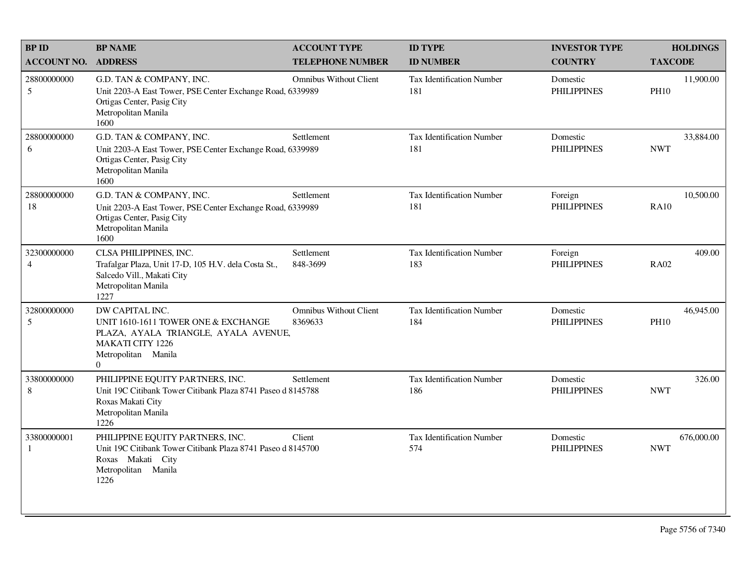| BP ID<br>ACCOUNT NO. | BP NAME<br>ADDRESS | ACCOUNT TYPE<br>TELEPHONE NUMBER | ID TYPE<br>ID NUMBER | INVESTOR TYPE<br>COUNTRY | HOLDINGS<br>TAXCODE |
|---|---|---|---|---|---|
| 28800000000<br>5 | G.D. TAN & COMPANY, INC.<br>Unit 2203-A East Tower, PSE Center Exchange Road, Ortigas Center, Pasig City<br>Metropolitan Manila<br>1600 | Omnibus Without Client<br>6339989 | Tax Identification Number<br>181 | Domestic<br>PHILIPPINES | 11,900.00<br>PH10 |
| 28800000000<br>6 | G.D. TAN & COMPANY, INC.<br>Unit 2203-A East Tower, PSE Center Exchange Road, Ortigas Center, Pasig City<br>Metropolitan Manila<br>1600 | Settlement<br>6339989 | Tax Identification Number<br>181 | Domestic<br>PHILIPPINES | 33,884.00<br>NWT |
| 28800000000<br>18 | G.D. TAN & COMPANY, INC.<br>Unit 2203-A East Tower, PSE Center Exchange Road, Ortigas Center, Pasig City<br>Metropolitan Manila<br>1600 | Settlement<br>6339989 | Tax Identification Number<br>181 | Foreign<br>PHILIPPINES | 10,500.00<br>RA10 |
| 32300000000<br>4 | CLSA PHILIPPINES, INC.<br>Trafalgar Plaza, Unit 17-D, 105 H.V. dela Costa St., Salcedo Vill., Makati City<br>Metropolitan Manila<br>1227 | Settlement<br>848-3699 | Tax Identification Number<br>183 | Foreign<br>PHILIPPINES | 409.00<br>RA02 |
| 32800000000<br>5 | DW CAPITAL INC.<br>UNIT 1610-1611 TOWER ONE & EXCHANGE PLAZA, AYALA TRIANGLE, AYALA AVENUE, MAKATI CITY 1226<br>Metropolitan Manila<br>0 | Omnibus Without Client<br>8369633 | Tax Identification Number<br>184 | Domestic<br>PHILIPPINES | 46,945.00<br>PH10 |
| 33800000000<br>8 | PHILIPPINE EQUITY PARTNERS, INC.<br>Unit 19C Citibank Tower Citibank Plaza 8741 Paseo d Roxas Makati City<br>Metropolitan Manila<br>1226 | Settlement<br>8145788 | Tax Identification Number<br>186 | Domestic<br>PHILIPPINES | 326.00<br>NWT |
| 33800000001<br>1 | PHILIPPINE EQUITY PARTNERS, INC.<br>Unit 19C Citibank Tower Citibank Plaza 8741 Paseo d Roxas Makati City<br>Metropolitan Manila<br>1226 | Client<br>8145700 | Tax Identification Number<br>574 | Domestic<br>PHILIPPINES | 676,000.00<br>NWT |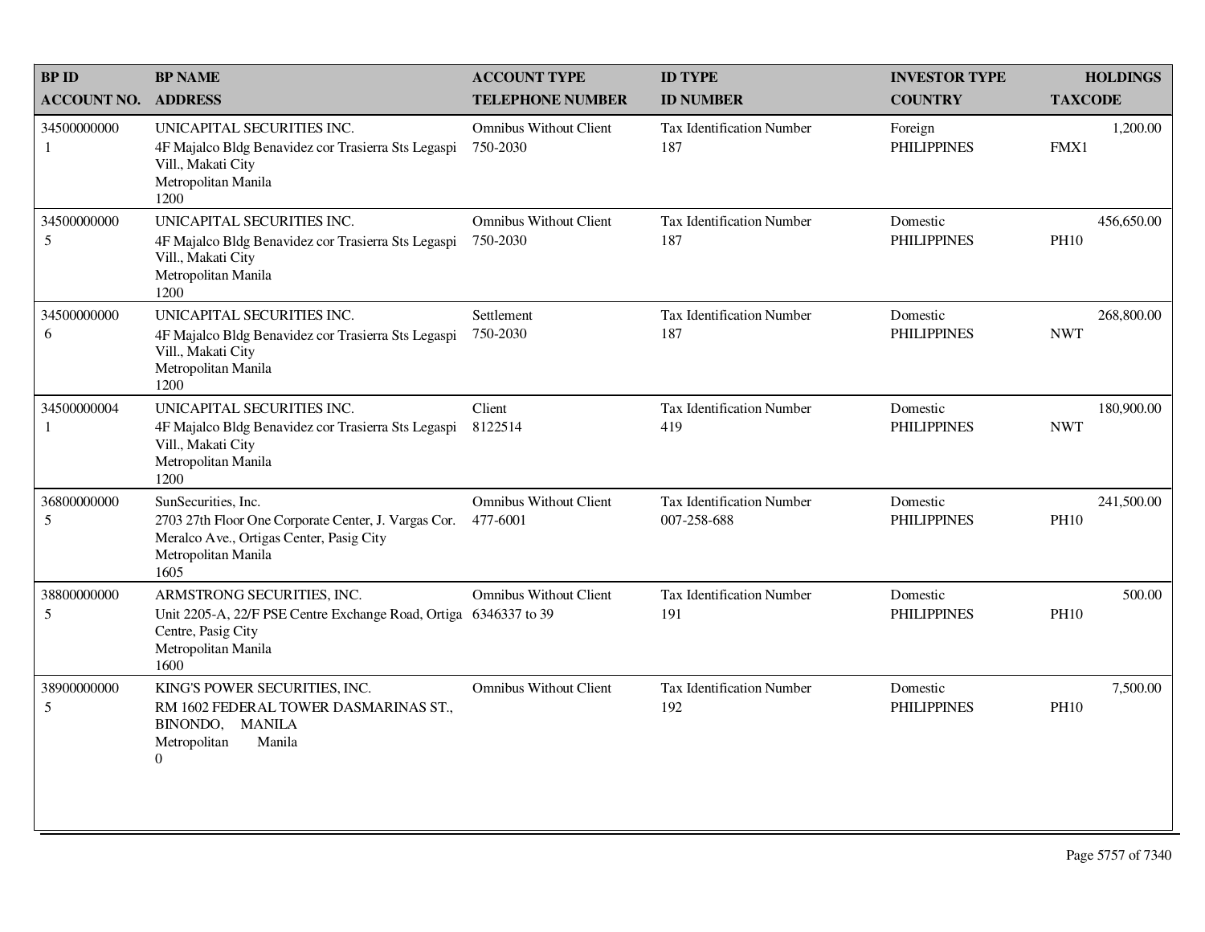| BP ID<br>ACCOUNT NO. | BP NAME<br>ADDRESS | ACCOUNT TYPE<br>TELEPHONE NUMBER | ID TYPE<br>ID NUMBER | INVESTOR TYPE<br>COUNTRY | HOLDINGS<br>TAXCODE |
|---|---|---|---|---|---|
| 34500000000<br>1 | UNICAPITAL SECURITIES INC.<br>4F Majalco Bldg Benavidez cor Trasierra Sts Legaspi Vill., Makati City<br>Metropolitan Manila<br>1200 | Omnibus Without Client<br>750-2030 | Tax Identification Number<br>187 | Foreign<br>PHILIPPINES | 1,200.00<br>FMX1 |
| 34500000000<br>5 | UNICAPITAL SECURITIES INC.<br>4F Majalco Bldg Benavidez cor Trasierra Sts Legaspi Vill., Makati City<br>Metropolitan Manila<br>1200 | Omnibus Without Client<br>750-2030 | Tax Identification Number<br>187 | Domestic<br>PHILIPPINES | 456,650.00<br>PH10 |
| 34500000000<br>6 | UNICAPITAL SECURITIES INC.<br>4F Majalco Bldg Benavidez cor Trasierra Sts Legaspi Vill., Makati City<br>Metropolitan Manila<br>1200 | Settlement<br>750-2030 | Tax Identification Number<br>187 | Domestic<br>PHILIPPINES | 268,800.00<br>NWT |
| 34500000004<br>1 | UNICAPITAL SECURITIES INC.<br>4F Majalco Bldg Benavidez cor Trasierra Sts Legaspi Vill., Makati City<br>Metropolitan Manila<br>1200 | Client<br>8122514 | Tax Identification Number<br>419 | Domestic<br>PHILIPPINES | 180,900.00<br>NWT |
| 36800000000<br>5 | SunSecurities, Inc.<br>2703 27th Floor One Corporate Center, J. Vargas Cor. Meralco Ave., Ortigas Center, Pasig City<br>Metropolitan Manila<br>1605 | Omnibus Without Client<br>477-6001 | Tax Identification Number<br>007-258-688 | Domestic<br>PHILIPPINES | 241,500.00<br>PH10 |
| 38800000000<br>5 | ARMSTRONG SECURITIES, INC.<br>Unit 2205-A, 22/F PSE Centre Exchange Road, Ortiga Centre, Pasig City<br>Metropolitan Manila<br>1600 | Omnibus Without Client<br>6346337 to 39 | Tax Identification Number<br>191 | Domestic<br>PHILIPPINES | 500.00<br>PH10 |
| 38900000000<br>5 | KING'S POWER SECURITIES, INC.<br>RM 1602 FEDERAL TOWER DASMARINAS ST., BINONDO, MANILA<br>Metropolitan Manila<br>0 | Omnibus Without Client | Tax Identification Number<br>192 | Domestic<br>PHILIPPINES | 7,500.00<br>PH10 |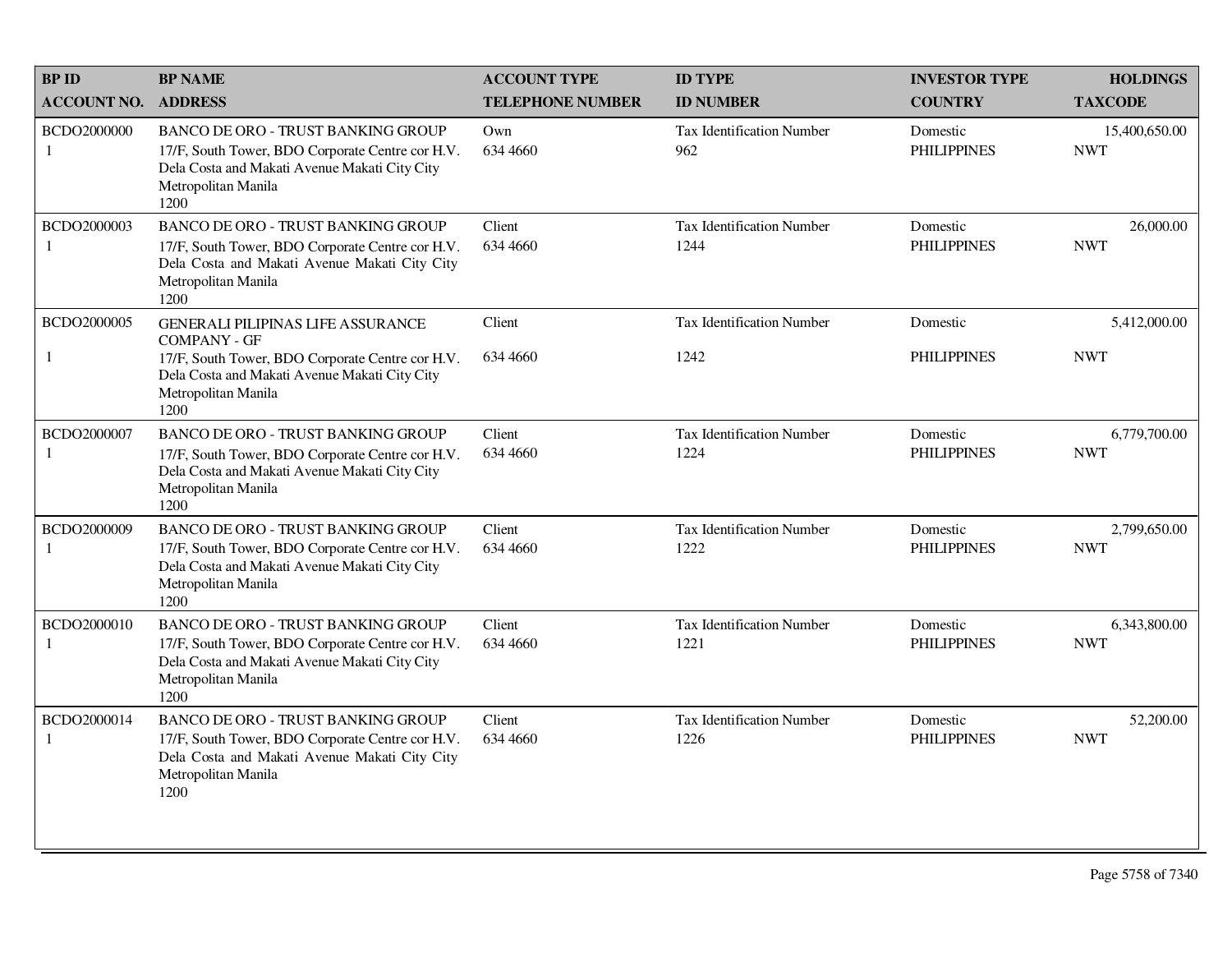| BP ID<br>ACCOUNT NO. | BP NAME<br>ADDRESS | ACCOUNT TYPE<br>TELEPHONE NUMBER | ID TYPE<br>ID NUMBER | INVESTOR TYPE<br>COUNTRY | HOLDINGS<br>TAXCODE |
|---|---|---|---|---|---|
| BCDO2000000<br>1 | BANCO DE ORO - TRUST BANKING GROUP<br>17/F, South Tower, BDO Corporate Centre cor H.V. Dela Costa and Makati Avenue Makati City City Metropolitan Manila<br>1200 | Own<br>634 4660 | Tax Identification Number<br>962 | Domestic<br>PHILIPPINES | 15,400,650.00<br>NWT |
| BCDO2000003<br>1 | BANCO DE ORO - TRUST BANKING GROUP<br>17/F, South Tower, BDO Corporate Centre cor H.V. Dela Costa and Makati Avenue Makati City City Metropolitan Manila<br>1200 | Client<br>634 4660 | Tax Identification Number<br>1244 | Domestic<br>PHILIPPINES | 26,000.00<br>NWT |
| BCDO2000005<br>1 | GENERALI PILIPINAS LIFE ASSURANCE COMPANY - GF<br>17/F, South Tower, BDO Corporate Centre cor H.V. Dela Costa and Makati Avenue Makati City City Metropolitan Manila<br>1200 | Client<br>634 4660 | Tax Identification Number<br>1242 | Domestic<br>PHILIPPINES | 5,412,000.00<br>NWT |
| BCDO2000007<br>1 | BANCO DE ORO - TRUST BANKING GROUP<br>17/F, South Tower, BDO Corporate Centre cor H.V. Dela Costa and Makati Avenue Makati City City Metropolitan Manila<br>1200 | Client<br>634 4660 | Tax Identification Number<br>1224 | Domestic<br>PHILIPPINES | 6,779,700.00<br>NWT |
| BCDO2000009<br>1 | BANCO DE ORO - TRUST BANKING GROUP<br>17/F, South Tower, BDO Corporate Centre cor H.V. Dela Costa and Makati Avenue Makati City City Metropolitan Manila<br>1200 | Client<br>634 4660 | Tax Identification Number<br>1222 | Domestic<br>PHILIPPINES | 2,799,650.00<br>NWT |
| BCDO2000010<br>1 | BANCO DE ORO - TRUST BANKING GROUP<br>17/F, South Tower, BDO Corporate Centre cor H.V. Dela Costa and Makati Avenue Makati City City Metropolitan Manila<br>1200 | Client<br>634 4660 | Tax Identification Number<br>1221 | Domestic<br>PHILIPPINES | 6,343,800.00<br>NWT |
| BCDO2000014<br>1 | BANCO DE ORO - TRUST BANKING GROUP<br>17/F, South Tower, BDO Corporate Centre cor H.V. Dela Costa and Makati Avenue Makati City City Metropolitan Manila<br>1200 | Client<br>634 4660 | Tax Identification Number<br>1226 | Domestic<br>PHILIPPINES | 52,200.00<br>NWT |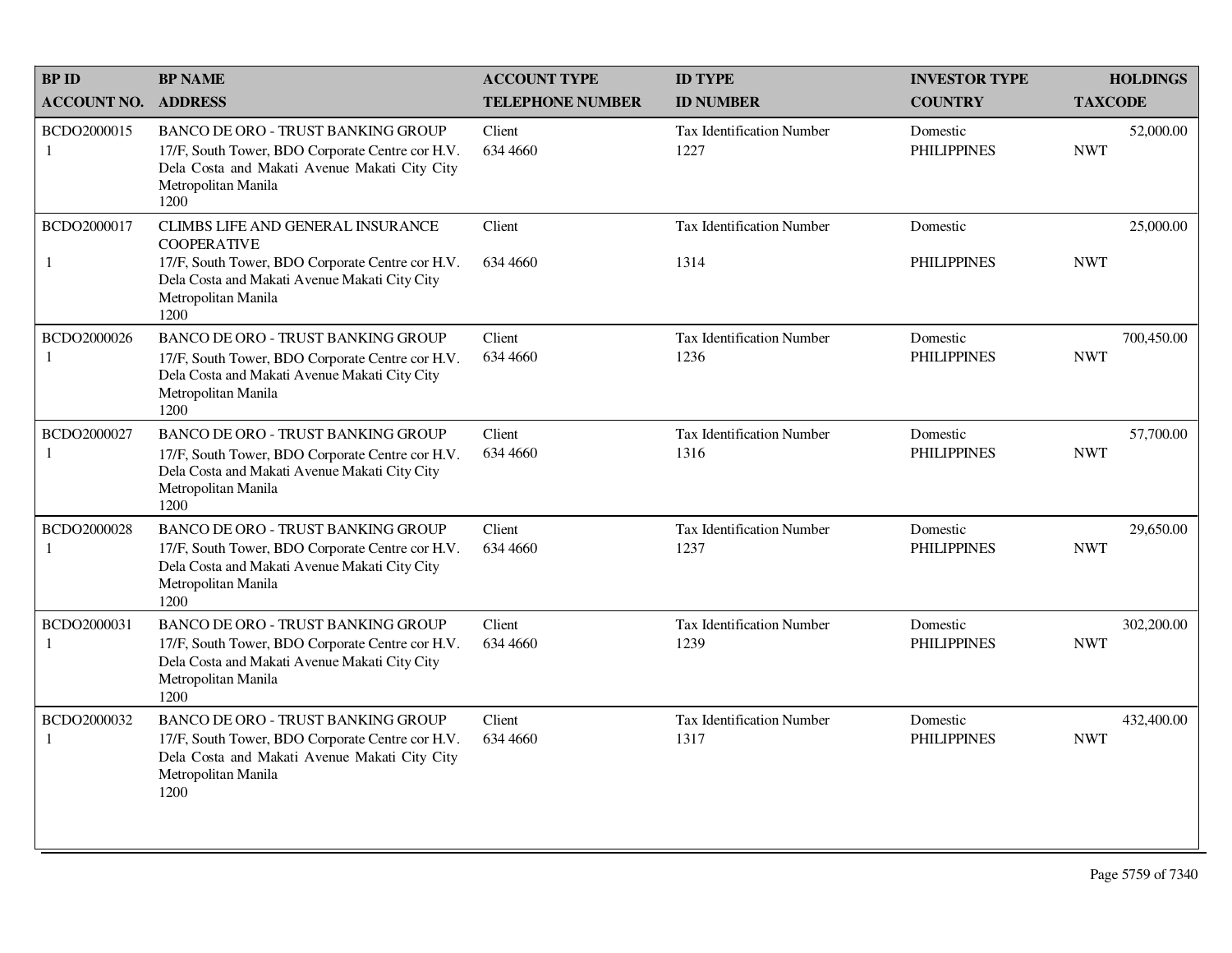| BP ID<br>ACCOUNT NO. | BP NAME<br>ADDRESS | ACCOUNT TYPE<br>TELEPHONE NUMBER | ID TYPE<br>ID NUMBER | INVESTOR TYPE<br>COUNTRY | HOLDINGS<br>TAXCODE |
|---|---|---|---|---|---|
| BCDO2000015<br>1 | BANCO DE ORO - TRUST BANKING GROUP<br>17/F, South Tower, BDO Corporate Centre cor H.V. Dela Costa and Makati Avenue Makati City City Metropolitan Manila<br>1200 | Client<br>634 4660 | Tax Identification Number<br>1227 | Domestic<br>PHILIPPINES | 52,000.00<br>NWT |
| BCDO2000017<br>1 | CLIMBS LIFE AND GENERAL INSURANCE COOPERATIVE<br>17/F, South Tower, BDO Corporate Centre cor H.V. Dela Costa and Makati Avenue Makati City City Metropolitan Manila<br>1200 | Client<br>634 4660 | Tax Identification Number<br>1314 | Domestic<br>PHILIPPINES | 25,000.00<br>NWT |
| BCDO2000026<br>1 | BANCO DE ORO - TRUST BANKING GROUP<br>17/F, South Tower, BDO Corporate Centre cor H.V. Dela Costa and Makati Avenue Makati City City Metropolitan Manila<br>1200 | Client<br>634 4660 | Tax Identification Number<br>1236 | Domestic<br>PHILIPPINES | 700,450.00<br>NWT |
| BCDO2000027<br>1 | BANCO DE ORO - TRUST BANKING GROUP<br>17/F, South Tower, BDO Corporate Centre cor H.V. Dela Costa and Makati Avenue Makati City City Metropolitan Manila<br>1200 | Client<br>634 4660 | Tax Identification Number<br>1316 | Domestic<br>PHILIPPINES | 57,700.00<br>NWT |
| BCDO2000028<br>1 | BANCO DE ORO - TRUST BANKING GROUP<br>17/F, South Tower, BDO Corporate Centre cor H.V. Dela Costa and Makati Avenue Makati City City Metropolitan Manila<br>1200 | Client<br>634 4660 | Tax Identification Number<br>1237 | Domestic<br>PHILIPPINES | 29,650.00<br>NWT |
| BCDO2000031<br>1 | BANCO DE ORO - TRUST BANKING GROUP<br>17/F, South Tower, BDO Corporate Centre cor H.V. Dela Costa and Makati Avenue Makati City City Metropolitan Manila<br>1200 | Client<br>634 4660 | Tax Identification Number<br>1239 | Domestic<br>PHILIPPINES | 302,200.00<br>NWT |
| BCDO2000032<br>1 | BANCO DE ORO - TRUST BANKING GROUP<br>17/F, South Tower, BDO Corporate Centre cor H.V. Dela Costa and Makati Avenue Makati City City Metropolitan Manila<br>1200 | Client<br>634 4660 | Tax Identification Number<br>1317 | Domestic<br>PHILIPPINES | 432,400.00<br>NWT |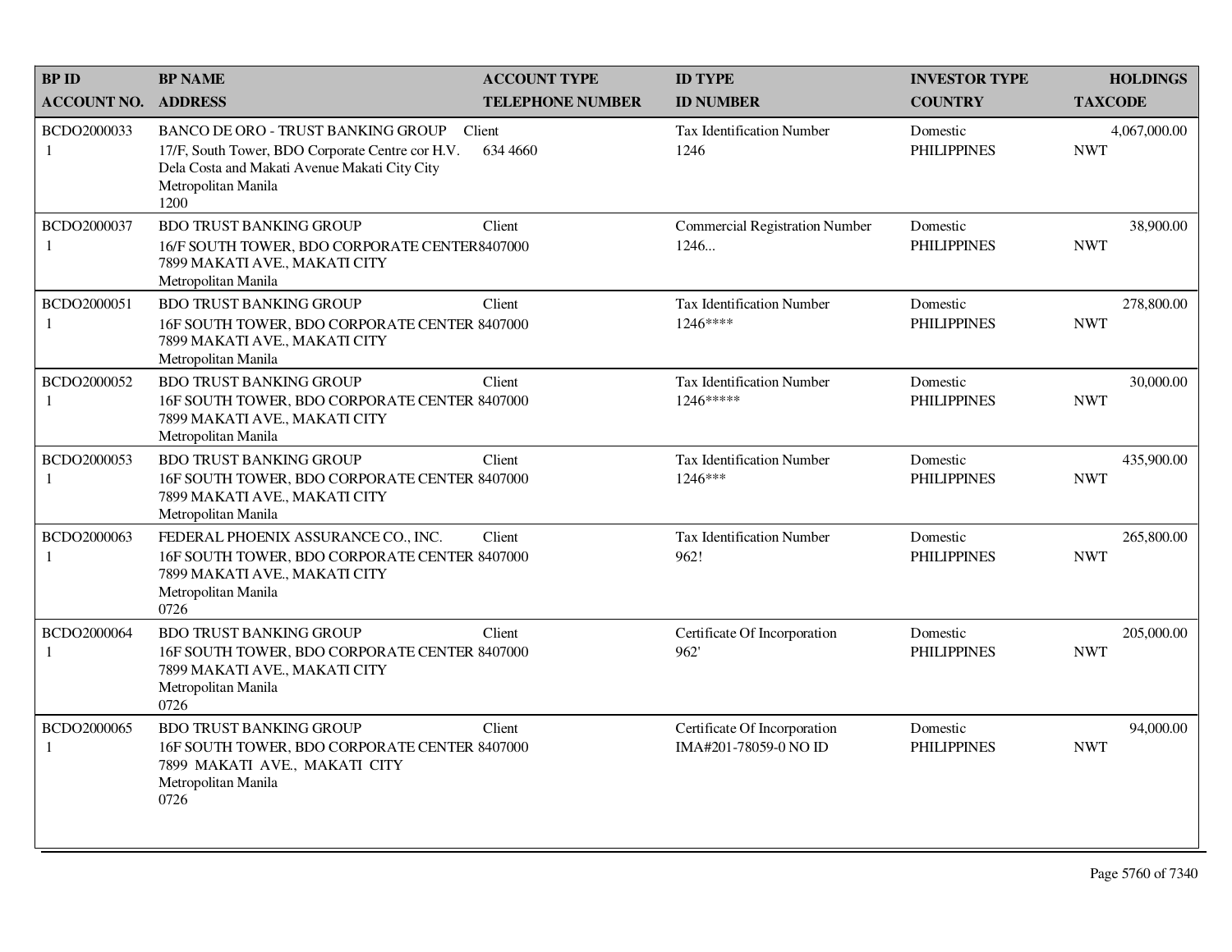| BP ID<br>ACCOUNT NO. | BP NAME<br>ADDRESS | ACCOUNT TYPE<br>TELEPHONE NUMBER | ID TYPE<br>ID NUMBER | INVESTOR TYPE<br>COUNTRY | HOLDINGS<br>TAXCODE |
|---|---|---|---|---|---|
| BCDO2000033<br>1 | BANCO DE ORO - TRUST BANKING GROUP<br>17/F, South Tower, BDO Corporate Centre cor H.V. Dela Costa and Makati Avenue Makati City City<br>Metropolitan Manila<br>1200 | Client<br>634 4660 | Tax Identification Number<br>1246 | Domestic<br>PHILIPPINES | 4,067,000.00<br>NWT |
| BCDO2000037<br>1 | BDO TRUST BANKING GROUP<br>16/F SOUTH TOWER, BDO CORPORATE CENTER<br>7899 MAKATI AVE., MAKATI CITY<br>Metropolitan Manila | Client<br>8407000 | Commercial Registration Number<br>1246... | Domestic<br>PHILIPPINES | 38,900.00<br>NWT |
| BCDO2000051<br>1 | BDO TRUST BANKING GROUP<br>16F SOUTH TOWER, BDO CORPORATE CENTER<br>7899 MAKATI AVE., MAKATI CITY<br>Metropolitan Manila | Client<br>8407000 | Tax Identification Number<br>1246**** | Domestic<br>PHILIPPINES | 278,800.00<br>NWT |
| BCDO2000052<br>1 | BDO TRUST BANKING GROUP<br>16F SOUTH TOWER, BDO CORPORATE CENTER<br>7899 MAKATI AVE., MAKATI CITY<br>Metropolitan Manila | Client<br>8407000 | Tax Identification Number<br>1246***** | Domestic<br>PHILIPPINES | 30,000.00<br>NWT |
| BCDO2000053<br>1 | BDO TRUST BANKING GROUP<br>16F SOUTH TOWER, BDO CORPORATE CENTER<br>7899 MAKATI AVE., MAKATI CITY<br>Metropolitan Manila | Client<br>8407000 | Tax Identification Number<br>1246*** | Domestic<br>PHILIPPINES | 435,900.00<br>NWT |
| BCDO2000063<br>1 | FEDERAL PHOENIX ASSURANCE CO., INC.<br>16F SOUTH TOWER, BDO CORPORATE CENTER<br>7899 MAKATI AVE., MAKATI CITY<br>Metropolitan Manila<br>0726 | Client<br>8407000 | Tax Identification Number<br>962! | Domestic<br>PHILIPPINES | 265,800.00<br>NWT |
| BCDO2000064<br>1 | BDO TRUST BANKING GROUP<br>16F SOUTH TOWER, BDO CORPORATE CENTER<br>7899 MAKATI AVE., MAKATI CITY<br>Metropolitan Manila<br>0726 | Client<br>8407000 | Certificate Of Incorporation<br>962' | Domestic<br>PHILIPPINES | 205,000.00<br>NWT |
| BCDO2000065<br>1 | BDO TRUST BANKING GROUP<br>16F SOUTH TOWER, BDO CORPORATE CENTER<br>7899 MAKATI AVE., MAKATI CITY<br>Metropolitan Manila<br>0726 | Client<br>8407000 | Certificate Of Incorporation<br>IMA#201-78059-0 NO ID | Domestic<br>PHILIPPINES | 94,000.00<br>NWT |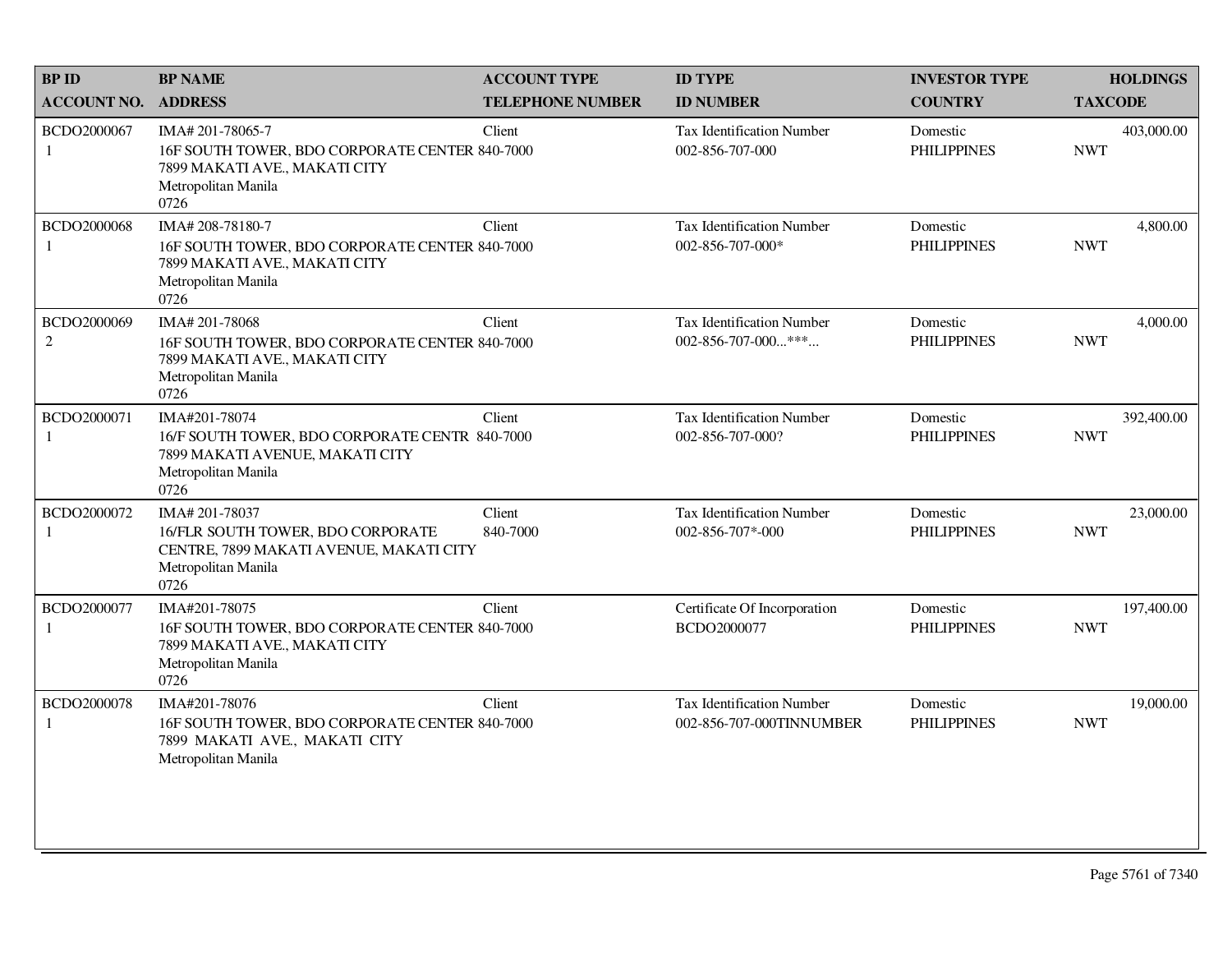| BP ID<br>ACCOUNT NO. | BP NAME<br>ADDRESS | ACCOUNT TYPE<br>TELEPHONE NUMBER | ID TYPE<br>ID NUMBER | INVESTOR TYPE<br>COUNTRY | HOLDINGS<br>TAXCODE |
|---|---|---|---|---|---|
| BCDO2000067<br>1 | IMA# 201-78065-7<br>16F SOUTH TOWER, BDO CORPORATE CENTER<br>7899 MAKATI AVE., MAKATI CITY<br>Metropolitan Manila<br>0726 | Client<br>840-7000 | Tax Identification Number<br>002-856-707-000 | Domestic<br>PHILIPPINES | 403,000.00<br>NWT |
| BCDO2000068<br>1 | IMA# 208-78180-7<br>16F SOUTH TOWER, BDO CORPORATE CENTER<br>7899 MAKATI AVE., MAKATI CITY<br>Metropolitan Manila<br>0726 | Client<br>840-7000 | Tax Identification Number<br>002-856-707-000* | Domestic<br>PHILIPPINES | 4,800.00<br>NWT |
| BCDO2000069<br>2 | IMA# 201-78068<br>16F SOUTH TOWER, BDO CORPORATE CENTER<br>7899 MAKATI AVE., MAKATI CITY<br>Metropolitan Manila<br>0726 | Client<br>840-7000 | Tax Identification Number<br>002-856-707-000...***... | Domestic<br>PHILIPPINES | 4,000.00<br>NWT |
| BCDO2000071<br>1 | IMA#201-78074<br>16/F SOUTH TOWER, BDO CORPORATE CENTR<br>7899 MAKATI AVENUE, MAKATI CITY<br>Metropolitan Manila<br>0726 | Client<br>840-7000 | Tax Identification Number<br>002-856-707-000? | Domestic<br>PHILIPPINES | 392,400.00<br>NWT |
| BCDO2000072<br>1 | IMA# 201-78037<br>16/FLR SOUTH TOWER, BDO CORPORATE<br>CENTRE, 7899 MAKATI AVENUE, MAKATI CITY<br>Metropolitan Manila<br>0726 | Client<br>840-7000 | Tax Identification Number<br>002-856-707*-000 | Domestic<br>PHILIPPINES | 23,000.00<br>NWT |
| BCDO2000077<br>1 | IMA#201-78075<br>16F SOUTH TOWER, BDO CORPORATE CENTER<br>7899 MAKATI AVE., MAKATI CITY<br>Metropolitan Manila<br>0726 | Client<br>840-7000 | Certificate Of Incorporation<br>BCDO2000077 | Domestic<br>PHILIPPINES | 197,400.00<br>NWT |
| BCDO2000078<br>1 | IMA#201-78076<br>16F SOUTH TOWER, BDO CORPORATE CENTER<br>7899 MAKATI AVE., MAKATI CITY<br>Metropolitan Manila | Client<br>840-7000 | Tax Identification Number<br>002-856-707-000TINNUMBER | Domestic<br>PHILIPPINES | 19,000.00<br>NWT |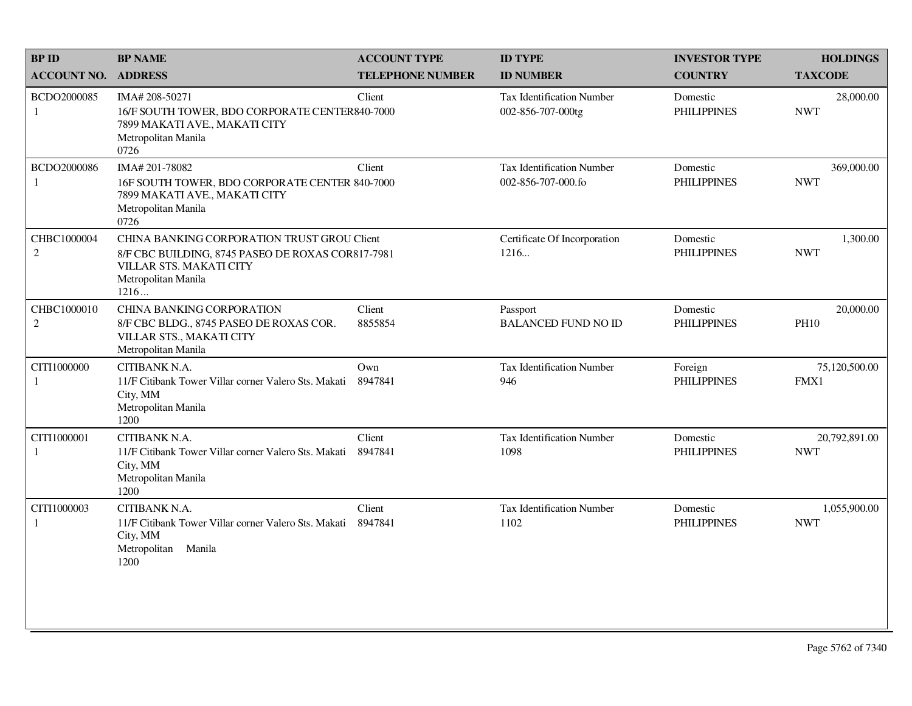| BP ID<br>ACCOUNT NO. | BP NAME<br>ADDRESS | ACCOUNT TYPE<br>TELEPHONE NUMBER | ID TYPE<br>ID NUMBER | INVESTOR TYPE<br>COUNTRY | HOLDINGS<br>TAXCODE |
|---|---|---|---|---|---|
| BCDO2000085<br>1 | IMA# 208-50271<br>16/F SOUTH TOWER, BDO CORPORATE CENTER<br>7899 MAKATI AVE., MAKATI CITY<br>Metropolitan Manila<br>0726 | Client<br>840-7000 | Tax Identification Number<br>002-856-707-000tg | Domestic<br>PHILIPPINES | 28,000.00<br>NWT |
| BCDO2000086<br>1 | IMA# 201-78082<br>16F SOUTH TOWER, BDO CORPORATE CENTER<br>7899 MAKATI AVE., MAKATI CITY<br>Metropolitan Manila<br>0726 | Client<br>840-7000 | Tax Identification Number<br>002-856-707-000.fo | Domestic<br>PHILIPPINES | 369,000.00<br>NWT |
| CHBC1000004<br>2 | CHINA BANKING CORPORATION TRUST GROU<br>8/F CBC BUILDING, 8745 PASEO DE ROXAS COR<br>VILLAR STS. MAKATI CITY<br>Metropolitan Manila<br>1216 ... | Client<br>817-7981 | Certificate Of Incorporation<br>1216... | Domestic<br>PHILIPPINES | 1,300.00<br>NWT |
| CHBC1000010<br>2 | CHINA BANKING CORPORATION<br>8/F CBC BLDG., 8745 PASEO DE ROXAS COR.<br>VILLAR STS., MAKATI CITY<br>Metropolitan Manila | Client<br>8855854 | Passport<br>BALANCED FUND NO ID | Domestic<br>PHILIPPINES | 20,000.00<br>PH10 |
| CITI1000000<br>1 | CITIBANK N.A.<br>11/F Citibank Tower Villar corner Valero Sts. Makati City, MM<br>Metropolitan Manila<br>1200 | Own<br>8947841 | Tax Identification Number<br>946 | Foreign<br>PHILIPPINES | 75,120,500.00<br>FMX1 |
| CITI1000001<br>1 | CITIBANK N.A.<br>11/F Citibank Tower Villar corner Valero Sts. Makati City, MM<br>Metropolitan Manila<br>1200 | Client<br>8947841 | Tax Identification Number<br>1098 | Domestic<br>PHILIPPINES | 20,792,891.00<br>NWT |
| CITI1000003<br>1 | CITIBANK N.A.<br>11/F Citibank Tower Villar corner Valero Sts. Makati City, MM<br>Metropolitan Manila<br>1200 | Client<br>8947841 | Tax Identification Number<br>1102 | Domestic<br>PHILIPPINES | 1,055,900.00<br>NWT |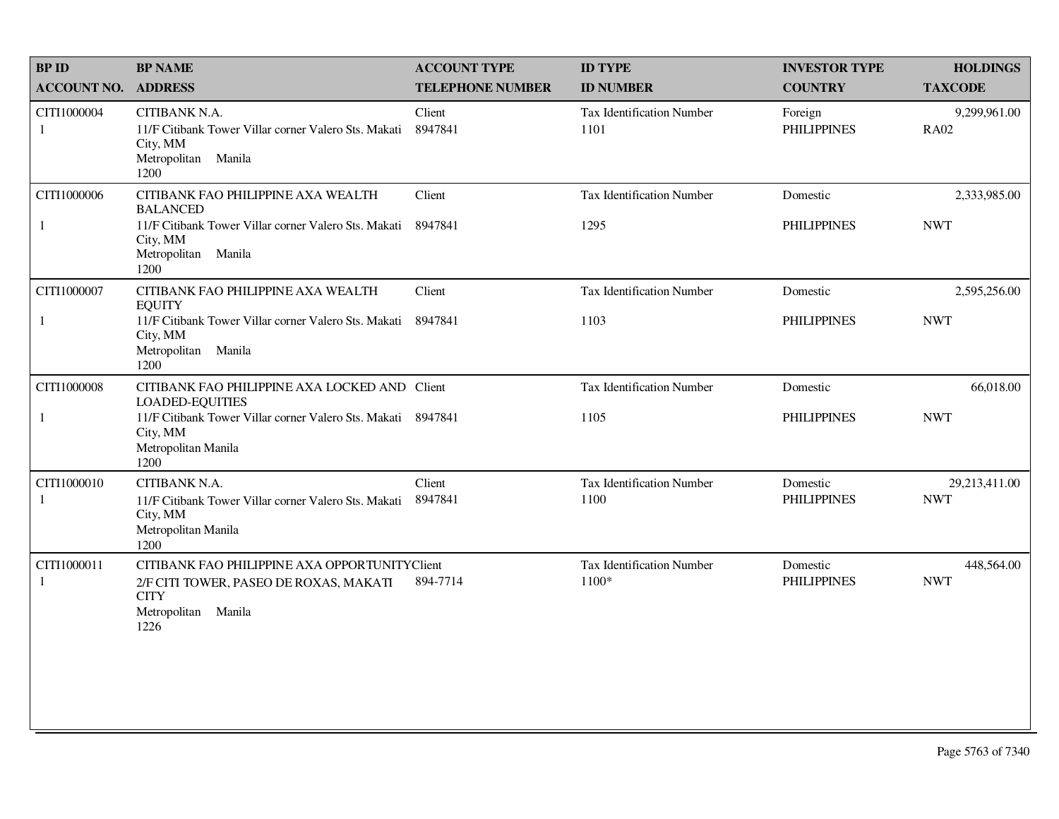| BP ID<br>ACCOUNT NO. | BP NAME<br>ADDRESS | ACCOUNT TYPE<br>TELEPHONE NUMBER | ID TYPE<br>ID NUMBER | INVESTOR TYPE<br>COUNTRY | HOLDINGS<br>TAXCODE |
|---|---|---|---|---|---|
| CITI1000004<br>1 | CITIBANK N.A.<br>11/F Citibank Tower Villar corner Valero Sts. Makati City, MM<br>Metropolitan Manila<br>1200 | Client<br>8947841 | Tax Identification Number<br>1101 | Foreign<br>PHILIPPINES | 9,299,961.00<br>RA02 |
| CITI1000006<br>1 | CITIBANK FAO PHILIPPINE AXA WEALTH BALANCED<br>11/F Citibank Tower Villar corner Valero Sts. Makati City, MM<br>Metropolitan Manila<br>1200 | Client<br>8947841 | Tax Identification Number<br>1295 | Domestic<br>PHILIPPINES | 2,333,985.00<br>NWT |
| CITI1000007<br>1 | CITIBANK FAO PHILIPPINE AXA WEALTH EQUITY<br>11/F Citibank Tower Villar corner Valero Sts. Makati City, MM<br>Metropolitan Manila<br>1200 | Client<br>8947841 | Tax Identification Number<br>1103 | Domestic<br>PHILIPPINES | 2,595,256.00<br>NWT |
| CITI1000008<br>1 | CITIBANK FAO PHILIPPINE AXA LOCKED AND LOADED-EQUITIES<br>11/F Citibank Tower Villar corner Valero Sts. Makati City, MM<br>Metropolitan Manila<br>1200 | Client<br>8947841 | Tax Identification Number<br>1105 | Domestic<br>PHILIPPINES | 66,018.00<br>NWT |
| CITI1000010<br>1 | CITIBANK N.A.<br>11/F Citibank Tower Villar corner Valero Sts. Makati City, MM<br>Metropolitan Manila<br>1200 | Client<br>8947841 | Tax Identification Number<br>1100 | Domestic<br>PHILIPPINES | 29,213,411.00<br>NWT |
| CITI1000011<br>1 | CITIBANK FAO PHILIPPINE AXA OPPORTUNITY<br>2/F CITI TOWER, PASEO DE ROXAS, MAKATI CITY<br>Metropolitan Manila<br>1226 | Client<br>894-7714 | Tax Identification Number<br>1100* | Domestic<br>PHILIPPINES | 448,564.00<br>NWT |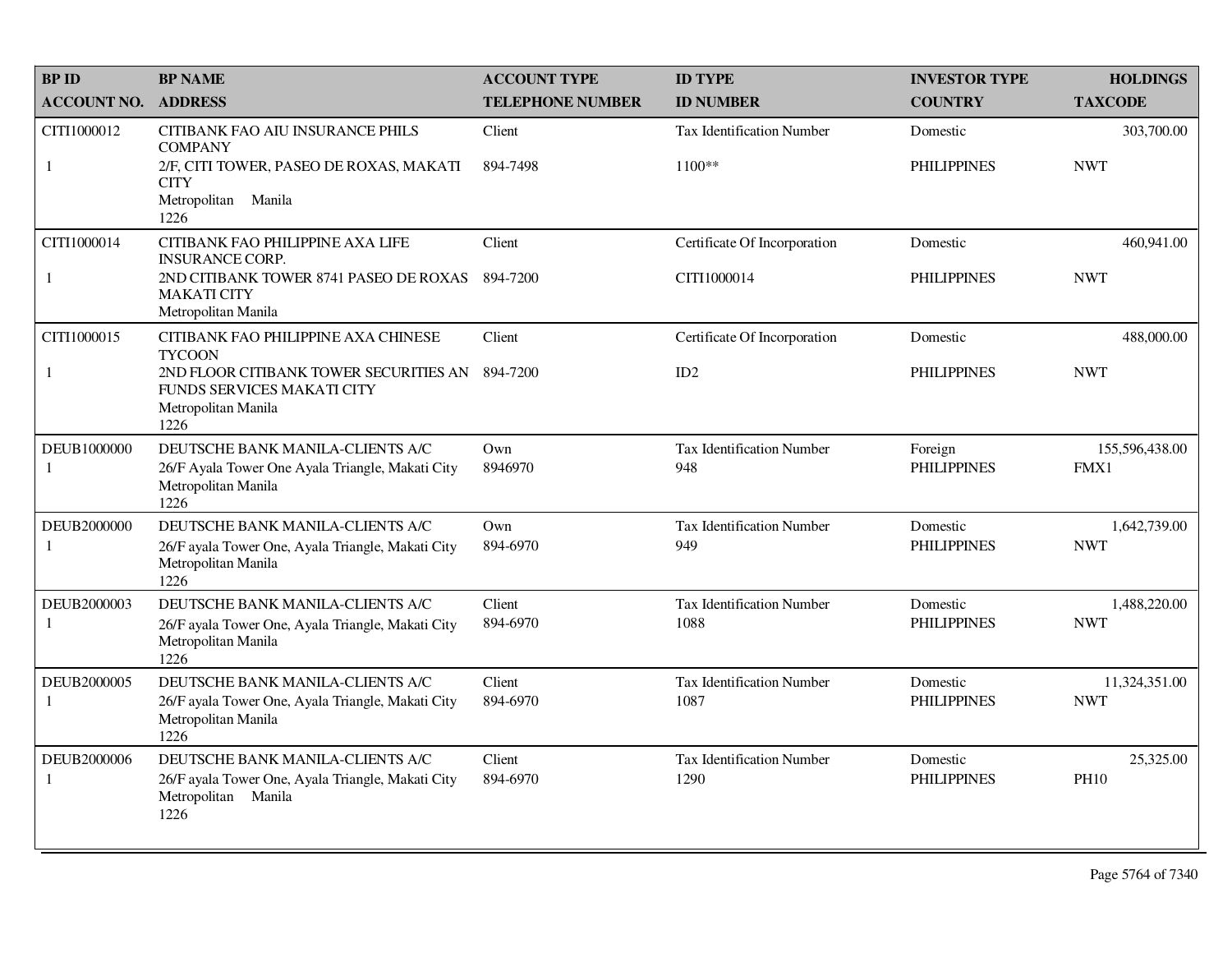| BP ID<br>ACCOUNT NO. | BP NAME<br>ADDRESS | ACCOUNT TYPE<br>TELEPHONE NUMBER | ID TYPE<br>ID NUMBER | INVESTOR TYPE<br>COUNTRY | HOLDINGS<br>TAXCODE |
|---|---|---|---|---|---|
| CITI1000012<br>1 | CITIBANK FAO AIU INSURANCE PHILS COMPANY<br>2/F, CITI TOWER, PASEO DE ROXAS, MAKATI CITY<br>Metropolitan Manila<br>1226 | Client<br>894-7498 | Tax Identification Number<br>1100** | Domestic<br>PHILIPPINES | 303,700.00<br>NWT |
| CITI1000014<br>1 | CITIBANK FAO PHILIPPINE AXA LIFE INSURANCE CORP.<br>2ND CITIBANK TOWER 8741 PASEO DE ROXAS MAKATI CITY<br>Metropolitan Manila | Client<br>894-7200 | Certificate Of Incorporation<br>CITI1000014 | Domestic<br>PHILIPPINES | 460,941.00<br>NWT |
| CITI1000015<br>1 | CITIBANK FAO PHILIPPINE AXA CHINESE TYCOON<br>2ND FLOOR CITIBANK TOWER SECURITIES AN FUNDS SERVICES MAKATI CITY<br>Metropolitan Manila<br>1226 | Client<br>894-7200 | Certificate Of Incorporation<br>ID2 | Domestic<br>PHILIPPINES | 488,000.00<br>NWT |
| DEUB1000000<br>1 | DEUTSCHE BANK MANILA-CLIENTS A/C<br>26/F Ayala Tower One Ayala Triangle, Makati City<br>Metropolitan Manila<br>1226 | Own<br>8946970 | Tax Identification Number<br>948 | Foreign<br>PHILIPPINES | 155,596,438.00<br>FMX1 |
| DEUB2000000<br>1 | DEUTSCHE BANK MANILA-CLIENTS A/C<br>26/F ayala Tower One, Ayala Triangle, Makati City<br>Metropolitan Manila<br>1226 | Own<br>894-6970 | Tax Identification Number<br>949 | Domestic<br>PHILIPPINES | 1,642,739.00<br>NWT |
| DEUB2000003<br>1 | DEUTSCHE BANK MANILA-CLIENTS A/C<br>26/F ayala Tower One, Ayala Triangle, Makati City<br>Metropolitan Manila<br>1226 | Client<br>894-6970 | Tax Identification Number<br>1088 | Domestic<br>PHILIPPINES | 1,488,220.00<br>NWT |
| DEUB2000005<br>1 | DEUTSCHE BANK MANILA-CLIENTS A/C<br>26/F ayala Tower One, Ayala Triangle, Makati City<br>Metropolitan Manila<br>1226 | Client<br>894-6970 | Tax Identification Number<br>1087 | Domestic<br>PHILIPPINES | 11,324,351.00<br>NWT |
| DEUB2000006<br>1 | DEUTSCHE BANK MANILA-CLIENTS A/C<br>26/F ayala Tower One, Ayala Triangle, Makati City<br>Metropolitan Manila<br>1226 | Client<br>894-6970 | Tax Identification Number<br>1290 | Domestic<br>PHILIPPINES | 25,325.00<br>PH10 |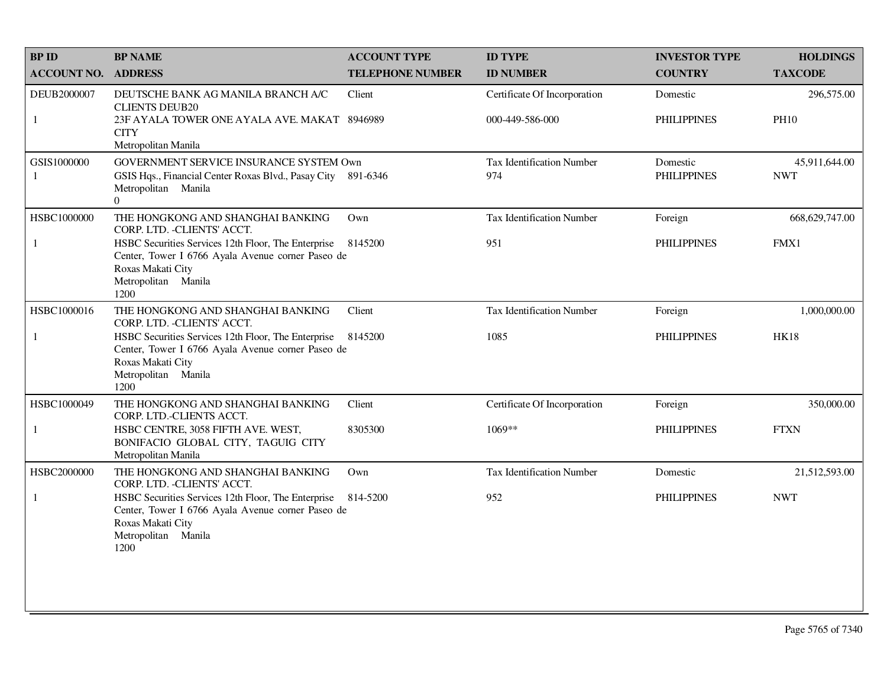| BP ID<br>ACCOUNT NO. | BP NAME<br>ADDRESS | ACCOUNT TYPE<br>TELEPHONE NUMBER | ID TYPE<br>ID NUMBER | INVESTOR TYPE<br>COUNTRY | HOLDINGS<br>TAXCODE |
|---|---|---|---|---|---|
| DEUB2000007<br>1 | DEUTSCHE BANK AG MANILA BRANCH A/C CLIENTS DEUB20<br>23F AYALA TOWER ONE AYALA AVE. MAKAT CITY<br>Metropolitan Manila | Client<br>8946989 | Certificate Of Incorporation<br>000-449-586-000 | Domestic<br>PHILIPPINES | 296,575.00<br>PH10 |
| GSIS1000000<br>1 | GOVERNMENT SERVICE INSURANCE SYSTEM<br>GSIS Hqs., Financial Center Roxas Blvd., Pasay City<br>Metropolitan Manila<br>0 | Own<br>891-6346 | Tax Identification Number<br>974 | Domestic<br>PHILIPPINES | 45,911,644.00<br>NWT |
| HSBC1000000<br>1 | THE HONGKONG AND SHANGHAI BANKING CORP. LTD. -CLIENTS' ACCT.<br>HSBC Securities Services 12th Floor, The Enterprise Center, Tower I 6766 Ayala Avenue corner Paseo de Roxas Makati City<br>Metropolitan Manila<br>1200 | Own<br>8145200 | Tax Identification Number<br>951 | Foreign<br>PHILIPPINES | 668,629,747.00<br>FMX1 |
| HSBC1000016<br>1 | THE HONGKONG AND SHANGHAI BANKING CORP. LTD. -CLIENTS' ACCT.<br>HSBC Securities Services 12th Floor, The Enterprise Center, Tower I 6766 Ayala Avenue corner Paseo de Roxas Makati City<br>Metropolitan Manila<br>1200 | Client<br>8145200 | Tax Identification Number<br>1085 | Foreign<br>PHILIPPINES | 1,000,000.00<br>HK18 |
| HSBC1000049<br>1 | THE HONGKONG AND SHANGHAI BANKING CORP. LTD.-CLIENTS ACCT.<br>HSBC CENTRE, 3058 FIFTH AVE. WEST, BONIFACIO GLOBAL CITY, TAGUIG CITY<br>Metropolitan Manila | Client<br>8305300 | Certificate Of Incorporation<br>1069** | Foreign<br>PHILIPPINES | 350,000.00<br>FTXN |
| HSBC2000000<br>1 | THE HONGKONG AND SHANGHAI BANKING CORP. LTD. -CLIENTS' ACCT.<br>HSBC Securities Services 12th Floor, The Enterprise Center, Tower I 6766 Ayala Avenue corner Paseo de Roxas Makati City<br>Metropolitan Manila<br>1200 | Own<br>814-5200 | Tax Identification Number<br>952 | Domestic<br>PHILIPPINES | 21,512,593.00<br>NWT |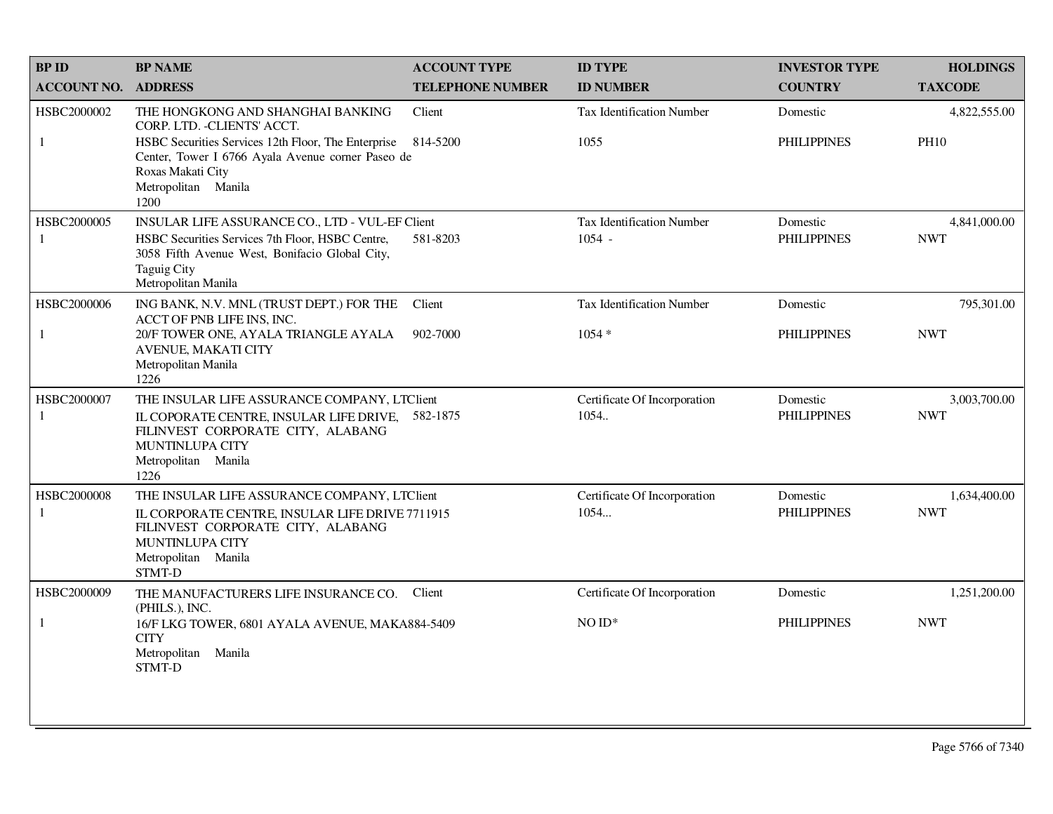| BP ID<br>ACCOUNT NO. | BP NAME<br>ADDRESS | ACCOUNT TYPE<br>TELEPHONE NUMBER | ID TYPE<br>ID NUMBER | INVESTOR TYPE<br>COUNTRY | HOLDINGS<br>TAXCODE |
|---|---|---|---|---|---|
| HSBC2000002<br>1 | THE HONGKONG AND SHANGHAI BANKING CORP. LTD. -CLIENTS' ACCT.<br>HSBC Securities Services 12th Floor, The Enterprise Center, Tower I 6766 Ayala Avenue corner Paseo de Roxas Makati City<br>Metropolitan Manila<br>1200 | Client<br>814-5200 | Tax Identification Number<br>1055 | Domestic<br>PHILIPPINES | 4,822,555.00<br>PH10 |
| HSBC2000005<br>1 | INSULAR LIFE ASSURANCE CO., LTD - VUL-EF<br>HSBC Securities Services 7th Floor, HSBC Centre, 3058 Fifth Avenue West, Bonifacio Global City, Taguig City<br>Metropolitan Manila | Client<br>581-8203 | Tax Identification Number<br>1054 - | Domestic<br>PHILIPPINES | 4,841,000.00<br>NWT |
| HSBC2000006<br>1 | ING BANK, N.V. MNL (TRUST DEPT.) FOR THE ACCT OF PNB LIFE INS, INC.<br>20/F TOWER ONE, AYALA TRIANGLE AYALA AVENUE, MAKATI CITY<br>Metropolitan Manila<br>1226 | Client<br>902-7000 | Tax Identification Number<br>1054 * | Domestic<br>PHILIPPINES | 795,301.00<br>NWT |
| HSBC2000007<br>1 | THE INSULAR LIFE ASSURANCE COMPANY, LT<br>IL COPORATE CENTRE, INSULAR LIFE DRIVE, FILINVEST CORPORATE CITY, ALABANG MUNTINLUPA CITY<br>Metropolitan Manila<br>1226 | Client<br>582-1875 | Certificate Of Incorporation<br>1054.. | Domestic<br>PHILIPPINES | 3,003,700.00<br>NWT |
| HSBC2000008<br>1 | THE INSULAR LIFE ASSURANCE COMPANY, LT<br>IL CORPORATE CENTRE, INSULAR LIFE DRIVE FILINVEST CORPORATE CITY, ALABANG MUNTINLUPA CITY<br>Metropolitan Manila<br>STMT-D | Client<br>7711915 | Certificate Of Incorporation<br>1054... | Domestic<br>PHILIPPINES | 1,634,400.00<br>NWT |
| HSBC2000009<br>1 | THE MANUFACTURERS LIFE INSURANCE CO. (PHILS.), INC.<br>16/F LKG TOWER, 6801 AYALA AVENUE, MAKA CITY<br>Metropolitan Manila<br>STMT-D | Client<br>884-5409 | Certificate Of Incorporation<br>NO ID* | Domestic<br>PHILIPPINES | 1,251,200.00<br>NWT |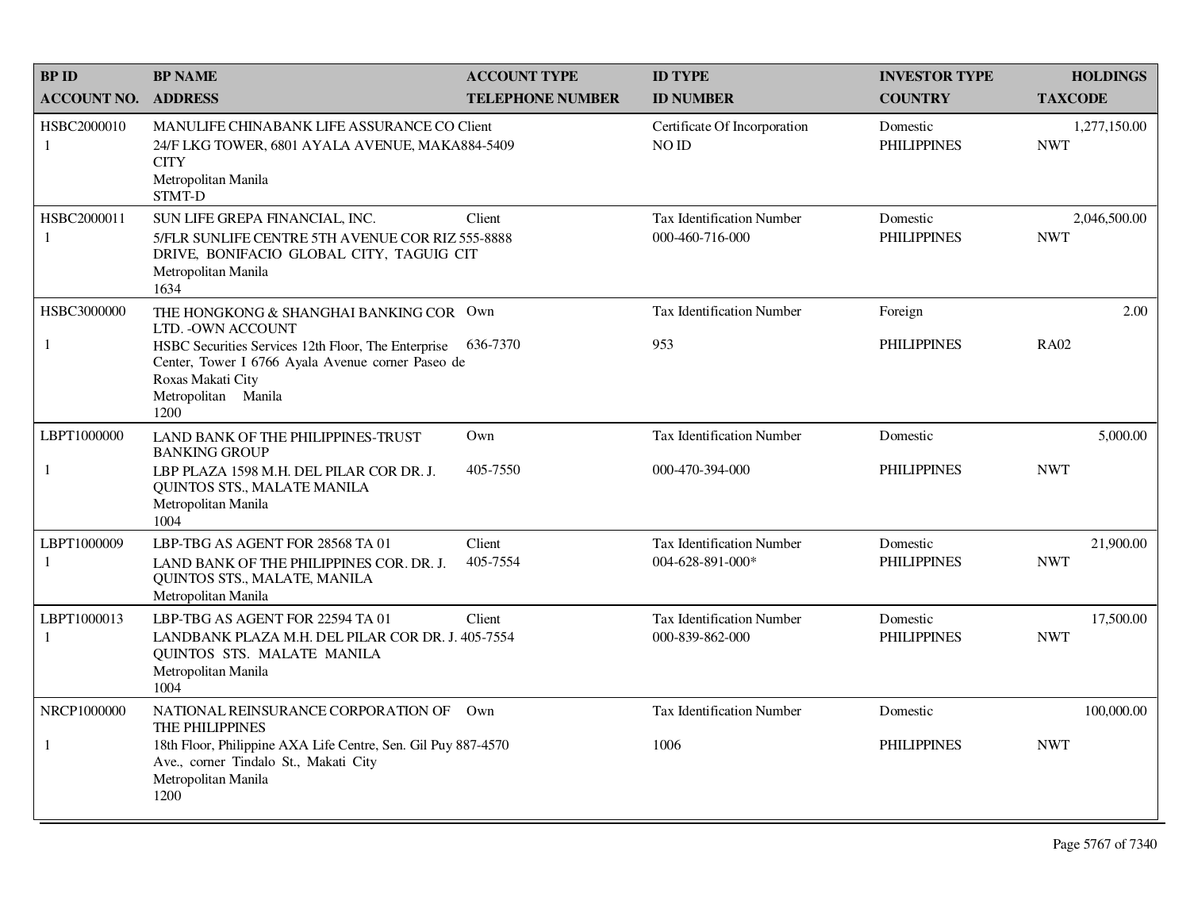| BP ID<br>ACCOUNT NO. | BP NAME<br>ADDRESS | ACCOUNT TYPE<br>TELEPHONE NUMBER | ID TYPE<br>ID NUMBER | INVESTOR TYPE<br>COUNTRY | HOLDINGS<br>TAXCODE |
|---|---|---|---|---|---|
| HSBC2000010<br>1 | MANULIFE CHINABANK LIFE ASSURANCE CO<br>24/F LKG TOWER, 6801 AYALA AVENUE, MAKA CITY<br>Metropolitan Manila<br>STMT-D | Client<br>884-5409 | Certificate Of Incorporation<br>NO ID | Domestic<br>PHILIPPINES | 1,277,150.00<br>NWT |
| HSBC2000011<br>1 | SUN LIFE GREPA FINANCIAL, INC.<br>5/FLR SUNLIFE CENTRE 5TH AVENUE COR RIZ DRIVE, BONIFACIO GLOBAL CITY, TAGUIG CIT<br>Metropolitan Manila<br>1634 | Client<br>555-8888 | Tax Identification Number<br>000-460-716-000 | Domestic<br>PHILIPPINES | 2,046,500.00<br>NWT |
| HSBC3000000<br>1 | THE HONGKONG & SHANGHAI BANKING COR LTD. -OWN ACCOUNT<br>HSBC Securities Services 12th Floor, The Enterprise Center, Tower I 6766 Ayala Avenue corner Paseo de Roxas Makati City<br>Metropolitan Manila<br>1200 | Own<br>636-7370 | Tax Identification Number<br>953 | Foreign<br>PHILIPPINES | 2.00<br>RA02 |
| LBPT1000000<br>1 | LAND BANK OF THE PHILIPPINES-TRUST BANKING GROUP<br>LBP PLAZA 1598 M.H. DEL PILAR COR DR. J. QUINTOS STS., MALATE MANILA<br>Metropolitan Manila<br>1004 | Own<br>405-7550 | Tax Identification Number<br>000-470-394-000 | Domestic<br>PHILIPPINES | 5,000.00<br>NWT |
| LBPT1000009<br>1 | LBP-TBG AS AGENT FOR 28568 TA 01<br>LAND BANK OF THE PHILIPPINES COR. DR. J. QUINTOS STS., MALATE, MANILA<br>Metropolitan Manila | Client<br>405-7554 | Tax Identification Number<br>004-628-891-000* | Domestic<br>PHILIPPINES | 21,900.00<br>NWT |
| LBPT1000013<br>1 | LBP-TBG AS AGENT FOR 22594 TA 01<br>LANDBANK PLAZA M.H. DEL PILAR COR DR. J. QUINTOS STS. MALATE MANILA<br>Metropolitan Manila<br>1004 | Client<br>405-7554 | Tax Identification Number<br>000-839-862-000 | Domestic<br>PHILIPPINES | 17,500.00<br>NWT |
| NRCP1000000<br>1 | NATIONAL REINSURANCE CORPORATION OF THE PHILIPPINES<br>18th Floor, Philippine AXA Life Centre, Sen. Gil Puy Ave., corner Tindalo St., Makati City<br>Metropolitan Manila<br>1200 | Own<br>887-4570 | Tax Identification Number<br>1006 | Domestic<br>PHILIPPINES | 100,000.00<br>NWT |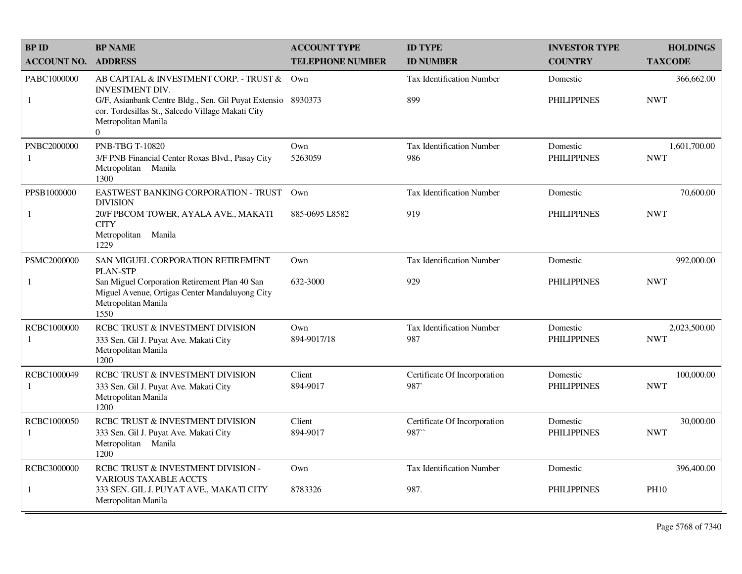| BP ID<br>ACCOUNT NO. | BP NAME<br>ADDRESS | ACCOUNT TYPE<br>TELEPHONE NUMBER | ID TYPE<br>ID NUMBER | INVESTOR TYPE<br>COUNTRY | HOLDINGS<br>TAXCODE |
|---|---|---|---|---|---|
| PABC1000000<br>1 | AB CAPITAL & INVESTMENT CORP. - TRUST & INVESTMENT DIV.<br>G/F, Asianbank Centre Bldg., Sen. Gil Puyat Extensio cor. Tordesillas St., Salcedo Village Makati City Metropolitan Manila<br>0 | Own<br>8930373 | Tax Identification Number<br>899 | Domestic<br>PHILIPPINES | 366,662.00<br>NWT |
| PNBC2000000<br>1 | PNB-TBG T-10820<br>3/F PNB Financial Center Roxas Blvd., Pasay City Metropolitan Manila<br>1300 | Own<br>5263059 | Tax Identification Number<br>986 | Domestic<br>PHILIPPINES | 1,601,700.00<br>NWT |
| PPSB1000000<br>1 | EASTWEST BANKING CORPORATION - TRUST DIVISION<br>20/F PBCOM TOWER, AYALA AVE., MAKATI CITY<br>Metropolitan Manila<br>1229 | Own<br>885-0695 L8582 | Tax Identification Number<br>919 | Domestic<br>PHILIPPINES | 70,600.00<br>NWT |
| PSMC2000000<br>1 | SAN MIGUEL CORPORATION RETIREMENT PLAN-STP<br>San Miguel Corporation Retirement Plan 40 San Miguel Avenue, Ortigas Center Mandaluyong City Metropolitan Manila<br>1550 | Own<br>632-3000 | Tax Identification Number<br>929 | Domestic<br>PHILIPPINES | 992,000.00<br>NWT |
| RCBC1000000<br>1 | RCBC TRUST & INVESTMENT DIVISION<br>333 Sen. Gil J. Puyat Ave. Makati City<br>Metropolitan Manila<br>1200 | Own<br>894-9017/18 | Tax Identification Number<br>987 | Domestic<br>PHILIPPINES | 2,023,500.00<br>NWT |
| RCBC1000049<br>1 | RCBC TRUST & INVESTMENT DIVISION<br>333 Sen. Gil J. Puyat Ave. Makati City<br>Metropolitan Manila<br>1200 | Client<br>894-9017 | Certificate Of Incorporation<br>987` | Domestic<br>PHILIPPINES | 100,000.00<br>NWT |
| RCBC1000050<br>1 | RCBC TRUST & INVESTMENT DIVISION<br>333 Sen. Gil J. Puyat Ave. Makati City<br>Metropolitan Manila<br>1200 | Client<br>894-9017 | Certificate Of Incorporation<br>987`` | Domestic<br>PHILIPPINES | 30,000.00<br>NWT |
| RCBC3000000<br>1 | RCBC TRUST & INVESTMENT DIVISION - VARIOUS TAXABLE ACCTS<br>333 SEN. GIL J. PUYAT AVE., MAKATI CITY<br>Metropolitan Manila | Own<br>8783326 | Tax Identification Number<br>987. | Domestic<br>PHILIPPINES | 396,400.00<br>PH10 |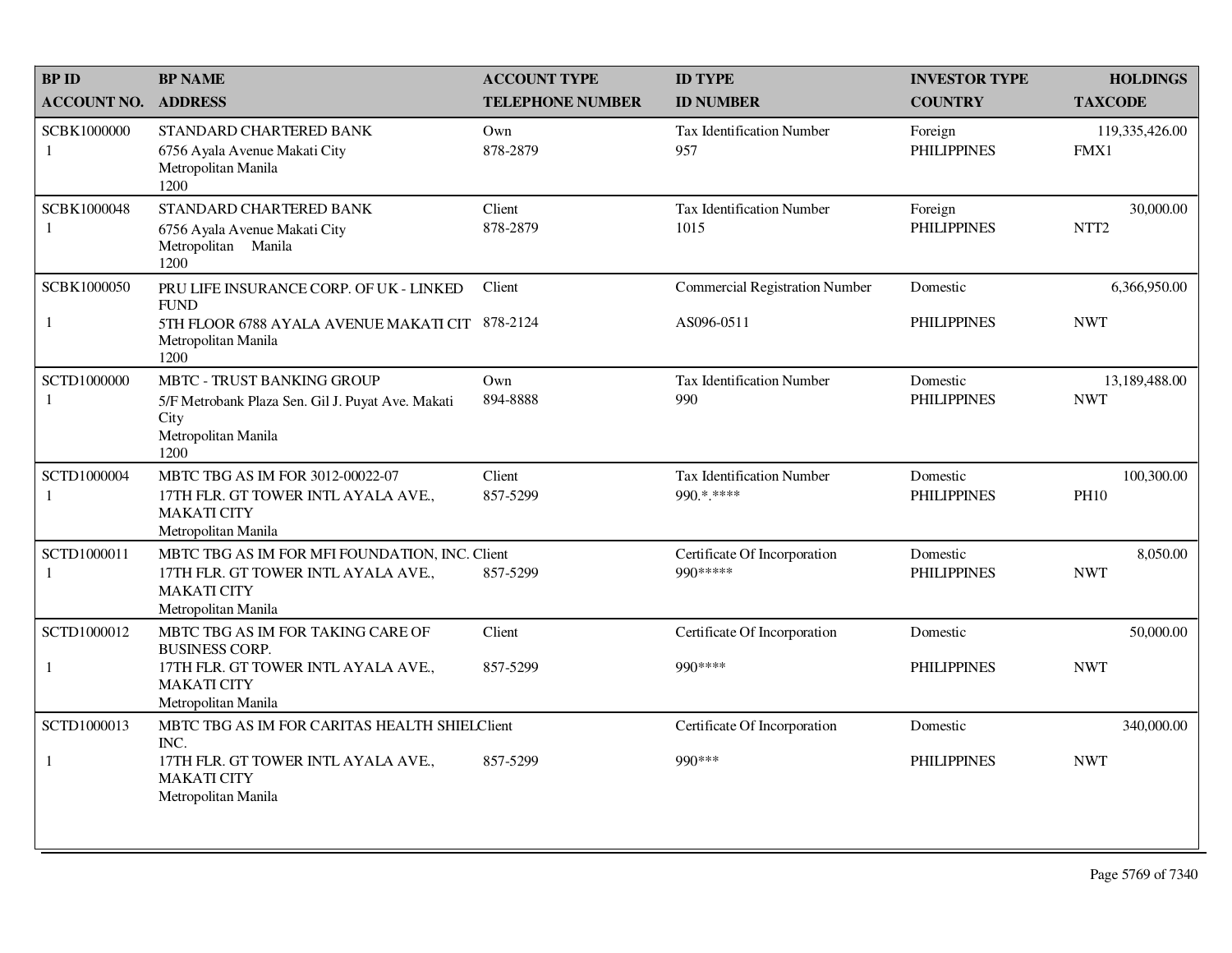| BP ID<br>ACCOUNT NO. | BP NAME<br>ADDRESS | ACCOUNT TYPE<br>TELEPHONE NUMBER | ID TYPE<br>ID NUMBER | INVESTOR TYPE<br>COUNTRY | HOLDINGS<br>TAXCODE |
|---|---|---|---|---|---|
| SCBK1000000<br>1 | STANDARD CHARTERED BANK<br>6756 Ayala Avenue Makati City<br>Metropolitan Manila<br>1200 | Own<br>878-2879 | Tax Identification Number<br>957 | Foreign<br>PHILIPPINES | 119,335,426.00<br>FMX1 |
| SCBK1000048<br>1 | STANDARD CHARTERED BANK<br>6756 Ayala Avenue Makati City<br>Metropolitan Manila<br>1200 | Client<br>878-2879 | Tax Identification Number<br>1015 | Foreign<br>PHILIPPINES | 30,000.00<br>NTT2 |
| SCBK1000050<br>1 | PRU LIFE INSURANCE CORP. OF UK - LINKED FUND<br>5TH FLOOR 6788 AYALA AVENUE MAKATI CIT<br>Metropolitan Manila<br>1200 | Client<br>878-2124 | Commercial Registration Number<br>AS096-0511 | Domestic<br>PHILIPPINES | 6,366,950.00<br>NWT |
| SCTD1000000<br>1 | MBTC - TRUST BANKING GROUP<br>5/F Metrobank Plaza Sen. Gil J. Puyat Ave. Makati City<br>Metropolitan Manila<br>1200 | Own<br>894-8888 | Tax Identification Number<br>990 | Domestic<br>PHILIPPINES | 13,189,488.00<br>NWT |
| SCTD1000004<br>1 | MBTC TBG AS IM FOR 3012-00022-07<br>17TH FLR. GT TOWER INTL AYALA AVE., MAKATI CITY<br>Metropolitan Manila | Client<br>857-5299 | Tax Identification Number<br>990.*.**** | Domestic<br>PHILIPPINES | 100,300.00<br>PH10 |
| SCTD1000011<br>1 | MBTC TBG AS IM FOR MFI FOUNDATION, INC.<br>17TH FLR. GT TOWER INTL AYALA AVE., MAKATI CITY<br>Metropolitan Manila | Client<br>857-5299 | Certificate Of Incorporation<br>990***** | Domestic<br>PHILIPPINES | 8,050.00<br>NWT |
| SCTD1000012<br>1 | MBTC TBG AS IM FOR TAKING CARE OF BUSINESS CORP.<br>17TH FLR. GT TOWER INTL AYALA AVE., MAKATI CITY<br>Metropolitan Manila | Client<br>857-5299 | Certificate Of Incorporation<br>990**** | Domestic<br>PHILIPPINES | 50,000.00<br>NWT |
| SCTD1000013<br>1 | MBTC TBG AS IM FOR CARITAS HEALTH SHIEL INC.<br>17TH FLR. GT TOWER INTL AYALA AVE., MAKATI CITY<br>Metropolitan Manila | Client<br>857-5299 | Certificate Of Incorporation<br>990*** | Domestic<br>PHILIPPINES | 340,000.00<br>NWT |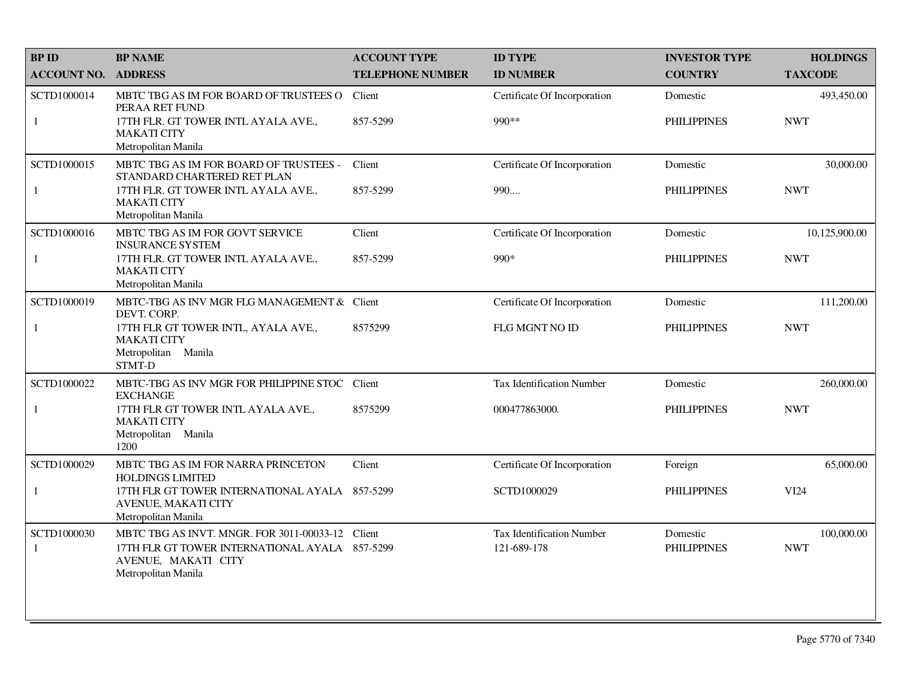| BP ID<br>ACCOUNT NO. | BP NAME<br>ADDRESS | ACCOUNT TYPE<br>TELEPHONE NUMBER | ID TYPE<br>ID NUMBER | INVESTOR TYPE<br>COUNTRY | HOLDINGS<br>TAXCODE |
|---|---|---|---|---|---|
| SCTD1000014<br>1 | MBTC TBG AS IM FOR BOARD OF TRUSTEES O PERAA RET FUND<br>17TH FLR. GT TOWER INTL AYALA AVE., MAKATI CITY<br>Metropolitan Manila | Client<br>857-5299 | Certificate Of Incorporation<br>990** | Domestic<br>PHILIPPINES | 493,450.00<br>NWT |
| SCTD1000015<br>1 | MBTC TBG AS IM FOR BOARD OF TRUSTEES - STANDARD CHARTERED RET PLAN<br>17TH FLR. GT TOWER INTL AYALA AVE., MAKATI CITY<br>Metropolitan Manila | Client<br>857-5299 | Certificate Of Incorporation<br>990.... | Domestic<br>PHILIPPINES | 30,000.00<br>NWT |
| SCTD1000016<br>1 | MBTC TBG AS IM FOR GOVT SERVICE INSURANCE SYSTEM<br>17TH FLR. GT TOWER INTL AYALA AVE., MAKATI CITY<br>Metropolitan Manila | Client<br>857-5299 | Certificate Of Incorporation<br>990* | Domestic<br>PHILIPPINES | 10,125,900.00<br>NWT |
| SCTD1000019<br>1 | MBTC-TBG AS INV MGR FLG MANAGEMENT & DEVT. CORP.<br>17TH FLR GT TOWER INTL, AYALA AVE., MAKATI CITY<br>Metropolitan Manila<br>STMT-D | Client<br>8575299 | Certificate Of Incorporation<br>FLG MGNT NO ID | Domestic<br>PHILIPPINES | 111,200.00<br>NWT |
| SCTD1000022<br>1 | MBTC-TBG AS INV MGR FOR PHILIPPINE STOC EXCHANGE<br>17TH FLR GT TOWER INTL AYALA AVE., MAKATI CITY<br>Metropolitan Manila<br>1200 | Client<br>8575299 | Tax Identification Number<br>000477863000. | Domestic<br>PHILIPPINES | 260,000.00<br>NWT |
| SCTD1000029<br>1 | MBTC TBG AS IM FOR NARRA PRINCETON HOLDINGS LIMITED<br>17TH FLR GT TOWER INTERNATIONAL AYALA AVENUE, MAKATI CITY<br>Metropolitan Manila | Client<br>857-5299 | Certificate Of Incorporation<br>SCTD1000029 | Foreign<br>PHILIPPINES | 65,000.00<br>VI24 |
| SCTD1000030<br>1 | MBTC TBG AS INVT. MNGR. FOR 3011-00033-12<br>17TH FLR GT TOWER INTERNATIONAL AYALA AVENUE, MAKATI CITY<br>Metropolitan Manila | Client<br>857-5299 | Tax Identification Number<br>121-689-178 | Domestic<br>PHILIPPINES | 100,000.00<br>NWT |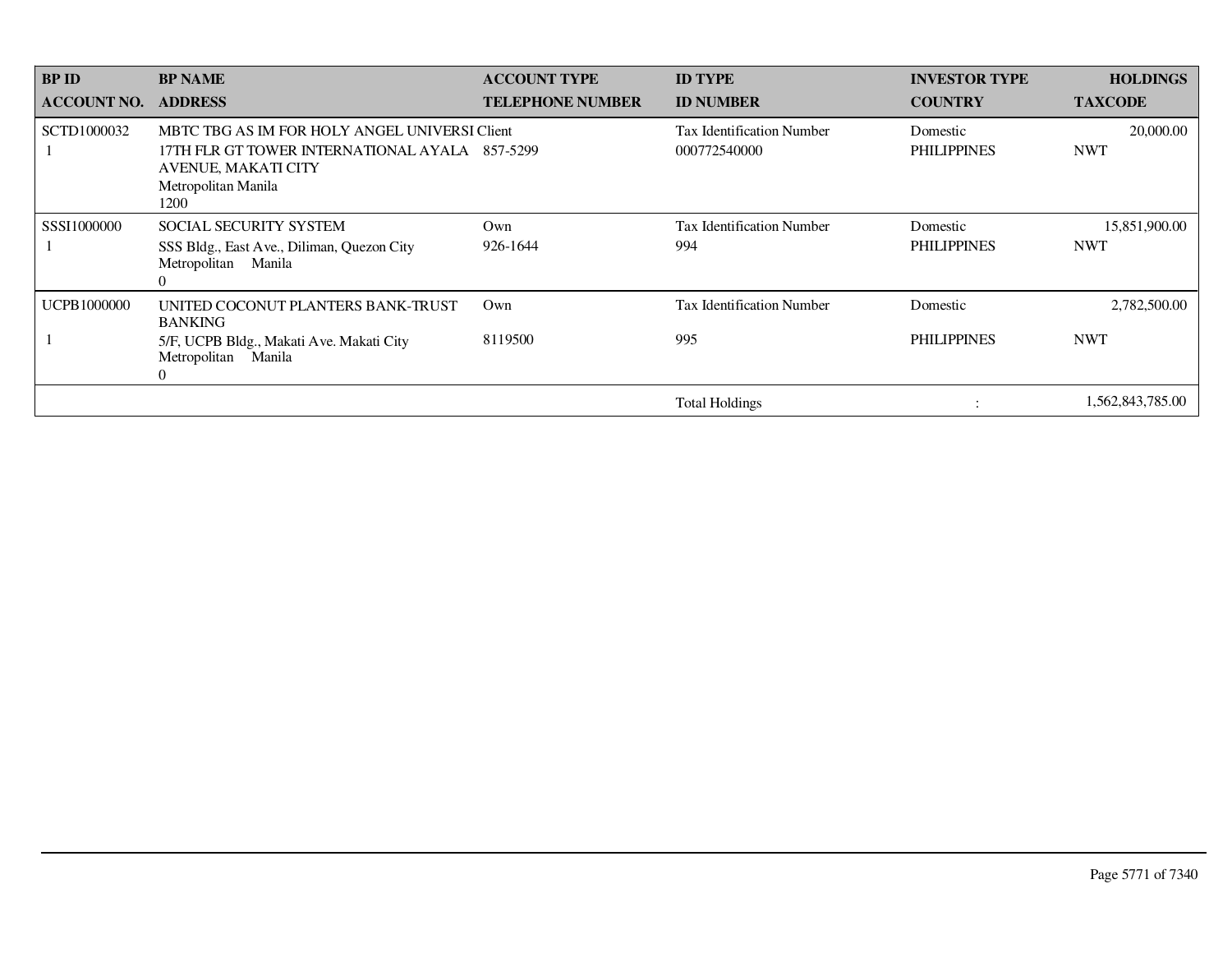| BP ID<br>ACCOUNT NO. | BP NAME<br>ADDRESS | ACCOUNT TYPE<br>TELEPHONE NUMBER | ID TYPE<br>ID NUMBER | INVESTOR TYPE<br>COUNTRY | HOLDINGS<br>TAXCODE |
|---|---|---|---|---|---|
| SCTD1000032<br>1 | MBTC TBG AS IM FOR HOLY ANGEL UNIVERSI<br>17TH FLR GT TOWER INTERNATIONAL AYALA AVENUE, MAKATI CITY<br>Metropolitan Manila<br>1200 | Client<br>857-5299 | Tax Identification Number<br>000772540000 | Domestic<br>PHILIPPINES | 20,000.00<br>NWT |
| SSSI1000000<br>1 | SOCIAL SECURITY SYSTEM<br>SSS Bldg., East Ave., Diliman, Quezon City<br>Metropolitan Manila<br>0 | Own<br>926-1644 | Tax Identification Number<br>994 | Domestic<br>PHILIPPINES | 15,851,900.00<br>NWT |
| UCPB1000000<br>1 | UNITED COCONUT PLANTERS BANK-TRUST BANKING<br>5/F, UCPB Bldg., Makati Ave. Makati City<br>Metropolitan Manila<br>0 | Own<br>8119500 | Tax Identification Number<br>995 | Domestic<br>PHILIPPINES | 2,782,500.00<br>NWT |
| | | | Total Holdings | : | 1,562,843,785.00 |